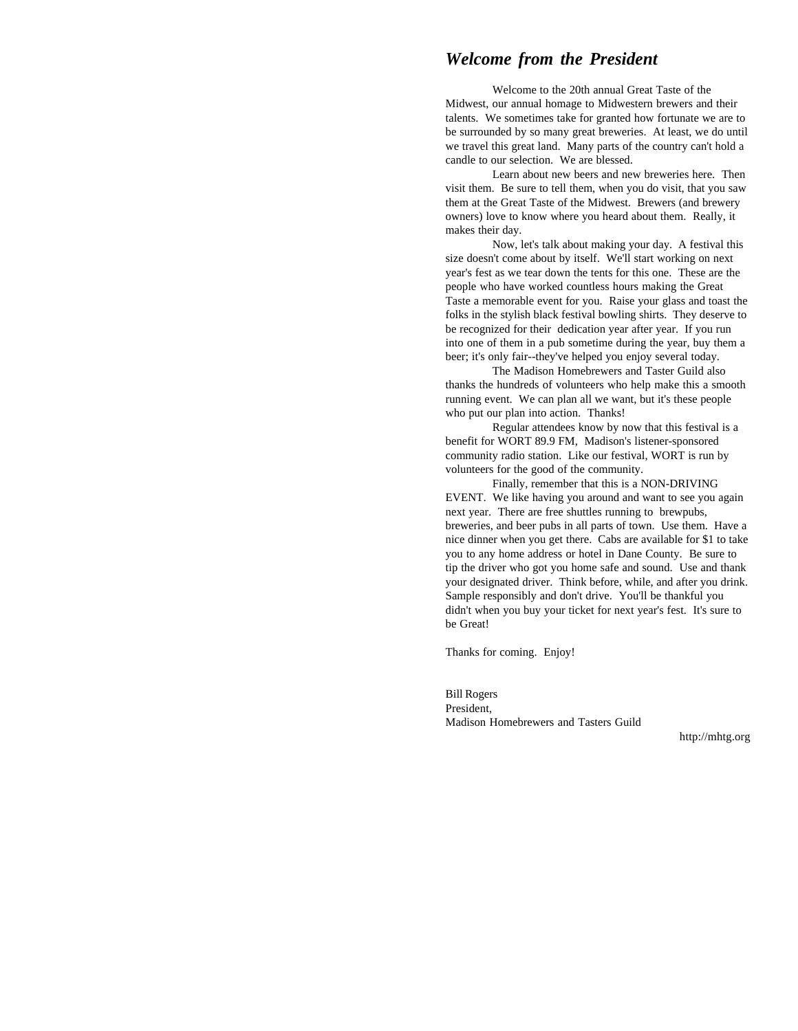## *Welcome from the President*

Welcome to the 20th annual Great Taste of the Midwest, our annual homage to Midwestern brewers and their talents. We sometimes take for granted how fortunate we are to be surrounded by so many great breweries. At least, we do until we travel this great land. Many parts of the country can't hold a candle to our selection. We are blessed.

Learn about new beers and new breweries here. Then visit them. Be sure to tell them, when you do visit, that you saw them at the Great Taste of the Midwest. Brewers (and brewery owners) love to know where you heard about them. Really, it makes their day.

Now, let's talk about making your day. A festival this size doesn't come about by itself. We'll start working on next year's fest as we tear down the tents for this one. These are the people who have worked countless hours making the Great Taste a memorable event for you. Raise your glass and toast the folks in the stylish black festival bowling shirts. They deserve to be recognized for their dedication year after year. If you run into one of them in a pub sometime during the year, buy them a beer; it's only fair--they've helped you enjoy several today.

The Madison Homebrewers and Taster Guild also thanks the hundreds of volunteers who help make this a smooth running event. We can plan all we want, but it's these people who put our plan into action. Thanks!

Regular attendees know by now that this festival is a benefit for WORT 89.9 FM, Madison's listener-sponsored community radio station. Like our festival, WORT is run by volunteers for the good of the community.

Finally, remember that this is a NON-DRIVING EVENT. We like having you around and want to see you again next year. There are free shuttles running to brewpubs, breweries, and beer pubs in all parts of town. Use them. Have a nice dinner when you get there. Cabs are available for $1 to take you to any home address or hotel in Dane County. Be sure to tip the driver who got you home safe and sound. Use and thank your designated driver. Think before, while, and after you drink. Sample responsibly and don't drive. You'll be thankful you didn't when you buy your ticket for next year's fest. It's sure to be Great!

Thanks for coming. Enjoy!

Bill Rogers
President,
Madison Homebrewers and Tasters Guild

http://mhtg.org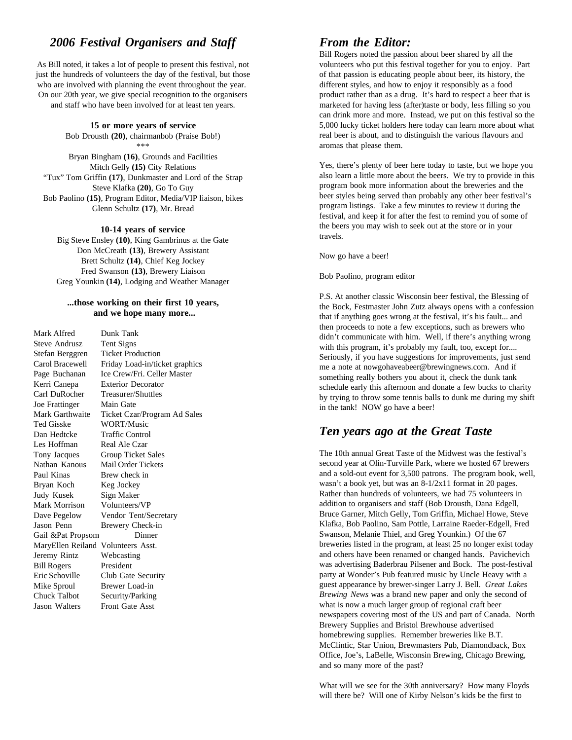## *2006 Festival Organisers and Staff*

As Bill noted, it takes a lot of people to present this festival, not just the hundreds of volunteers the day of the festival, but those who are involved with planning the event throughout the year. On our 20th year, we give special recognition to the organisers and staff who have been involved for at least ten years.

**15 or more years of service**

Bob Drousth **(20)**, chairmanbob (Praise Bob!)

\*\*\*

Bryan Bingham **(16)**, Grounds and Facilities
Mitch Gelly **(15)** City Relations
"Tux" Tom Griffin **(17)**, Dunkmaster and Lord of the Strap
Steve Klafka **(20)**, Go To Guy
Bob Paolino **(15)**, Program Editor, Media/VIP liaison, bikes
Glenn Schultz **(17)**, Mr. Bread

**10-14 years of service**

Big Steve Ensley **(10)**, King Gambrinus at the Gate
Don McCreath **(13)**, Brewery Assistant
Brett Schultz **(14)**, Chief Keg Jockey
Fred Swanson **(13)**, Brewery Liaison
Greg Younkin **(14)**, Lodging and Weather Manager

**...those working on their first 10 years, and we hope many more...**

| | |
|---|---|
| Mark Alfred | Dunk Tank |
| Steve Andrusz | Tent Signs |
| Stefan Berggren | Ticket Production |
| Carol Bracewell | Friday Load-in/ticket graphics |
| Page Buchanan | Ice Crew/Fri. Celler Master |
| Kerri Canepa | Exterior Decorator |
| Carl DuRocher | Treasurer/Shuttles |
| Joe Frattinger | Main Gate |
| Mark Garthwaite | Ticket Czar/Program Ad Sales |
| Ted Gisske | WORT/Music |
| Dan Hedtcke | Traffic Control |
| Les Hoffman | Real Ale Czar |
| Tony Jacques | Group Ticket Sales |
| Nathan Kanous | Mail Order Tickets |
| Paul Kinas | Brew check in |
| Bryan Koch | Keg Jockey |
| Judy Kusek | Sign Maker |
| Mark Morrison | Volunteers/VP |
| Dave Pegelow | Vendor Tent/Secretary |
| Jason Penn | Brewery Check-in |
| Gail &Pat Propsom | Dinner |
| MaryEllen Reiland | Volunteers Asst. |
| Jeremy Rintz | Webcasting |
| Bill Rogers | President |
| Eric Schoville | Club Gate Security |
| Mike Sproul | Brewer Load-in |
| Chuck Talbot | Security/Parking |
| Jason Walters | Front Gate Asst |

## *From the Editor:*

Bill Rogers noted the passion about beer shared by all the volunteers who put this festival together for you to enjoy. Part of that passion is educating people about beer, its history, the different styles, and how to enjoy it responsibly as a food product rather than as a drug. It's hard to respect a beer that is marketed for having less (after)taste or body, less filling so you can drink more and more. Instead, we put on this festival so the 5,000 lucky ticket holders here today can learn more about what real beer is about, and to distinguish the various flavours and aromas that please them.

Yes, there's plenty of beer here today to taste, but we hope you also learn a little more about the beers. We try to provide in this program book more information about the breweries and the beer styles being served than probably any other beer festival's program listings. Take a few minutes to review it during the festival, and keep it for after the fest to remind you of some of the beers you may wish to seek out at the store or in your travels.

Now go have a beer!

Bob Paolino, program editor

P.S. At another classic Wisconsin beer festival, the Blessing of the Bock, Festmaster John Zutz always opens with a confession that if anything goes wrong at the festival, it's his fault... and then proceeds to note a few exceptions, such as brewers who didn't communicate with him. Well, if there's anything wrong with this program, it's probably my fault, too, except for.... Seriously, if you have suggestions for improvements, just send me a note at nowgohaveabeer@brewingnews.com. And if something really bothers you about it, check the dunk tank schedule early this afternoon and donate a few bucks to charity by trying to throw some tennis balls to dunk me during my shift in the tank! NOW go have a beer!

## *Ten years ago at the Great Taste*

The 10th annual Great Taste of the Midwest was the festival's second year at Olin-Turville Park, where we hosted 67 brewers and a sold-out event for 3,500 patrons. The program book, well, wasn't a book yet, but was an 8-1/2x11 format in 20 pages. Rather than hundreds of volunteers, we had 75 volunteers in addition to organisers and staff (Bob Drousth, Dana Edgell, Bruce Garner, Mitch Gelly, Tom Griffin, Michael Howe, Steve Klafka, Bob Paolino, Sam Pottle, Larraine Raeder-Edgell, Fred Swanson, Melanie Thiel, and Greg Younkin.) Of the 67 breweries listed in the program, at least 25 no longer exist today and others have been renamed or changed hands. Pavichevich was advertising Baderbrau Pilsener and Bock. The post-festival party at Wonder's Pub featured music by Uncle Heavy with a guest appearance by brewer-singer Larry J. Bell. *Great Lakes Brewing News* was a brand new paper and only the second of what is now a much larger group of regional craft beer newspapers covering most of the US and part of Canada. North Brewery Supplies and Bristol Brewhouse advertised homebrewing supplies. Remember breweries like B.T. McClintic, Star Union, Brewmasters Pub, Diamondback, Box Office, Joe's, LaBelle, Wisconsin Brewing, Chicago Brewing, and so many more of the past?

What will we see for the 30th anniversary? How many Floyds will there be? Will one of Kirby Nelson's kids be the first to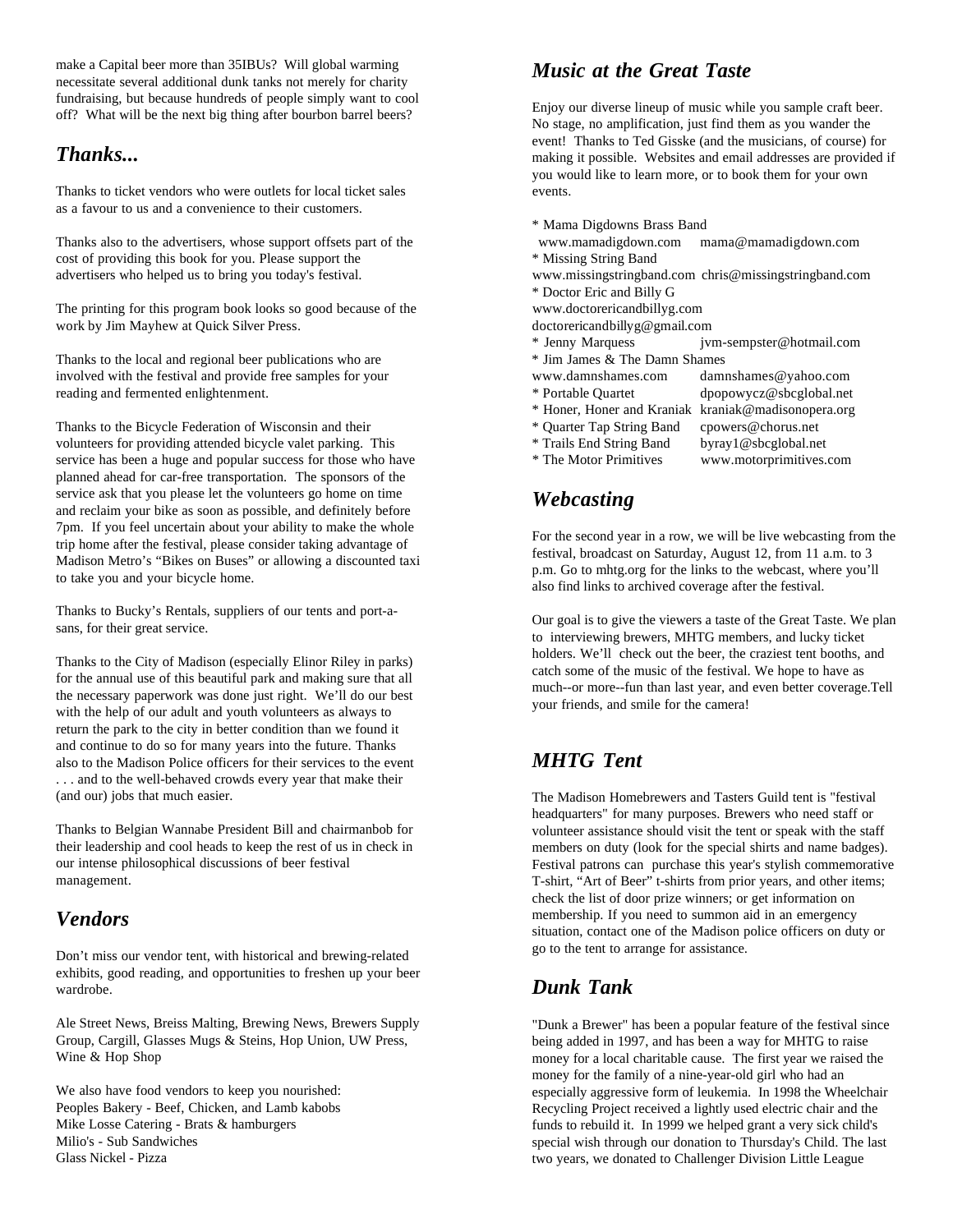make a Capital beer more than 35IBUs? Will global warming necessitate several additional dunk tanks not merely for charity fundraising, but because hundreds of people simply want to cool off? What will be the next big thing after bourbon barrel beers?

## *Thanks...*

Thanks to ticket vendors who were outlets for local ticket sales as a favour to us and a convenience to their customers.

Thanks also to the advertisers, whose support offsets part of the cost of providing this book for you. Please support the advertisers who helped us to bring you today's festival.

The printing for this program book looks so good because of the work by Jim Mayhew at Quick Silver Press.

Thanks to the local and regional beer publications who are involved with the festival and provide free samples for your reading and fermented enlightenment.

Thanks to the Bicycle Federation of Wisconsin and their volunteers for providing attended bicycle valet parking. This service has been a huge and popular success for those who have planned ahead for car-free transportation. The sponsors of the service ask that you please let the volunteers go home on time and reclaim your bike as soon as possible, and definitely before 7pm. If you feel uncertain about your ability to make the whole trip home after the festival, please consider taking advantage of Madison Metro's "Bikes on Buses" or allowing a discounted taxi to take you and your bicycle home.

Thanks to Bucky's Rentals, suppliers of our tents and port-a-sans, for their great service.

Thanks to the City of Madison (especially Elinor Riley in parks) for the annual use of this beautiful park and making sure that all the necessary paperwork was done just right. We'll do our best with the help of our adult and youth volunteers as always to return the park to the city in better condition than we found it and continue to do so for many years into the future. Thanks also to the Madison Police officers for their services to the event . . . and to the well-behaved crowds every year that make their (and our) jobs that much easier.

Thanks to Belgian Wannabe President Bill and chairmanbob for their leadership and cool heads to keep the rest of us in check in our intense philosophical discussions of beer festival management.

## *Vendors*

Don't miss our vendor tent, with historical and brewing-related exhibits, good reading, and opportunities to freshen up your beer wardrobe.

Ale Street News, Breiss Malting, Brewing News, Brewers Supply Group, Cargill, Glasses Mugs & Steins, Hop Union, UW Press, Wine & Hop Shop

We also have food vendors to keep you nourished:
Peoples Bakery - Beef, Chicken, and Lamb kabobs
Mike Losse Catering - Brats & hamburgers
Milio's - Sub Sandwiches
Glass Nickel - Pizza

## *Music at the Great Taste*

Enjoy our diverse lineup of music while you sample craft beer. No stage, no amplification, just find them as you wander the event! Thanks to Ted Gisske (and the musicians, of course) for making it possible. Websites and email addresses are provided if you would like to learn more, or to book them for your own events.

* Mama Digdowns Brass Band
  www.mamadigdown.com mama@mamadigdown.com
* Missing String Band
  www.missingstringband.com chris@missingstringband.com
* Doctor Eric and Billy G
  www.doctorericandbillyg.com
  doctorericandbillyg@gmail.com
* Jenny Marquess jvm-sempster@hotmail.com
* Jim James & The Damn Shames
  www.damnshames.com damnshames@yahoo.com
* Portable Quartet dpopowycz@sbcglobal.net
* Honer, Honer and Kraniak kraniak@madisonopera.org
* Quarter Tap String Band cpowers@chorus.net
* Trails End String Band byray1@sbcglobal.net
* The Motor Primitives www.motorprimitives.com

## *Webcasting*

For the second year in a row, we will be live webcasting from the festival, broadcast on Saturday, August 12, from 11 a.m. to 3 p.m. Go to mhtg.org for the links to the webcast, where you'll also find links to archived coverage after the festival.

Our goal is to give the viewers a taste of the Great Taste. We plan to interviewing brewers, MHTG members, and lucky ticket holders. We'll check out the beer, the craziest tent booths, and catch some of the music of the festival. We hope to have as much--or more--fun than last year, and even better coverage.Tell your friends, and smile for the camera!

## *MHTG Tent*

The Madison Homebrewers and Tasters Guild tent is "festival headquarters" for many purposes. Brewers who need staff or volunteer assistance should visit the tent or speak with the staff members on duty (look for the special shirts and name badges). Festival patrons can purchase this year's stylish commemorative T-shirt, "Art of Beer" t-shirts from prior years, and other items; check the list of door prize winners; or get information on membership. If you need to summon aid in an emergency situation, contact one of the Madison police officers on duty or go to the tent to arrange for assistance.

## *Dunk Tank*

"Dunk a Brewer" has been a popular feature of the festival since being added in 1997, and has been a way for MHTG to raise money for a local charitable cause. The first year we raised the money for the family of a nine-year-old girl who had an especially aggressive form of leukemia. In 1998 the Wheelchair Recycling Project received a lightly used electric chair and the funds to rebuild it. In 1999 we helped grant a very sick child's special wish through our donation to Thursday's Child. The last two years, we donated to Challenger Division Little League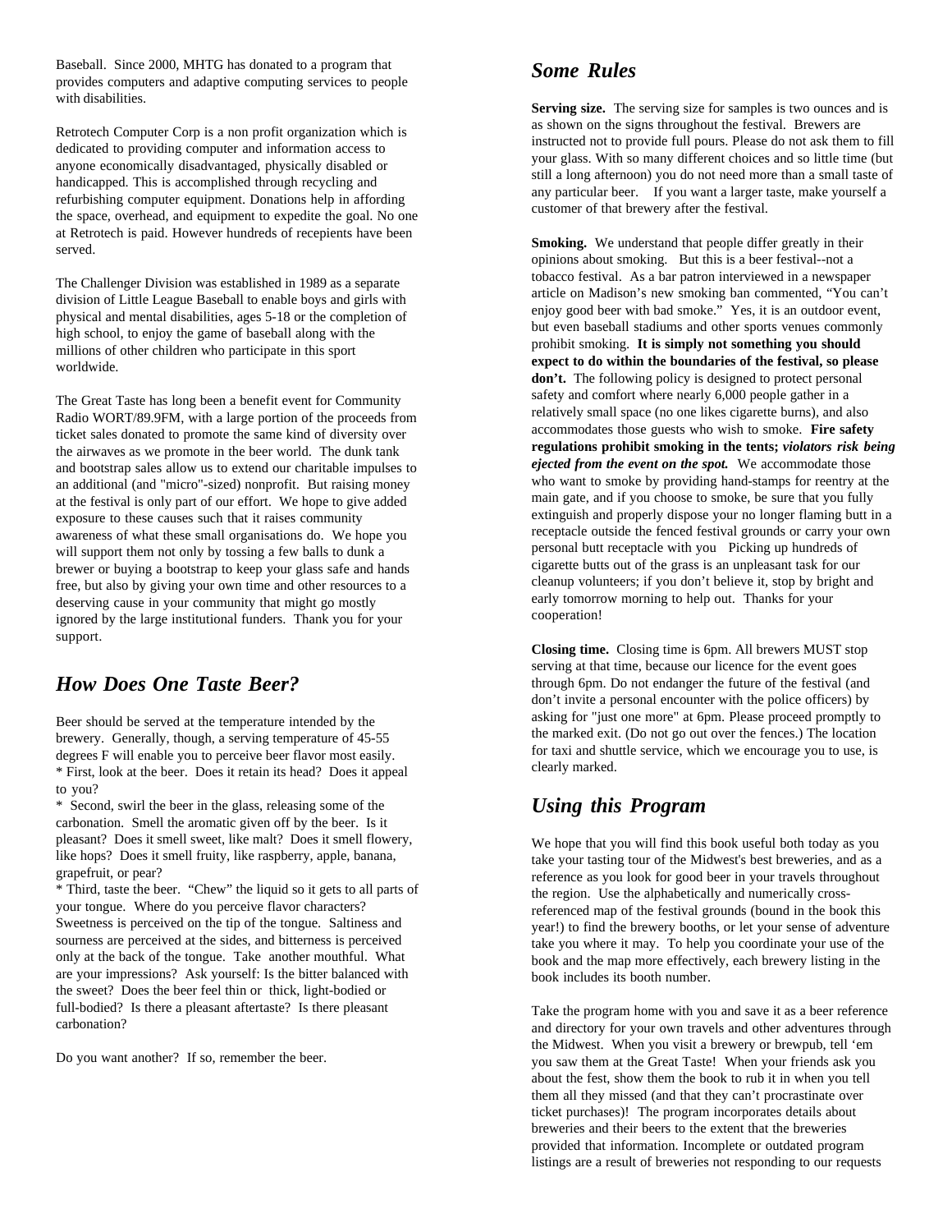Baseball. Since 2000, MHTG has donated to a program that provides computers and adaptive computing services to people with disabilities.

Retrotech Computer Corp is a non profit organization which is dedicated to providing computer and information access to anyone economically disadvantaged, physically disabled or handicapped. This is accomplished through recycling and refurbishing computer equipment. Donations help in affording the space, overhead, and equipment to expedite the goal. No one at Retrotech is paid. However hundreds of recepients have been served.

The Challenger Division was established in 1989 as a separate division of Little League Baseball to enable boys and girls with physical and mental disabilities, ages 5-18 or the completion of high school, to enjoy the game of baseball along with the millions of other children who participate in this sport worldwide.

The Great Taste has long been a benefit event for Community Radio WORT/89.9FM, with a large portion of the proceeds from ticket sales donated to promote the same kind of diversity over the airwaves as we promote in the beer world. The dunk tank and bootstrap sales allow us to extend our charitable impulses to an additional (and "micro"-sized) nonprofit. But raising money at the festival is only part of our effort. We hope to give added exposure to these causes such that it raises community awareness of what these small organisations do. We hope you will support them not only by tossing a few balls to dunk a brewer or buying a bootstrap to keep your glass safe and hands free, but also by giving your own time and other resources to a deserving cause in your community that might go mostly ignored by the large institutional funders. Thank you for your support.

## *How Does One Taste Beer?*

Beer should be served at the temperature intended by the brewery. Generally, though, a serving temperature of 45-55 degrees F will enable you to perceive beer flavor most easily.

* First, look at the beer. Does it retain its head? Does it appeal to you?
* Second, swirl the beer in the glass, releasing some of the carbonation. Smell the aromatic given off by the beer. Is it pleasant? Does it smell sweet, like malt? Does it smell flowery, like hops? Does it smell fruity, like raspberry, apple, banana, grapefruit, or pear?
* Third, taste the beer. "Chew" the liquid so it gets to all parts of your tongue. Where do you perceive flavor characters? Sweetness is perceived on the tip of the tongue. Saltiness and sourness are perceived at the sides, and bitterness is perceived only at the back of the tongue. Take another mouthful. What are your impressions? Ask yourself: Is the bitter balanced with the sweet? Does the beer feel thin or thick, light-bodied or full-bodied? Is there a pleasant aftertaste? Is there pleasant carbonation?

Do you want another? If so, remember the beer.

## *Some Rules*

**Serving size.** The serving size for samples is two ounces and is as shown on the signs throughout the festival. Brewers are instructed not to provide full pours. Please do not ask them to fill your glass. With so many different choices and so little time (but still a long afternoon) you do not need more than a small taste of any particular beer. If you want a larger taste, make yourself a customer of that brewery after the festival.

**Smoking.** We understand that people differ greatly in their opinions about smoking. But this is a beer festival--not a tobacco festival. As a bar patron interviewed in a newspaper article on Madison's new smoking ban commented, "You can't enjoy good beer with bad smoke." Yes, it is an outdoor event, but even baseball stadiums and other sports venues commonly prohibit smoking. **It is simply not something you should expect to do within the boundaries of the festival, so please don't.** The following policy is designed to protect personal safety and comfort where nearly 6,000 people gather in a relatively small space (no one likes cigarette burns), and also accommodates those guests who wish to smoke. **Fire safety regulations prohibit smoking in the tents; *violators risk being ejected from the event on the spot.*** We accommodate those who want to smoke by providing hand-stamps for reentry at the main gate, and if you choose to smoke, be sure that you fully extinguish and properly dispose your no longer flaming butt in a receptacle outside the fenced festival grounds or carry your own personal butt receptacle with you Picking up hundreds of cigarette butts out of the grass is an unpleasant task for our cleanup volunteers; if you don't believe it, stop by bright and early tomorrow morning to help out. Thanks for your cooperation!

**Closing time.** Closing time is 6pm. All brewers MUST stop serving at that time, because our licence for the event goes through 6pm. Do not endanger the future of the festival (and don't invite a personal encounter with the police officers) by asking for "just one more" at 6pm. Please proceed promptly to the marked exit. (Do not go out over the fences.) The location for taxi and shuttle service, which we encourage you to use, is clearly marked.

## *Using this Program*

We hope that you will find this book useful both today as you take your tasting tour of the Midwest's best breweries, and as a reference as you look for good beer in your travels throughout the region. Use the alphabetically and numerically cross-referenced map of the festival grounds (bound in the book this year!) to find the brewery booths, or let your sense of adventure take you where it may. To help you coordinate your use of the book and the map more effectively, each brewery listing in the book includes its booth number.

Take the program home with you and save it as a beer reference and directory for your own travels and other adventures through the Midwest. When you visit a brewery or brewpub, tell 'em you saw them at the Great Taste! When your friends ask you about the fest, show them the book to rub it in when you tell them all they missed (and that they can't procrastinate over ticket purchases)! The program incorporates details about breweries and their beers to the extent that the breweries provided that information. Incomplete or outdated program listings are a result of breweries not responding to our requests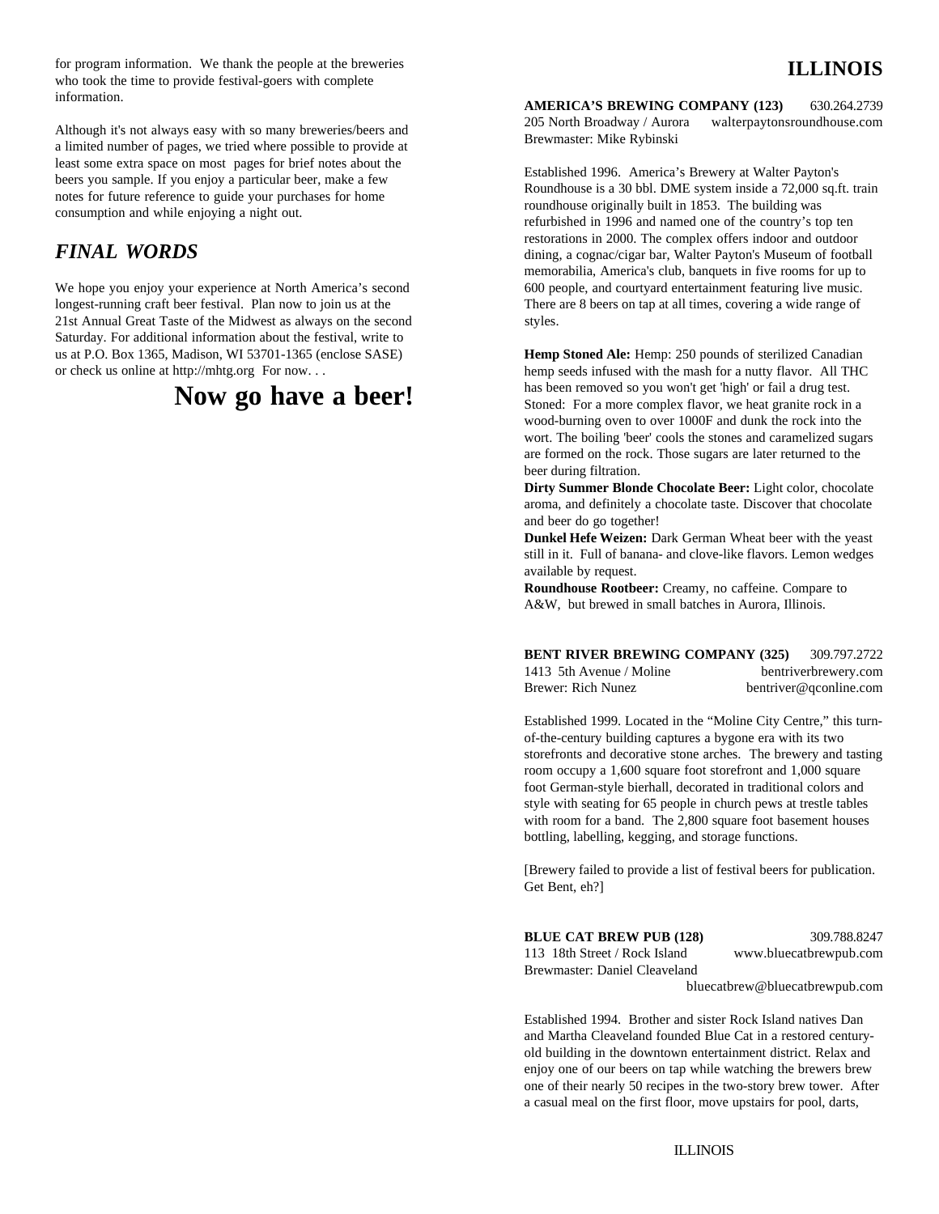for program information. We thank the people at the breweries who took the time to provide festival-goers with complete information.

Although it's not always easy with so many breweries/beers and a limited number of pages, we tried where possible to provide at least some extra space on most pages for brief notes about the beers you sample. If you enjoy a particular beer, make a few notes for future reference to guide your purchases for home consumption and while enjoying a night out.

## *FINAL WORDS*

We hope you enjoy your experience at North America's second longest-running craft beer festival. Plan now to join us at the 21st Annual Great Taste of the Midwest as always on the second Saturday. For additional information about the festival, write to us at P.O. Box 1365, Madison, WI 53701-1365 (enclose SASE) or check us online at http://mhtg.org For now. . .

**Now go have a beer!**

# ILLINOIS

**AMERICA'S BREWING COMPANY (123)** 630.264.2739
205 North Broadway / Aurora walterpaytonsroundhouse.com
Brewmaster: Mike Rybinski

Established 1996. America's Brewery at Walter Payton's Roundhouse is a 30 bbl. DME system inside a 72,000 sq.ft. train roundhouse originally built in 1853. The building was refurbished in 1996 and named one of the country's top ten restorations in 2000. The complex offers indoor and outdoor dining, a cognac/cigar bar, Walter Payton's Museum of football memorabilia, America's club, banquets in five rooms for up to 600 people, and courtyard entertainment featuring live music. There are 8 beers on tap at all times, covering a wide range of styles.

**Hemp Stoned Ale:** Hemp: 250 pounds of sterilized Canadian hemp seeds infused with the mash for a nutty flavor. All THC has been removed so you won't get 'high' or fail a drug test. Stoned: For a more complex flavor, we heat granite rock in a wood-burning oven to over 1000F and dunk the rock into the wort. The boiling 'beer' cools the stones and caramelized sugars are formed on the rock. Those sugars are later returned to the beer during filtration.
**Dirty Summer Blonde Chocolate Beer:** Light color, chocolate aroma, and definitely a chocolate taste. Discover that chocolate and beer do go together!
**Dunkel Hefe Weizen:** Dark German Wheat beer with the yeast still in it. Full of banana- and clove-like flavors. Lemon wedges available by request.
**Roundhouse Rootbeer:** Creamy, no caffeine. Compare to A&W, but brewed in small batches in Aurora, Illinois.

**BENT RIVER BREWING COMPANY (325)** 309.797.2722
1413 5th Avenue / Moline bentriverbrewery.com
Brewer: Rich Nunez bentriver@qconline.com

Established 1999. Located in the "Moline City Centre," this turn-of-the-century building captures a bygone era with its two storefronts and decorative stone arches. The brewery and tasting room occupy a 1,600 square foot storefront and 1,000 square foot German-style bierhall, decorated in traditional colors and style with seating for 65 people in church pews at trestle tables with room for a band. The 2,800 square foot basement houses bottling, labelling, kegging, and storage functions.

[Brewery failed to provide a list of festival beers for publication. Get Bent, eh?]

**BLUE CAT BREW PUB (128)** 309.788.8247
113 18th Street / Rock Island www.bluecatbrewpub.com
Brewmaster: Daniel Cleaveland
bluecatbrew@bluecatbrewpub.com

Established 1994. Brother and sister Rock Island natives Dan and Martha Cleaveland founded Blue Cat in a restored century-old building in the downtown entertainment district. Relax and enjoy one of our beers on tap while watching the brewers brew one of their nearly 50 recipes in the two-story brew tower. After a casual meal on the first floor, move upstairs for pool, darts,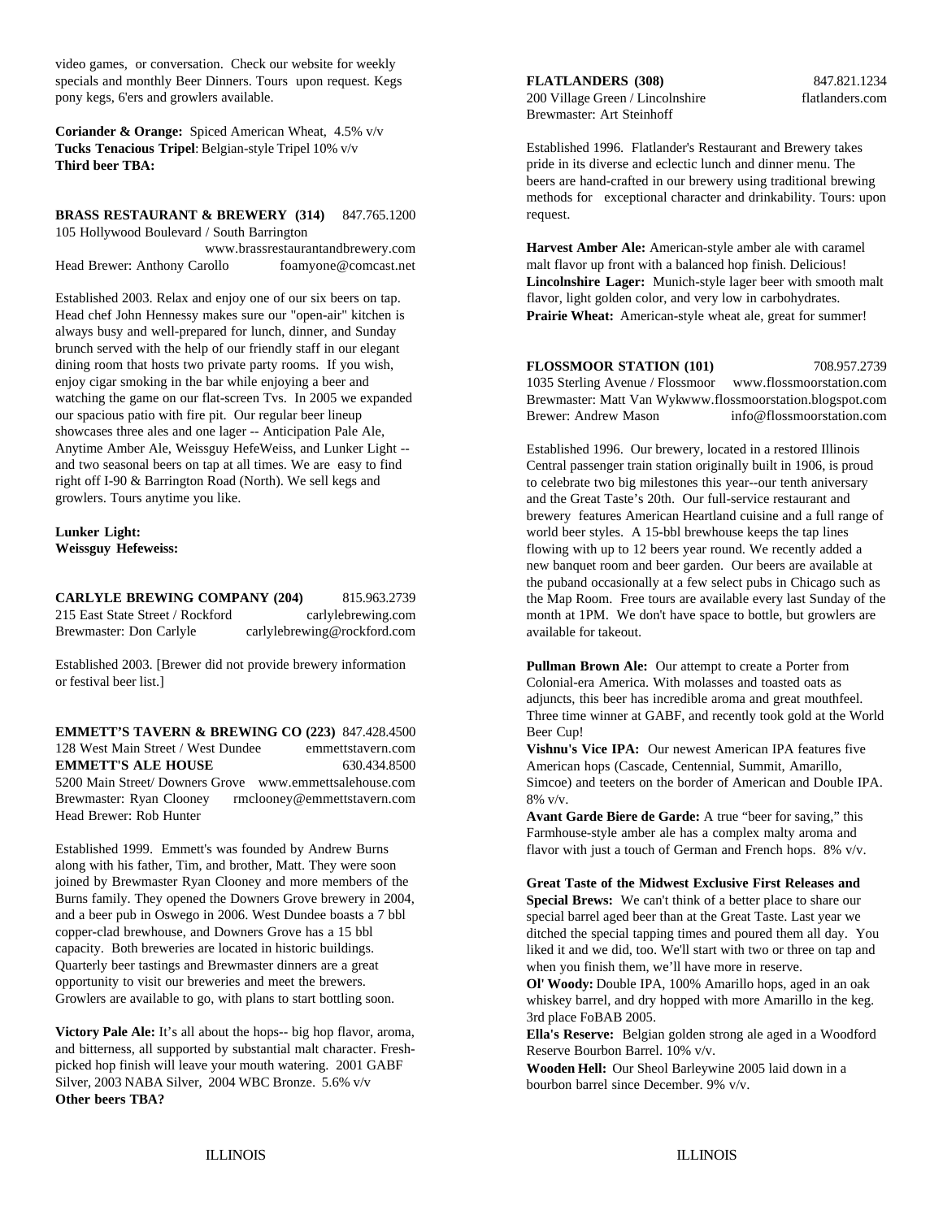video games, or conversation. Check our website for weekly specials and monthly Beer Dinners. Tours upon request. Kegs pony kegs, 6'ers and growlers available.

**Coriander & Orange:** Spiced American Wheat, 4.5% v/v
**Tucks Tenacious Tripel**: Belgian-style Tripel 10% v/v
**Third beer TBA:**

**BRASS RESTAURANT & BREWERY (314)** 847.765.1200
105 Hollywood Boulevard / South Barrington
www.brassrestaurantandbrewery.com
Head Brewer: Anthony Carollo foamyone@comcast.net

Established 2003. Relax and enjoy one of our six beers on tap. Head chef John Hennessy makes sure our "open-air" kitchen is always busy and well-prepared for lunch, dinner, and Sunday brunch served with the help of our friendly staff in our elegant dining room that hosts two private party rooms. If you wish, enjoy cigar smoking in the bar while enjoying a beer and watching the game on our flat-screen Tvs. In 2005 we expanded our spacious patio with fire pit. Our regular beer lineup showcases three ales and one lager -- Anticipation Pale Ale, Anytime Amber Ale, Weissguy HefeWeiss, and Lunker Light -- and two seasonal beers on tap at all times. We are easy to find right off I-90 & Barrington Road (North). We sell kegs and growlers. Tours anytime you like.

**Lunker Light:**
**Weissguy Hefeweiss:**

**CARLYLE BREWING COMPANY (204)** 815.963.2739
215 East State Street / Rockford carlylebrewing.com
Brewmaster: Don Carlyle carlylebrewing@rockford.com

Established 2003. [Brewer did not provide brewery information or festival beer list.]

**EMMETT'S TAVERN & BREWING CO (223)** 847.428.4500
128 West Main Street / West Dundee emmettstavern.com
**EMMETT'S ALE HOUSE** 630.434.8500
5200 Main Street/ Downers Grove www.emmettsalehouse.com
Brewmaster: Ryan Clooney rmclooney@emmettstavern.com
Head Brewer: Rob Hunter

Established 1999. Emmett's was founded by Andrew Burns along with his father, Tim, and brother, Matt. They were soon joined by Brewmaster Ryan Clooney and more members of the Burns family. They opened the Downers Grove brewery in 2004, and a beer pub in Oswego in 2006. West Dundee boasts a 7 bbl copper-clad brewhouse, and Downers Grove has a 15 bbl capacity. Both breweries are located in historic buildings. Quarterly beer tastings and Brewmaster dinners are a great opportunity to visit our breweries and meet the brewers. Growlers are available to go, with plans to start bottling soon.

**Victory Pale Ale:** It's all about the hops-- big hop flavor, aroma, and bitterness, all supported by substantial malt character. Fresh-picked hop finish will leave your mouth watering. 2001 GABF Silver, 2003 NABA Silver, 2004 WBC Bronze. 5.6% v/v
**Other beers TBA?**

**FLATLANDERS (308)** 847.821.1234
200 Village Green / Lincolnshire flatlanders.com
Brewmaster: Art Steinhoff

Established 1996. Flatlander's Restaurant and Brewery takes pride in its diverse and eclectic lunch and dinner menu. The beers are hand-crafted in our brewery using traditional brewing methods for exceptional character and drinkability. Tours: upon request.

**Harvest Amber Ale:** American-style amber ale with caramel malt flavor up front with a balanced hop finish. Delicious!
**Lincolnshire Lager:** Munich-style lager beer with smooth malt flavor, light golden color, and very low in carbohydrates.
**Prairie Wheat:** American-style wheat ale, great for summer!

**FLOSSMOOR STATION (101)** 708.957.2739
1035 Sterling Avenue / Flossmoor www.flossmoorstation.com
Brewmaster: Matt Van Wykwww.flossmoorstation.blogspot.com
Brewer: Andrew Mason info@flossmoorstation.com

Established 1996. Our brewery, located in a restored Illinois Central passenger train station originally built in 1906, is proud to celebrate two big milestones this year--our tenth aniversary and the Great Taste's 20th. Our full-service restaurant and brewery features American Heartland cuisine and a full range of world beer styles. A 15-bbl brewhouse keeps the tap lines flowing with up to 12 beers year round. We recently added a new banquet room and beer garden. Our beers are available at the puband occasionally at a few select pubs in Chicago such as the Map Room. Free tours are available every last Sunday of the month at 1PM. We don't have space to bottle, but growlers are available for takeout.

**Pullman Brown Ale:** Our attempt to create a Porter from Colonial-era America. With molasses and toasted oats as adjuncts, this beer has incredible aroma and great mouthfeel. Three time winner at GABF, and recently took gold at the World Beer Cup!
**Vishnu's Vice IPA:** Our newest American IPA features five American hops (Cascade, Centennial, Summit, Amarillo, Simcoe) and teeters on the border of American and Double IPA. 8% v/v.
**Avant Garde Biere de Garde:** A true "beer for saving," this Farmhouse-style amber ale has a complex malty aroma and flavor with just a touch of German and French hops. 8% v/v.

**Great Taste of the Midwest Exclusive First Releases and Special Brews:** We can't think of a better place to share our special barrel aged beer than at the Great Taste. Last year we ditched the special tapping times and poured them all day. You liked it and we did, too. We'll start with two or three on tap and when you finish them, we'll have more in reserve.
**Ol' Woody:** Double IPA, 100% Amarillo hops, aged in an oak whiskey barrel, and dry hopped with more Amarillo in the keg. 3rd place FoBAB 2005.
**Ella's Reserve:** Belgian golden strong ale aged in a Woodford Reserve Bourbon Barrel. 10% v/v.
**Wooden Hell:** Our Sheol Barleywine 2005 laid down in a bourbon barrel since December. 9% v/v.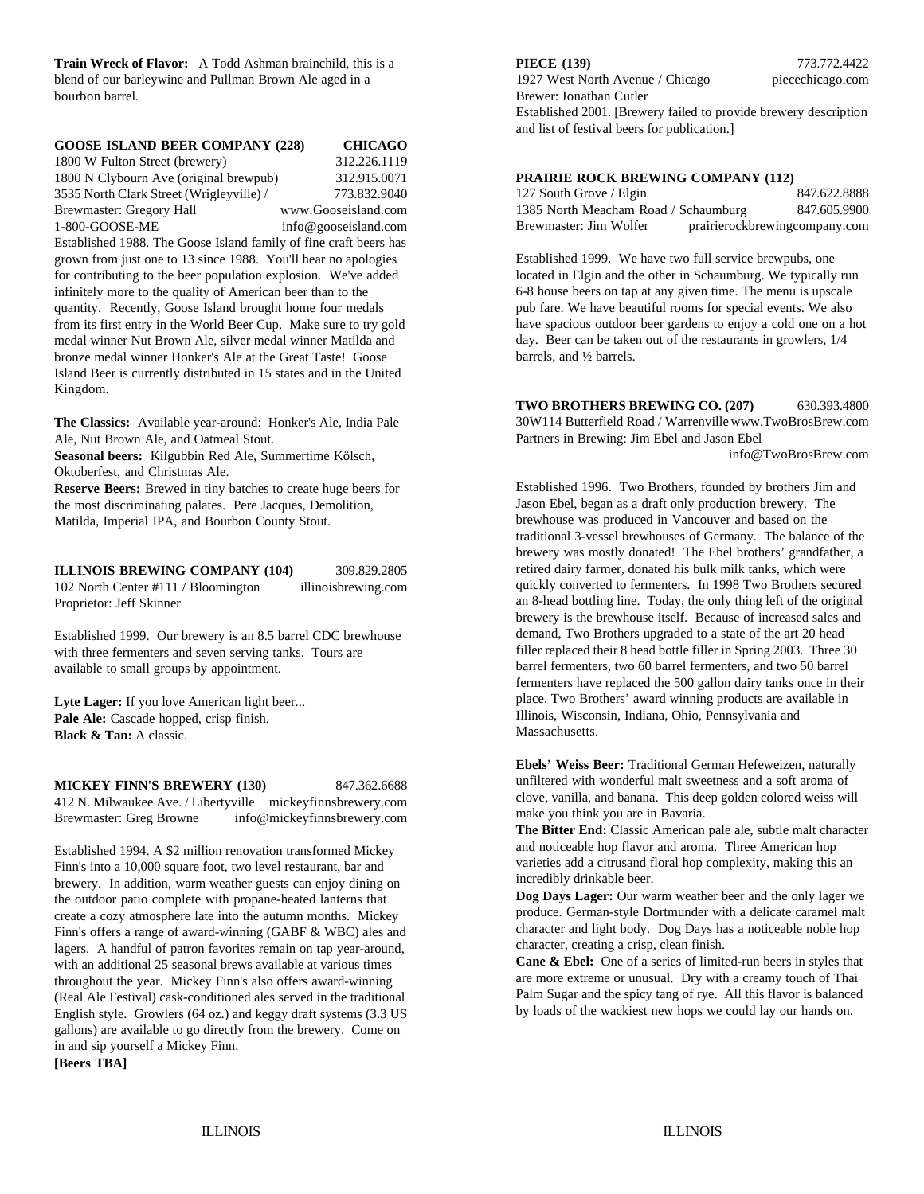**Train Wreck of Flavor:** A Todd Ashman brainchild, this is a blend of our barleywine and Pullman Brown Ale aged in a bourbon barrel.

**GOOSE ISLAND BEER COMPANY (228) CHICAGO**

1800 W Fulton Street (brewery) 312.226.1119
1800 N Clybourn Ave (original brewpub) 312.915.0071
3535 North Clark Street (Wrigleyville) / 773.832.9040
Brewmaster: Gregory Hall www.Gooseisland.com
1-800-GOOSE-ME info@gooseisland.com

Established 1988. The Goose Island family of fine craft beers has grown from just one to 13 since 1988. You'll hear no apologies for contributing to the beer population explosion. We've added infinitely more to the quality of American beer than to the quantity. Recently, Goose Island brought home four medals from its first entry in the World Beer Cup. Make sure to try gold medal winner Nut Brown Ale, silver medal winner Matilda and bronze medal winner Honker's Ale at the Great Taste! Goose Island Beer is currently distributed in 15 states and in the United Kingdom.

**The Classics:** Available year-around: Honker's Ale, India Pale Ale, Nut Brown Ale, and Oatmeal Stout.
**Seasonal beers:** Kilgubbin Red Ale, Summertime Kölsch, Oktoberfest, and Christmas Ale.
**Reserve Beers:** Brewed in tiny batches to create huge beers for the most discriminating palates. Pere Jacques, Demolition, Matilda, Imperial IPA, and Bourbon County Stout.

**ILLINOIS BREWING COMPANY (104)** 309.829.2805

102 North Center #111 / Bloomington illinoisbrewing.com
Proprietor: Jeff Skinner

Established 1999. Our brewery is an 8.5 barrel CDC brewhouse with three fermenters and seven serving tanks. Tours are available to small groups by appointment.

**Lyte Lager:** If you love American light beer...
**Pale Ale:** Cascade hopped, crisp finish.
**Black & Tan:** A classic.

**MICKEY FINN'S BREWERY (130)** 847.362.6688

412 N. Milwaukee Ave. / Libertyville mickeyfinnsbrewery.com
Brewmaster: Greg Browne info@mickeyfinnsbrewery.com

Established 1994. A $2 million renovation transformed Mickey Finn's into a 10,000 square foot, two level restaurant, bar and brewery. In addition, warm weather guests can enjoy dining on the outdoor patio complete with propane-heated lanterns that create a cozy atmosphere late into the autumn months. Mickey Finn's offers a range of award-winning (GABF & WBC) ales and lagers. A handful of patron favorites remain on tap year-around, with an additional 25 seasonal brews available at various times throughout the year. Mickey Finn's also offers award-winning (Real Ale Festival) cask-conditioned ales served in the traditional English style. Growlers (64 oz.) and keggy draft systems (3.3 US gallons) are available to go directly from the brewery. Come on in and sip yourself a Mickey Finn.
**[Beers TBA]**

**PIECE (139)** 773.772.4422

1927 West North Avenue / Chicago piecechicago.com
Brewer: Jonathan Cutler
Established 2001. [Brewery failed to provide brewery description and list of festival beers for publication.]

**PRAIRIE ROCK BREWING COMPANY (112)**

127 South Grove / Elgin 847.622.8888
1385 North Meacham Road / Schaumburg 847.605.9900
Brewmaster: Jim Wolfer prairierockbrewingcompany.com

Established 1999. We have two full service brewpubs, one located in Elgin and the other in Schaumburg. We typically run 6-8 house beers on tap at any given time. The menu is upscale pub fare. We have beautiful rooms for special events. We also have spacious outdoor beer gardens to enjoy a cold one on a hot day. Beer can be taken out of the restaurants in growlers, 1/4 barrels, and ½ barrels.

**TWO BROTHERS BREWING CO. (207)** 630.393.4800

30W114 Butterfield Road / Warrenville www.TwoBrosBrew.com
Partners in Brewing: Jim Ebel and Jason Ebel
info@TwoBrosBrew.com

Established 1996. Two Brothers, founded by brothers Jim and Jason Ebel, began as a draft only production brewery. The brewhouse was produced in Vancouver and based on the traditional 3-vessel brewhouses of Germany. The balance of the brewery was mostly donated! The Ebel brothers' grandfather, a retired dairy farmer, donated his bulk milk tanks, which were quickly converted to fermenters. In 1998 Two Brothers secured an 8-head bottling line. Today, the only thing left of the original brewery is the brewhouse itself. Because of increased sales and demand, Two Brothers upgraded to a state of the art 20 head filler replaced their 8 head bottle filler in Spring 2003. Three 30 barrel fermenters, two 60 barrel fermenters, and two 50 barrel fermenters have replaced the 500 gallon dairy tanks once in their place. Two Brothers' award winning products are available in Illinois, Wisconsin, Indiana, Ohio, Pennsylvania and Massachusetts.

**Ebels' Weiss Beer:** Traditional German Hefeweizen, naturally unfiltered with wonderful malt sweetness and a soft aroma of clove, vanilla, and banana. This deep golden colored weiss will make you think you are in Bavaria.
**The Bitter End:** Classic American pale ale, subtle malt character and noticeable hop flavor and aroma. Three American hop varieties add a citrusand floral hop complexity, making this an incredibly drinkable beer.
**Dog Days Lager:** Our warm weather beer and the only lager we produce. German-style Dortmunder with a delicate caramel malt character and light body. Dog Days has a noticeable noble hop character, creating a crisp, clean finish.
**Cane & Ebel:** One of a series of limited-run beers in styles that are more extreme or unusual. Dry with a creamy touch of Thai Palm Sugar and the spicy tang of rye. All this flavor is balanced by loads of the wackiest new hops we could lay our hands on.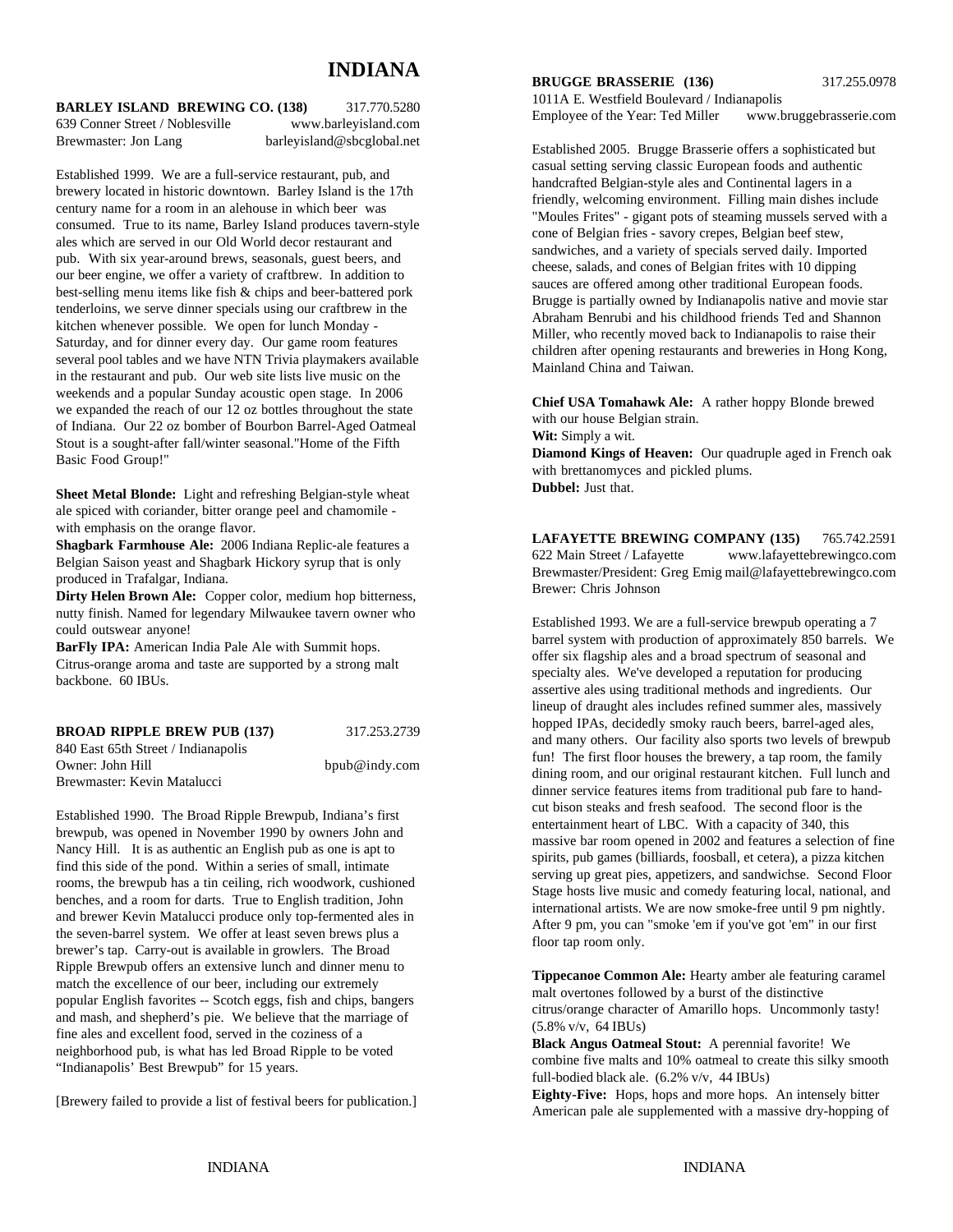# INDIANA

**BARLEY ISLAND BREWING CO. (138)** 317.770.5280
639 Conner Street / Noblesville www.barleyisland.com
Brewmaster: Jon Lang barleyisland@sbcglobal.net

Established 1999. We are a full-service restaurant, pub, and brewery located in historic downtown. Barley Island is the 17th century name for a room in an alehouse in which beer was consumed. True to its name, Barley Island produces tavern-style ales which are served in our Old World decor restaurant and pub. With six year-around brews, seasonals, guest beers, and our beer engine, we offer a variety of craftbrew. In addition to best-selling menu items like fish & chips and beer-battered pork tenderloins, we serve dinner specials using our craftbrew in the kitchen whenever possible. We open for lunch Monday - Saturday, and for dinner every day. Our game room features several pool tables and we have NTN Trivia playmakers available in the restaurant and pub. Our web site lists live music on the weekends and a popular Sunday acoustic open stage. In 2006 we expanded the reach of our 12 oz bottles throughout the state of Indiana. Our 22 oz bomber of Bourbon Barrel-Aged Oatmeal Stout is a sought-after fall/winter seasonal."Home of the Fifth Basic Food Group!"

**Sheet Metal Blonde:** Light and refreshing Belgian-style wheat ale spiced with coriander, bitter orange peel and chamomile - with emphasis on the orange flavor.
**Shagbark Farmhouse Ale:** 2006 Indiana Replic-ale features a Belgian Saison yeast and Shagbark Hickory syrup that is only produced in Trafalgar, Indiana.
**Dirty Helen Brown Ale:** Copper color, medium hop bitterness, nutty finish. Named for legendary Milwaukee tavern owner who could outswear anyone!
**BarFly IPA:** American India Pale Ale with Summit hops. Citrus-orange aroma and taste are supported by a strong malt backbone. 60 IBUs.

**BROAD RIPPLE BREW PUB (137)** 317.253.2739
840 East 65th Street / Indianapolis
Owner: John Hill bpub@indy.com
Brewmaster: Kevin Matalucci

Established 1990. The Broad Ripple Brewpub, Indiana's first brewpub, was opened in November 1990 by owners John and Nancy Hill. It is as authentic an English pub as one is apt to find this side of the pond. Within a series of small, intimate rooms, the brewpub has a tin ceiling, rich woodwork, cushioned benches, and a room for darts. True to English tradition, John and brewer Kevin Matalucci produce only top-fermented ales in the seven-barrel system. We offer at least seven brews plus a brewer's tap. Carry-out is available in growlers. The Broad Ripple Brewpub offers an extensive lunch and dinner menu to match the excellence of our beer, including our extremely popular English favorites -- Scotch eggs, fish and chips, bangers and mash, and shepherd's pie. We believe that the marriage of fine ales and excellent food, served in the coziness of a neighborhood pub, is what has led Broad Ripple to be voted "Indianapolis' Best Brewpub" for 15 years.

[Brewery failed to provide a list of festival beers for publication.]

**BRUGGE BRASSERIE (136)** 317.255.0978
1011A E. Westfield Boulevard / Indianapolis
Employee of the Year: Ted Miller www.bruggebrasserie.com

Established 2005. Brugge Brasserie offers a sophisticated but casual setting serving classic European foods and authentic handcrafted Belgian-style ales and Continental lagers in a friendly, welcoming environment. Filling main dishes include "Moules Frites" - gigant pots of steaming mussels served with a cone of Belgian fries - savory crepes, Belgian beef stew, sandwiches, and a variety of specials served daily. Imported cheese, salads, and cones of Belgian frites with 10 dipping sauces are offered among other traditional European foods. Brugge is partially owned by Indianapolis native and movie star Abraham Benrubi and his childhood friends Ted and Shannon Miller, who recently moved back to Indianapolis to raise their children after opening restaurants and breweries in Hong Kong, Mainland China and Taiwan.

**Chief USA Tomahawk Ale:** A rather hoppy Blonde brewed with our house Belgian strain.
**Wit:** Simply a wit.
**Diamond Kings of Heaven:** Our quadruple aged in French oak with brettanomyces and pickled plums.
**Dubbel:** Just that.

**LAFAYETTE BREWING COMPANY (135)** 765.742.2591
622 Main Street / Lafayette www.lafayettebrewingco.com
Brewmaster/President: Greg Emig mail@lafayettebrewingco.com
Brewer: Chris Johnson

Established 1993. We are a full-service brewpub operating a 7 barrel system with production of approximately 850 barrels. We offer six flagship ales and a broad spectrum of seasonal and specialty ales. We've developed a reputation for producing assertive ales using traditional methods and ingredients. Our lineup of draught ales includes refined summer ales, massively hopped IPAs, decidedly smoky rauch beers, barrel-aged ales, and many others. Our facility also sports two levels of brewpub fun! The first floor houses the brewery, a tap room, the family dining room, and our original restaurant kitchen. Full lunch and dinner service features items from traditional pub fare to hand-cut bison steaks and fresh seafood. The second floor is the entertainment heart of LBC. With a capacity of 340, this massive bar room opened in 2002 and features a selection of fine spirits, pub games (billiards, foosball, et cetera), a pizza kitchen serving up great pies, appetizers, and sandwichse. Second Floor Stage hosts live music and comedy featuring local, national, and international artists. We are now smoke-free until 9 pm nightly. After 9 pm, you can "smoke 'em if you've got 'em" in our first floor tap room only.

**Tippecanoe Common Ale:** Hearty amber ale featuring caramel malt overtones followed by a burst of the distinctive citrus/orange character of Amarillo hops. Uncommonly tasty! (5.8% v/v, 64 IBUs)
**Black Angus Oatmeal Stout:** A perennial favorite! We combine five malts and 10% oatmeal to create this silky smooth full-bodied black ale. (6.2% v/v, 44 IBUs)
**Eighty-Five:** Hops, hops and more hops. An intensely bitter American pale ale supplemented with a massive dry-hopping of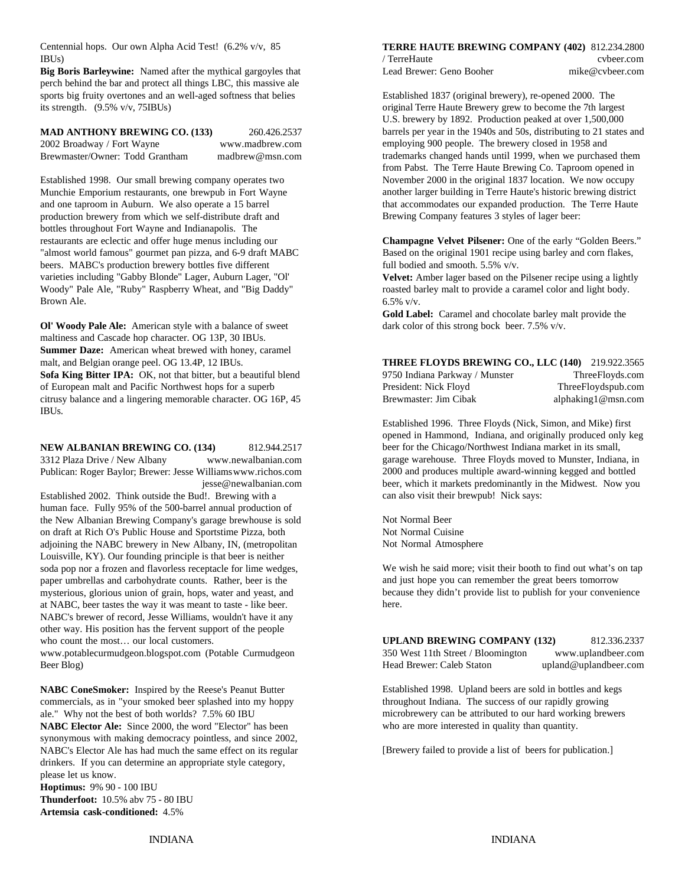Centennial hops. Our own Alpha Acid Test! (6.2% v/v, 85 IBUs)

**Big Boris Barleywine:** Named after the mythical gargoyles that perch behind the bar and protect all things LBC, this massive ale sports big fruity overtones and an well-aged softness that belies its strength. (9.5% v/v, 75IBUs)

**MAD ANTHONY BREWING CO. (133)** 260.426.2537
2002 Broadway / Fort Wayne www.madbrew.com
Brewmaster/Owner: Todd Grantham madbrew@msn.com

Established 1998. Our small brewing company operates two Munchie Emporium restaurants, one brewpub in Fort Wayne and one taproom in Auburn. We also operate a 15 barrel production brewery from which we self-distribute draft and bottles throughout Fort Wayne and Indianapolis. The restaurants are eclectic and offer huge menus including our "almost world famous" gourmet pan pizza, and 6-9 draft MABC beers. MABC's production brewery bottles five different varieties including "Gabby Blonde" Lager, Auburn Lager, "Ol' Woody" Pale Ale, "Ruby" Raspberry Wheat, and "Big Daddy" Brown Ale.

**Ol' Woody Pale Ale:** American style with a balance of sweet maltiness and Cascade hop character. OG 13P, 30 IBUs.
**Summer Daze:** American wheat brewed with honey, caramel malt, and Belgian orange peel. OG 13.4P, 12 IBUs.
**Sofa King Bitter IPA:** OK, not that bitter, but a beautiful blend of European malt and Pacific Northwest hops for a superb citrusy balance and a lingering memorable character. OG 16P, 45 IBUs.

**NEW ALBANIAN BREWING CO. (134)** 812.944.2517
3312 Plaza Drive / New Albany www.newalbanian.com
Publican: Roger Baylor; Brewer: Jesse Williams www.richos.com
jesse@newalbanian.com

Established 2002. Think outside the Bud!. Brewing with a human face. Fully 95% of the 500-barrel annual production of the New Albanian Brewing Company's garage brewhouse is sold on draft at Rich O's Public House and Sportstime Pizza, both adjoining the NABC brewery in New Albany, IN, (metropolitan Louisville, KY). Our founding principle is that beer is neither soda pop nor a frozen and flavorless receptacle for lime wedges, paper umbrellas and carbohydrate counts. Rather, beer is the mysterious, glorious union of grain, hops, water and yeast, and at NABC, beer tastes the way it was meant to taste - like beer. NABC's brewer of record, Jesse Williams, wouldn't have it any other way. His position has the fervent support of the people who count the most… our local customers.
www.potablecurmudgeon.blogspot.com (Potable Curmudgeon Beer Blog)

**NABC ConeSmoker:** Inspired by the Reese's Peanut Butter commercials, as in "your smoked beer splashed into my hoppy ale." Why not the best of both worlds? 7.5% 60 IBU
**NABC Elector Ale:** Since 2000, the word "Elector" has been synonymous with making democracy pointless, and since 2002, NABC's Elector Ale has had much the same effect on its regular drinkers. If you can determine an appropriate style category, please let us know.
**Hoptimus:** 9% 90 - 100 IBU
**Thunderfoot:** 10.5% abv 75 - 80 IBU
**Artemsia cask-conditioned:** 4.5%

**TERRE HAUTE BREWING COMPANY (402)** 812.234.2800
/ TerreHaute cvbeer.com
Lead Brewer: Geno Booher mike@cvbeer.com

Established 1837 (original brewery), re-opened 2000. The original Terre Haute Brewery grew to become the 7th largest U.S. brewery by 1892. Production peaked at over 1,500,000 barrels per year in the 1940s and 50s, distributing to 21 states and employing 900 people. The brewery closed in 1958 and trademarks changed hands until 1999, when we purchased them from Pabst. The Terre Haute Brewing Co. Taproom opened in November 2000 in the original 1837 location. We now occupy another larger building in Terre Haute's historic brewing district that accommodates our expanded production. The Terre Haute Brewing Company features 3 styles of lager beer:

**Champagne Velvet Pilsener:** One of the early "Golden Beers." Based on the original 1901 recipe using barley and corn flakes, full bodied and smooth. 5.5% v/v.
**Velvet:** Amber lager based on the Pilsener recipe using a lightly roasted barley malt to provide a caramel color and light body. 6.5% v/v.
**Gold Label:** Caramel and chocolate barley malt provide the dark color of this strong bock beer. 7.5% v/v.

**THREE FLOYDS BREWING CO., LLC (140)** 219.922.3565
9750 Indiana Parkway / Munster ThreeFloyds.com
President: Nick Floyd ThreeFloydspub.com
Brewmaster: Jim Cibak alphaking1@msn.com

Established 1996. Three Floyds (Nick, Simon, and Mike) first opened in Hammond, Indiana, and originally produced only keg beer for the Chicago/Northwest Indiana market in its small, garage warehouse. Three Floyds moved to Munster, Indiana, in 2000 and produces multiple award-winning kegged and bottled beer, which it markets predominantly in the Midwest. Now you can also visit their brewpub! Nick says:

Not Normal Beer
Not Normal Cuisine
Not Normal Atmosphere

We wish he said more; visit their booth to find out what's on tap and just hope you can remember the great beers tomorrow because they didn't provide list to publish for your convenience here.

**UPLAND BREWING COMPANY (132)** 812.336.2337
350 West 11th Street / Bloomington www.uplandbeer.com
Head Brewer: Caleb Staton upland@uplandbeer.com

Established 1998. Upland beers are sold in bottles and kegs throughout Indiana. The success of our rapidly growing microbrewery can be attributed to our hard working brewers who are more interested in quality than quantity.

[Brewery failed to provide a list of beers for publication.]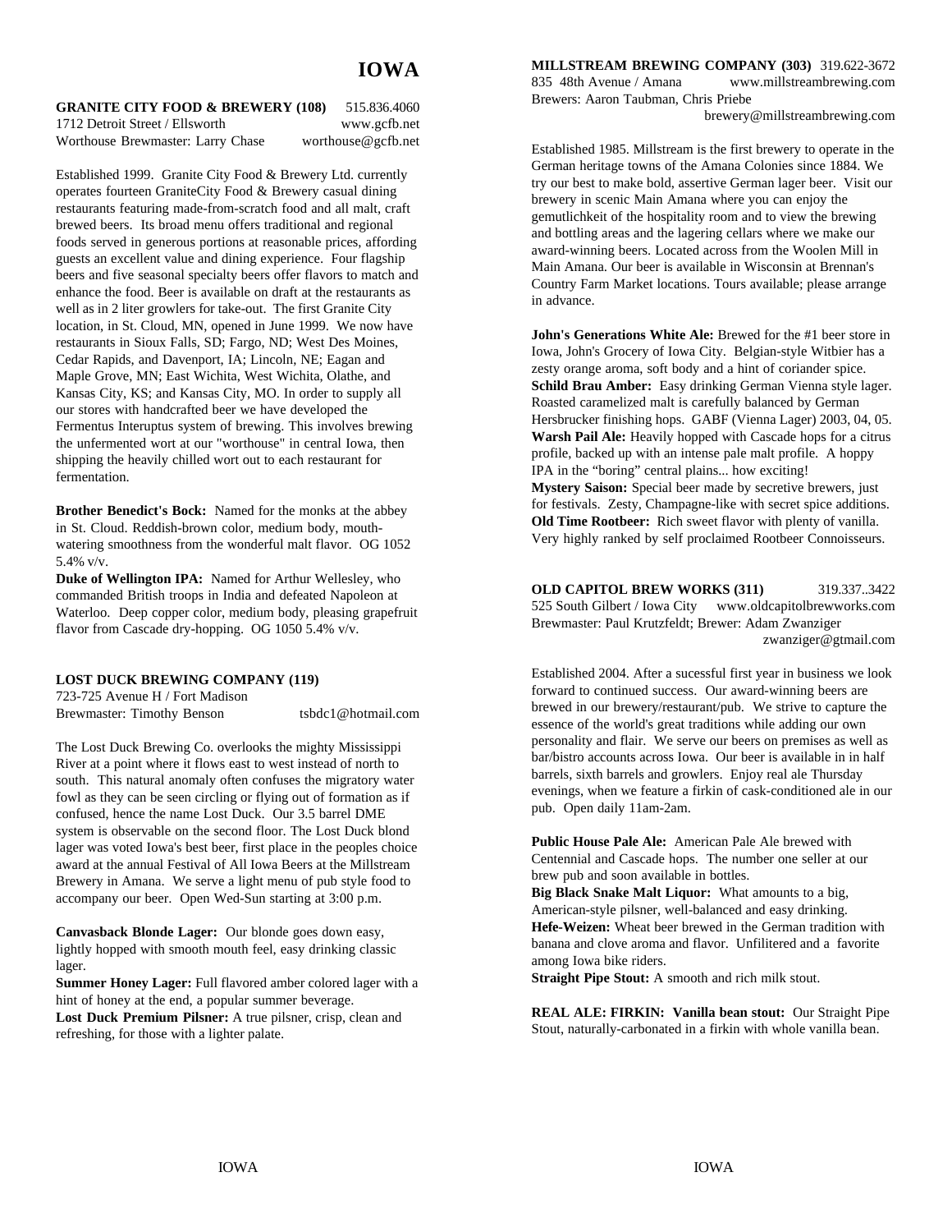# IOWA

**GRANITE CITY FOOD & BREWERY (108)** 515.836.4060
1712 Detroit Street / Ellsworth www.gcfb.net
Worthouse Brewmaster: Larry Chase worthouse@gcfb.net

Established 1999. Granite City Food & Brewery Ltd. currently operates fourteen GraniteCity Food & Brewery casual dining restaurants featuring made-from-scratch food and all malt, craft brewed beers. Its broad menu offers traditional and regional foods served in generous portions at reasonable prices, affording guests an excellent value and dining experience. Four flagship beers and five seasonal specialty beers offer flavors to match and enhance the food. Beer is available on draft at the restaurants as well as in 2 liter growlers for take-out. The first Granite City location, in St. Cloud, MN, opened in June 1999. We now have restaurants in Sioux Falls, SD; Fargo, ND; West Des Moines, Cedar Rapids, and Davenport, IA; Lincoln, NE; Eagan and Maple Grove, MN; East Wichita, West Wichita, Olathe, and Kansas City, KS; and Kansas City, MO. In order to supply all our stores with handcrafted beer we have developed the Fermentus Interuptus system of brewing. This involves brewing the unfermented wort at our "worthouse" in central Iowa, then shipping the heavily chilled wort out to each restaurant for fermentation.

**Brother Benedict's Bock:** Named for the monks at the abbey in St. Cloud. Reddish-brown color, medium body, mouth-watering smoothness from the wonderful malt flavor. OG 1052 5.4% v/v.
**Duke of Wellington IPA:** Named for Arthur Wellesley, who commanded British troops in India and defeated Napoleon at Waterloo. Deep copper color, medium body, pleasing grapefruit flavor from Cascade dry-hopping. OG 1050 5.4% v/v.

**LOST DUCK BREWING COMPANY (119)**
723-725 Avenue H / Fort Madison
Brewmaster: Timothy Benson tsbdc1@hotmail.com

The Lost Duck Brewing Co. overlooks the mighty Mississippi River at a point where it flows east to west instead of north to south. This natural anomaly often confuses the migratory water fowl as they can be seen circling or flying out of formation as if confused, hence the name Lost Duck. Our 3.5 barrel DME system is observable on the second floor. The Lost Duck blond lager was voted Iowa's best beer, first place in the peoples choice award at the annual Festival of All Iowa Beers at the Millstream Brewery in Amana. We serve a light menu of pub style food to accompany our beer. Open Wed-Sun starting at 3:00 p.m.

**Canvasback Blonde Lager:** Our blonde goes down easy, lightly hopped with smooth mouth feel, easy drinking classic lager.
**Summer Honey Lager:** Full flavored amber colored lager with a hint of honey at the end, a popular summer beverage.
**Lost Duck Premium Pilsner:** A true pilsner, crisp, clean and refreshing, for those with a lighter palate.

**MILLSTREAM BREWING COMPANY (303)** 319.622-3672
835 48th Avenue / Amana www.millstreambrewing.com
Brewers: Aaron Taubman, Chris Priebe
brewery@millstreambrewing.com

Established 1985. Millstream is the first brewery to operate in the German heritage towns of the Amana Colonies since 1884. We try our best to make bold, assertive German lager beer. Visit our brewery in scenic Main Amana where you can enjoy the gemutlichkeit of the hospitality room and to view the brewing and bottling areas and the lagering cellars where we make our award-winning beers. Located across from the Woolen Mill in Main Amana. Our beer is available in Wisconsin at Brennan's Country Farm Market locations. Tours available; please arrange in advance.

**John's Generations White Ale:** Brewed for the #1 beer store in Iowa, John's Grocery of Iowa City. Belgian-style Witbier has a zesty orange aroma, soft body and a hint of coriander spice.
**Schild Brau Amber:** Easy drinking German Vienna style lager. Roasted caramelized malt is carefully balanced by German Hersbrucker finishing hops. GABF (Vienna Lager) 2003, 04, 05.
**Warsh Pail Ale:** Heavily hopped with Cascade hops for a citrus profile, backed up with an intense pale malt profile. A hoppy IPA in the "boring" central plains... how exciting!
**Mystery Saison:** Special beer made by secretive brewers, just for festivals. Zesty, Champagne-like with secret spice additions.
**Old Time Rootbeer:** Rich sweet flavor with plenty of vanilla. Very highly ranked by self proclaimed Rootbeer Connoisseurs.

**OLD CAPITOL BREW WORKS (311)** 319.337..3422
525 South Gilbert / Iowa City www.oldcapitolbrewworks.com
Brewmaster: Paul Krutzfeldt; Brewer: Adam Zwanziger
zwanziger@gtmail.com

Established 2004. After a sucessful first year in business we look forward to continued success. Our award-winning beers are brewed in our brewery/restaurant/pub. We strive to capture the essence of the world's great traditions while adding our own personality and flair. We serve our beers on premises as well as bar/bistro accounts across Iowa. Our beer is available in in half barrels, sixth barrels and growlers. Enjoy real ale Thursday evenings, when we feature a firkin of cask-conditioned ale in our pub. Open daily 11am-2am.

**Public House Pale Ale:** American Pale Ale brewed with Centennial and Cascade hops. The number one seller at our brew pub and soon available in bottles.
**Big Black Snake Malt Liquor:** What amounts to a big, American-style pilsner, well-balanced and easy drinking.
**Hefe-Weizen:** Wheat beer brewed in the German tradition with banana and clove aroma and flavor. Unfilitered and a favorite among Iowa bike riders.
**Straight Pipe Stout:** A smooth and rich milk stout.

**REAL ALE: FIRKIN: Vanilla bean stout:** Our Straight Pipe Stout, naturally-carbonated in a firkin with whole vanilla bean.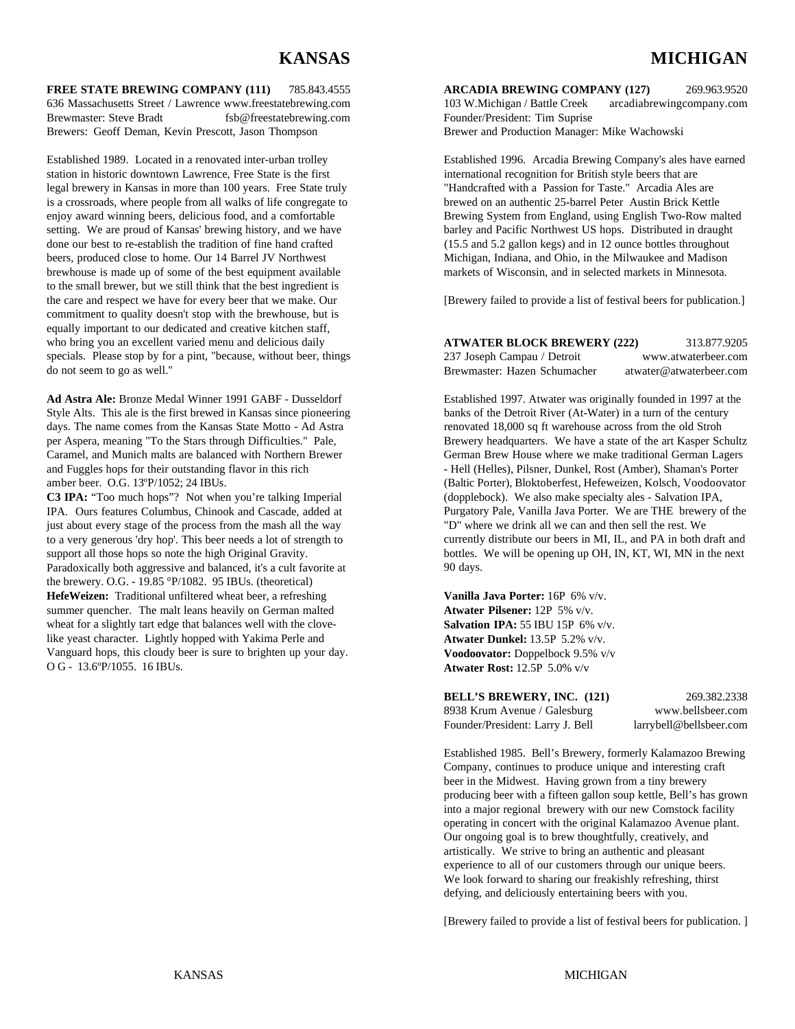# KANSAS

**FREE STATE BREWING COMPANY (111)** 785.843.4555
636 Massachusetts Street / Lawrence www.freestatebrewing.com
Brewmaster: Steve Bradt fsb@freestatebrewing.com
Brewers: Geoff Deman, Kevin Prescott, Jason Thompson

Established 1989. Located in a renovated inter-urban trolley station in historic downtown Lawrence, Free State is the first legal brewery in Kansas in more than 100 years. Free State truly is a crossroads, where people from all walks of life congregate to enjoy award winning beers, delicious food, and a comfortable setting. We are proud of Kansas' brewing history, and we have done our best to re-establish the tradition of fine hand crafted beers, produced close to home. Our 14 Barrel JV Northwest brewhouse is made up of some of the best equipment available to the small brewer, but we still think that the best ingredient is the care and respect we have for every beer that we make. Our commitment to quality doesn't stop with the brewhouse, but is equally important to our dedicated and creative kitchen staff, who bring you an excellent varied menu and delicious daily specials. Please stop by for a pint, "because, without beer, things do not seem to go as well."

**Ad Astra Ale:** Bronze Medal Winner 1991 GABF - Dusseldorf Style Alts. This ale is the first brewed in Kansas since pioneering days. The name comes from the Kansas State Motto - Ad Astra per Aspera, meaning "To the Stars through Difficulties." Pale, Caramel, and Munich malts are balanced with Northern Brewer and Fuggles hops for their outstanding flavor in this rich amber beer. O.G. 13ºP/1052; 24 IBUs.
**C3 IPA:** "Too much hops"? Not when you're talking Imperial IPA. Ours features Columbus, Chinook and Cascade, added at just about every stage of the process from the mash all the way to a very generous 'dry hop'. This beer needs a lot of strength to support all those hops so note the high Original Gravity. Paradoxically both aggressive and balanced, it's a cult favorite at the brewery. O.G. - 19.85 °P/1082. 95 IBUs. (theoretical)
**HefeWeizen:** Traditional unfiltered wheat beer, a refreshing summer quencher. The malt leans heavily on German malted wheat for a slightly tart edge that balances well with the clove-like yeast character. Lightly hopped with Yakima Perle and Vanguard hops, this cloudy beer is sure to brighten up your day. O G - 13.6ºP/1055. 16 IBUs.

# MICHIGAN

**ARCADIA BREWING COMPANY (127)** 269.963.9520
103 W.Michigan / Battle Creek arcadiabrewingcompany.com
Founder/President: Tim Suprise
Brewer and Production Manager: Mike Wachowski

Established 1996. Arcadia Brewing Company's ales have earned international recognition for British style beers that are "Handcrafted with a Passion for Taste." Arcadia Ales are brewed on an authentic 25-barrel Peter Austin Brick Kettle Brewing System from England, using English Two-Row malted barley and Pacific Northwest US hops. Distributed in draught (15.5 and 5.2 gallon kegs) and in 12 ounce bottles throughout Michigan, Indiana, and Ohio, in the Milwaukee and Madison markets of Wisconsin, and in selected markets in Minnesota.

[Brewery failed to provide a list of festival beers for publication.]

**ATWATER BLOCK BREWERY (222)** 313.877.9205
237 Joseph Campau / Detroit www.atwaterbeer.com
Brewmaster: Hazen Schumacher atwater@atwaterbeer.com

Established 1997. Atwater was originally founded in 1997 at the banks of the Detroit River (At-Water) in a turn of the century renovated 18,000 sq ft warehouse across from the old Stroh Brewery headquarters. We have a state of the art Kasper Schultz German Brew House where we make traditional German Lagers - Hell (Helles), Pilsner, Dunkel, Rost (Amber), Shaman's Porter (Baltic Porter), Bloktoberfest, Hefeweizen, Kolsch, Voodoovator (dopplebock). We also make specialty ales - Salvation IPA, Purgatory Pale, Vanilla Java Porter. We are THE brewery of the "D" where we drink all we can and then sell the rest. We currently distribute our beers in MI, IL, and PA in both draft and bottles. We will be opening up OH, IN, KT, WI, MN in the next 90 days.

**Vanilla Java Porter:** 16P 6% v/v.
**Atwater Pilsener:** 12P 5% v/v.
**Salvation IPA:** 55 IBU 15P 6% v/v.
**Atwater Dunkel:** 13.5P 5.2% v/v.
**Voodoovator:** Doppelbock 9.5% v/v
**Atwater Rost:** 12.5P 5.0% v/v

**BELL'S BREWERY, INC. (121)** 269.382.2338
8938 Krum Avenue / Galesburg www.bellsbeer.com
Founder/President: Larry J. Bell larrybell@bellsbeer.com

Established 1985. Bell's Brewery, formerly Kalamazoo Brewing Company, continues to produce unique and interesting craft beer in the Midwest. Having grown from a tiny brewery producing beer with a fifteen gallon soup kettle, Bell's has grown into a major regional brewery with our new Comstock facility operating in concert with the original Kalamazoo Avenue plant. Our ongoing goal is to brew thoughtfully, creatively, and artistically. We strive to bring an authentic and pleasant experience to all of our customers through our unique beers. We look forward to sharing our freakishly refreshing, thirst defying, and deliciously entertaining beers with you.

[Brewery failed to provide a list of festival beers for publication. ]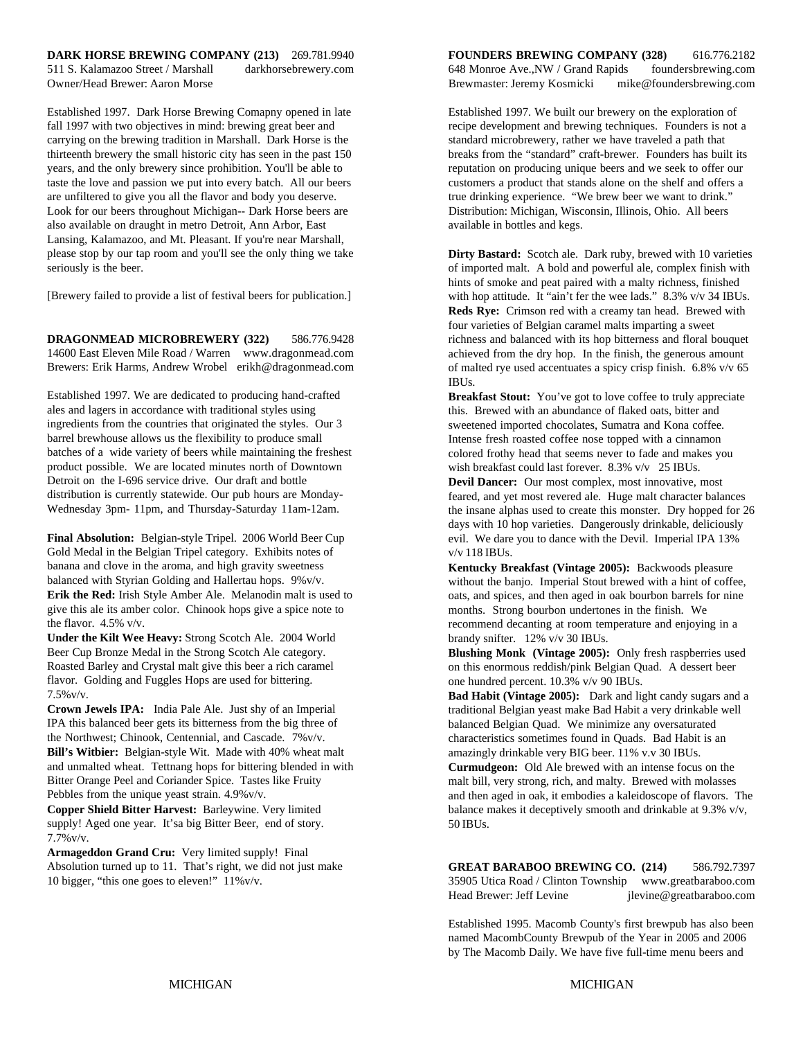**DARK HORSE BREWING COMPANY (213)** 269.781.9940
511 S. Kalamazoo Street / Marshall darkhorsebrewery.com
Owner/Head Brewer: Aaron Morse

Established 1997. Dark Horse Brewing Comapny opened in late fall 1997 with two objectives in mind: brewing great beer and carrying on the brewing tradition in Marshall. Dark Horse is the thirteenth brewery the small historic city has seen in the past 150 years, and the only brewery since prohibition. You'll be able to taste the love and passion we put into every batch. All our beers are unfiltered to give you all the flavor and body you deserve. Look for our beers throughout Michigan-- Dark Horse beers are also available on draught in metro Detroit, Ann Arbor, East Lansing, Kalamazoo, and Mt. Pleasant. If you're near Marshall, please stop by our tap room and you'll see the only thing we take seriously is the beer.

[Brewery failed to provide a list of festival beers for publication.]

**DRAGONMEAD MICROBREWERY (322)** 586.776.9428
14600 East Eleven Mile Road / Warren www.dragonmead.com
Brewers: Erik Harms, Andrew Wrobel erikh@dragonmead.com

Established 1997. We are dedicated to producing hand-crafted ales and lagers in accordance with traditional styles using ingredients from the countries that originated the styles. Our 3 barrel brewhouse allows us the flexibility to produce small batches of a wide variety of beers while maintaining the freshest product possible. We are located minutes north of Downtown Detroit on the I-696 service drive. Our draft and bottle distribution is currently statewide. Our pub hours are Monday-Wednesday 3pm- 11pm, and Thursday-Saturday 11am-12am.

**Final Absolution:** Belgian-style Tripel. 2006 World Beer Cup Gold Medal in the Belgian Tripel category. Exhibits notes of banana and clove in the aroma, and high gravity sweetness balanced with Styrian Golding and Hallertau hops. 9%v/v.
**Erik the Red:** Irish Style Amber Ale. Melanodin malt is used to give this ale its amber color. Chinook hops give a spice note to the flavor. 4.5% v/v.
**Under the Kilt Wee Heavy:** Strong Scotch Ale. 2004 World Beer Cup Bronze Medal in the Strong Scotch Ale category. Roasted Barley and Crystal malt give this beer a rich caramel flavor. Golding and Fuggles Hops are used for bittering. 7.5%v/v.
**Crown Jewels IPA:** India Pale Ale. Just shy of an Imperial IPA this balanced beer gets its bitterness from the big three of the Northwest; Chinook, Centennial, and Cascade. 7%v/v.
**Bill's Witbier:** Belgian-style Wit. Made with 40% wheat malt and unmalted wheat. Tettnang hops for bittering blended in with Bitter Orange Peel and Coriander Spice. Tastes like Fruity Pebbles from the unique yeast strain. 4.9%v/v.
**Copper Shield Bitter Harvest:** Barleywine. Very limited supply! Aged one year. It'sa big Bitter Beer, end of story. 7.7%v/v.
**Armageddon Grand Cru:** Very limited supply! Final Absolution turned up to 11. That's right, we did not just make 10 bigger, "this one goes to eleven!" 11%v/v.

**FOUNDERS BREWING COMPANY (328)** 616.776.2182
648 Monroe Ave.,NW / Grand Rapids foundersbrewing.com
Brewmaster: Jeremy Kosmicki mike@foundersbrewing.com

Established 1997. We built our brewery on the exploration of recipe development and brewing techniques. Founders is not a standard microbrewery, rather we have traveled a path that breaks from the "standard" craft-brewer. Founders has built its reputation on producing unique beers and we seek to offer our customers a product that stands alone on the shelf and offers a true drinking experience. "We brew beer we want to drink." Distribution: Michigan, Wisconsin, Illinois, Ohio. All beers available in bottles and kegs.

**Dirty Bastard:** Scotch ale. Dark ruby, brewed with 10 varieties of imported malt. A bold and powerful ale, complex finish with hints of smoke and peat paired with a malty richness, finished with hop attitude. It "ain't fer the wee lads." 8.3% v/v 34 IBUs.
**Reds Rye:** Crimson red with a creamy tan head. Brewed with four varieties of Belgian caramel malts imparting a sweet richness and balanced with its hop bitterness and floral bouquet achieved from the dry hop. In the finish, the generous amount of malted rye used accentuates a spicy crisp finish. 6.8% v/v 65 IBUs.
**Breakfast Stout:** You've got to love coffee to truly appreciate this. Brewed with an abundance of flaked oats, bitter and sweetened imported chocolates, Sumatra and Kona coffee. Intense fresh roasted coffee nose topped with a cinnamon colored frothy head that seems never to fade and makes you wish breakfast could last forever. 8.3% v/v 25 IBUs.
**Devil Dancer:** Our most complex, most innovative, most feared, and yet most revered ale. Huge malt character balances the insane alphas used to create this monster. Dry hopped for 26 days with 10 hop varieties. Dangerously drinkable, deliciously evil. We dare you to dance with the Devil. Imperial IPA 13% v/v 118 IBUs.
**Kentucky Breakfast (Vintage 2005):** Backwoods pleasure without the banjo. Imperial Stout brewed with a hint of coffee, oats, and spices, and then aged in oak bourbon barrels for nine months. Strong bourbon undertones in the finish. We recommend decanting at room temperature and enjoying in a brandy snifter. 12% v/v 30 IBUs.
**Blushing Monk (Vintage 2005):** Only fresh raspberries used on this enormous reddish/pink Belgian Quad. A dessert beer one hundred percent. 10.3% v/v 90 IBUs.
**Bad Habit (Vintage 2005):** Dark and light candy sugars and a traditional Belgian yeast make Bad Habit a very drinkable well balanced Belgian Quad. We minimize any oversaturated characteristics sometimes found in Quads. Bad Habit is an amazingly drinkable very BIG beer. 11% v.v 30 IBUs.
**Curmudgeon:** Old Ale brewed with an intense focus on the malt bill, very strong, rich, and malty. Brewed with molasses and then aged in oak, it embodies a kaleidoscope of flavors. The balance makes it deceptively smooth and drinkable at 9.3% v/v, 50 IBUs.

**GREAT BARABOO BREWING CO. (214)** 586.792.7397
35905 Utica Road / Clinton Township www.greatbaraboo.com
Head Brewer: Jeff Levine jlevine@greatbaraboo.com

Established 1995. Macomb County's first brewpub has also been named MacombCounty Brewpub of the Year in 2005 and 2006 by The Macomb Daily. We have five full-time menu beers and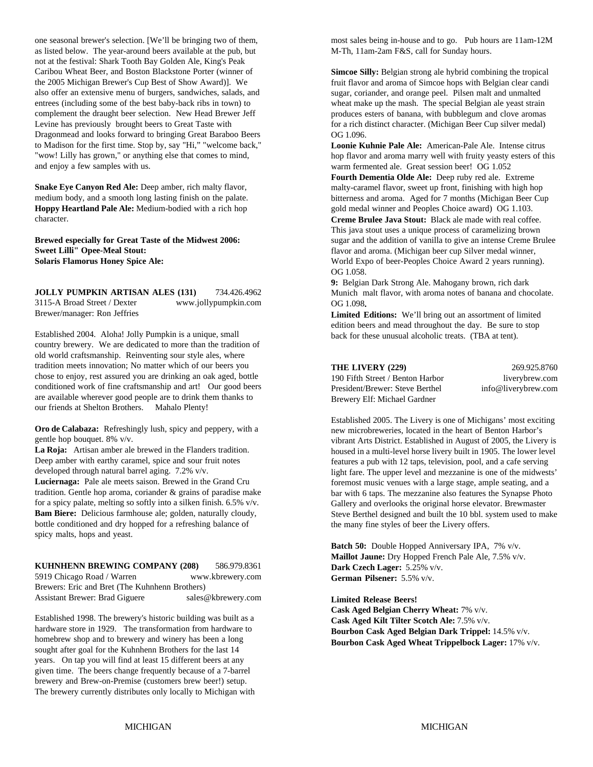one seasonal brewer's selection. [We'll be bringing two of them, as listed below. The year-around beers available at the pub, but not at the festival: Shark Tooth Bay Golden Ale, King's Peak Caribou Wheat Beer, and Boston Blackstone Porter (winner of the 2005 Michigan Brewer's Cup Best of Show Award)]. We also offer an extensive menu of burgers, sandwiches, salads, and entrees (including some of the best baby-back ribs in town) to complement the draught beer selection. New Head Brewer Jeff Levine has previously brought beers to Great Taste with Dragonmead and looks forward to bringing Great Baraboo Beers to Madison for the first time. Stop by, say "Hi," "welcome back," "wow! Lilly has grown," or anything else that comes to mind, and enjoy a few samples with us.

**Snake Eye Canyon Red Ale:** Deep amber, rich malty flavor, medium body, and a smooth long lasting finish on the palate.
**Hoppy Heartland Pale Ale:** Medium-bodied with a rich hop character.

**Brewed especially for Great Taste of the Midwest 2006:**
**Sweet Lilli" Opee-Meal Stout:**
**Solaris Flamorus Honey Spice Ale:**

**JOLLY PUMPKIN ARTISAN ALES (131)** 734.426.4962
3115-A Broad Street / Dexter www.jollypumpkin.com
Brewer/manager: Ron Jeffries

Established 2004. Aloha! Jolly Pumpkin is a unique, small country brewery. We are dedicated to more than the tradition of old world craftsmanship. Reinventing sour style ales, where tradition meets innovation; No matter which of our beers you chose to enjoy, rest assured you are drinking an oak aged, bottle conditioned work of fine craftsmanship and art! Our good beers are available wherever good people are to drink them thanks to our friends at Shelton Brothers. Mahalo Plenty!

**Oro de Calabaza:** Refreshingly lush, spicy and peppery, with a gentle hop bouquet. 8% v/v.
**La Roja:** Artisan amber ale brewed in the Flanders tradition. Deep amber with earthy caramel, spice and sour fruit notes developed through natural barrel aging. 7.2% v/v.
**Luciernaga:** Pale ale meets saison. Brewed in the Grand Cru tradition. Gentle hop aroma, coriander & grains of paradise make for a spicy palate, melting so softly into a silken finish. 6.5% v/v.
**Bam Biere:** Delicious farmhouse ale; golden, naturally cloudy, bottle conditioned and dry hopped for a refreshing balance of spicy malts, hops and yeast.

**KUHNHENN BREWING COMPANY (208)** 586.979.8361
5919 Chicago Road / Warren www.kbrewery.com
Brewers: Eric and Bret (The Kuhnhenn Brothers)
Assistant Brewer: Brad Giguere sales@kbrewery.com

Established 1998. The brewery's historic building was built as a hardware store in 1929. The transformation from hardware to homebrew shop and to brewery and winery has been a long sought after goal for the Kuhnhenn Brothers for the last 14 years. On tap you will find at least 15 different beers at any given time. The beers change frequently because of a 7-barrel brewery and Brew-on-Premise (customers brew beer!) setup. The brewery currently distributes only locally to Michigan with most sales being in-house and to go. Pub hours are 11am-12M M-Th, 11am-2am F&S, call for Sunday hours.

**Simcoe Silly:** Belgian strong ale hybrid combining the tropical fruit flavor and aroma of Simcoe hops with Belgian clear candi sugar, coriander, and orange peel. Pilsen malt and unmalted wheat make up the mash. The special Belgian ale yeast strain produces esters of banana, with bubblegum and clove aromas for a rich distinct character. (Michigan Beer Cup silver medal) OG 1.096.
**Loonie Kuhnie Pale Ale:** American-Pale Ale. Intense citrus hop flavor and aroma marry well with fruity yeasty esters of this warm fermented ale. Great session beer! OG 1.052
**Fourth Dementia Olde Ale:** Deep ruby red ale. Extreme malty-caramel flavor, sweet up front, finishing with high hop bitterness and aroma. Aged for 7 months (Michigan Beer Cup gold medal winner and Peoples Choice award) OG 1.103.
**Creme Brulee Java Stout:** Black ale made with real coffee. This java stout uses a unique process of caramelizing brown sugar and the addition of vanilla to give an intense Creme Brulee flavor and aroma. (Michigan beer cup Silver medal winner, World Expo of beer-Peoples Choice Award 2 years running). OG 1.058.
**9:** Belgian Dark Strong Ale. Mahogany brown, rich dark Munich malt flavor, with aroma notes of banana and chocolate. OG 1.098**.**
**Limited Editions:** We'll bring out an assortment of limited edition beers and mead throughout the day. Be sure to stop back for these unusual alcoholic treats. (TBA at tent).

**THE LIVERY (229)** 269.925.8760
190 Fifth Street / Benton Harbor liverybrew.com
President/Brewer: Steve Berthel info@liverybrew.com
Brewery Elf: Michael Gardner

Established 2005. The Livery is one of Michigans' most exciting new microbreweries, located in the heart of Benton Harbor's vibrant Arts District. Established in August of 2005, the Livery is housed in a multi-level horse livery built in 1905. The lower level features a pub with 12 taps, television, pool, and a cafe serving light fare. The upper level and mezzanine is one of the midwests' foremost music venues with a large stage, ample seating, and a bar with 6 taps. The mezzanine also features the Synapse Photo Gallery and overlooks the original horse elevator. Brewmaster Steve Berthel designed and built the 10 bbl. system used to make the many fine styles of beer the Livery offers.

**Batch 50:** Double Hopped Anniversary IPA, 7% v/v.
**Maillot Jaune:** Dry Hopped French Pale Ale, 7.5% v/v.
**Dark Czech Lager:** 5.25% v/v.
**German Pilsener:** 5.5% v/v.

**Limited Release Beers!**
**Cask Aged Belgian Cherry Wheat:** 7% v/v.
**Cask Aged Kilt Tilter Scotch Ale:** 7.5% v/v.
**Bourbon Cask Aged Belgian Dark Trippel:** 14.5% v/v.
**Bourbon Cask Aged Wheat Trippelbock Lager:** 17% v/v.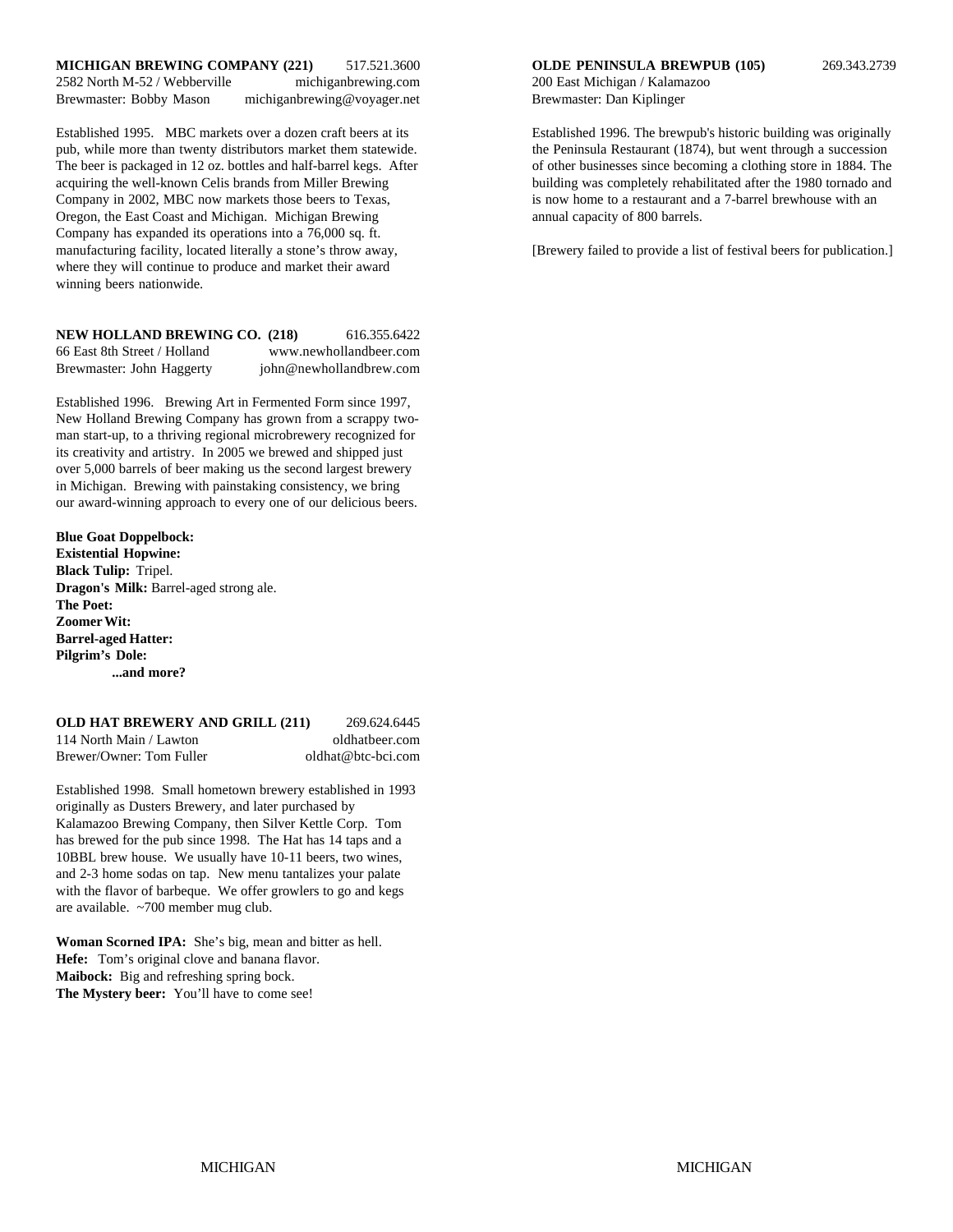**MICHIGAN BREWING COMPANY (221)** 517.521.3600
2582 North M-52 / Webberville michiganbrewing.com
Brewmaster: Bobby Mason michiganbrewing@voyager.net

Established 1995. MBC markets over a dozen craft beers at its pub, while more than twenty distributors market them statewide. The beer is packaged in 12 oz. bottles and half-barrel kegs. After acquiring the well-known Celis brands from Miller Brewing Company in 2002, MBC now markets those beers to Texas, Oregon, the East Coast and Michigan. Michigan Brewing Company has expanded its operations into a 76,000 sq. ft. manufacturing facility, located literally a stone's throw away, where they will continue to produce and market their award winning beers nationwide.

**NEW HOLLAND BREWING CO. (218)** 616.355.6422
66 East 8th Street / Holland www.newhollandbeer.com
Brewmaster: John Haggerty john@newhollandbrew.com

Established 1996. Brewing Art in Fermented Form since 1997, New Holland Brewing Company has grown from a scrappy two-man start-up, to a thriving regional microbrewery recognized for its creativity and artistry. In 2005 we brewed and shipped just over 5,000 barrels of beer making us the second largest brewery in Michigan. Brewing with painstaking consistency, we bring our award-winning approach to every one of our delicious beers.

**Blue Goat Doppelbock:**
**Existential Hopwine:**
**Black Tulip:** Tripel.
**Dragon's Milk:** Barrel-aged strong ale.
**The Poet:**
**Zoomer Wit:**
**Barrel-aged Hatter:**
**Pilgrim's Dole:**
**...and more?**

**OLD HAT BREWERY AND GRILL (211)** 269.624.6445
114 North Main / Lawton oldhatbeer.com
Brewer/Owner: Tom Fuller oldhat@btc-bci.com

Established 1998. Small hometown brewery established in 1993 originally as Dusters Brewery, and later purchased by Kalamazoo Brewing Company, then Silver Kettle Corp. Tom has brewed for the pub since 1998. The Hat has 14 taps and a 10BBL brew house. We usually have 10-11 beers, two wines, and 2-3 home sodas on tap. New menu tantalizes your palate with the flavor of barbeque. We offer growlers to go and kegs are available. ~700 member mug club.

**Woman Scorned IPA:** She's big, mean and bitter as hell.
**Hefe:** Tom's original clove and banana flavor.
**Maibock:** Big and refreshing spring bock.
**The Mystery beer:** You'll have to come see!

**OLDE PENINSULA BREWPUB (105)** 269.343.2739
200 East Michigan / Kalamazoo
Brewmaster: Dan Kiplinger

Established 1996. The brewpub's historic building was originally the Peninsula Restaurant (1874), but went through a succession of other businesses since becoming a clothing store in 1884. The building was completely rehabilitated after the 1980 tornado and is now home to a restaurant and a 7-barrel brewhouse with an annual capacity of 800 barrels.

[Brewery failed to provide a list of festival beers for publication.]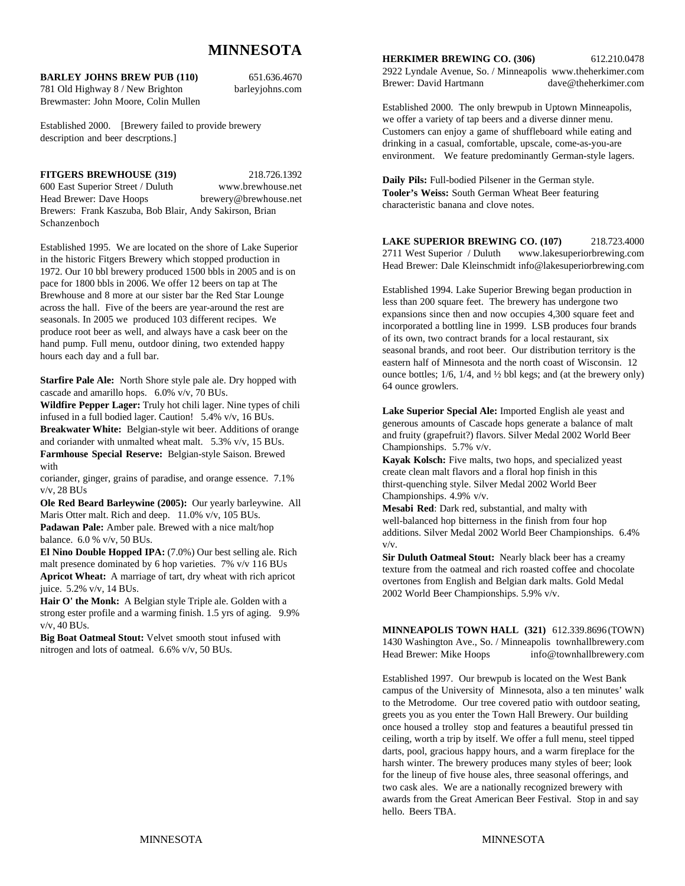# MINNESOTA

**BARLEY JOHNS BREW PUB (110)** 651.636.4670
781 Old Highway 8 / New Brighton barleyjohns.com
Brewmaster: John Moore, Colin Mullen

Established 2000. [Brewery failed to provide brewery description and beer descrptions.]

**FITGERS BREWHOUSE (319)** 218.726.1392
600 East Superior Street / Duluth www.brewhouse.net
Head Brewer: Dave Hoops brewery@brewhouse.net
Brewers: Frank Kaszuba, Bob Blair, Andy Sakirson, Brian Schanzenboch

Established 1995. We are located on the shore of Lake Superior in the historic Fitgers Brewery which stopped production in 1972. Our 10 bbl brewery produced 1500 bbls in 2005 and is on pace for 1800 bbls in 2006. We offer 12 beers on tap at The Brewhouse and 8 more at our sister bar the Red Star Lounge across the hall. Five of the beers are year-around the rest are seasonals. In 2005 we produced 103 different recipes. We produce root beer as well, and always have a cask beer on the hand pump. Full menu, outdoor dining, two extended happy hours each day and a full bar.

**Starfire Pale Ale:** North Shore style pale ale. Dry hopped with cascade and amarillo hops. 6.0% v/v, 70 BUs.
**Wildfire Pepper Lager:** Truly hot chili lager. Nine types of chili infused in a full bodied lager. Caution! 5.4% v/v, 16 BUs.
**Breakwater White:** Belgian-style wit beer. Additions of orange and coriander with unmalted wheat malt. 5.3% v/v, 15 BUs.
**Farmhouse Special Reserve:** Belgian-style Saison. Brewed with coriander, ginger, grains of paradise, and orange essence. 7.1% v/v, 28 BUs
**Ole Red Beard Barleywine (2005):** Our yearly barleywine. All Maris Otter malt. Rich and deep. 11.0% v/v, 105 BUs.
**Padawan Pale:** Amber pale. Brewed with a nice malt/hop balance. 6.0 % v/v, 50 BUs.
**El Nino Double Hopped IPA:** (7.0%) Our best selling ale. Rich malt presence dominated by 6 hop varieties. 7% v/v 116 BUs
**Apricot Wheat:** A marriage of tart, dry wheat with rich apricot juice. 5.2% v/v, 14 BUs.
**Hair O' the Monk:** A Belgian style Triple ale. Golden with a strong ester profile and a warming finish. 1.5 yrs of aging. 9.9% v/v, 40 BUs.
**Big Boat Oatmeal Stout:** Velvet smooth stout infused with nitrogen and lots of oatmeal. 6.6% v/v, 50 BUs.

**HERKIMER BREWING CO. (306)** 612.210.0478
2922 Lyndale Avenue, So. / Minneapolis www.theherkimer.com
Brewer: David Hartmann dave@theherkimer.com

Established 2000. The only brewpub in Uptown Minneapolis, we offer a variety of tap beers and a diverse dinner menu. Customers can enjoy a game of shuffleboard while eating and drinking in a casual, comfortable, upscale, come-as-you-are environment. We feature predominantly German-style lagers.

**Daily Pils:** Full-bodied Pilsener in the German style.
**Tooler's Weiss:** South German Wheat Beer featuring characteristic banana and clove notes.

**LAKE SUPERIOR BREWING CO. (107)** 218.723.4000
2711 West Superior / Duluth www.lakesuperiorbrewing.com
Head Brewer: Dale Kleinschmidt info@lakesuperiorbrewing.com

Established 1994. Lake Superior Brewing began production in less than 200 square feet. The brewery has undergone two expansions since then and now occupies 4,300 square feet and incorporated a bottling line in 1999. LSB produces four brands of its own, two contract brands for a local restaurant, six seasonal brands, and root beer. Our distribution territory is the eastern half of Minnesota and the north coast of Wisconsin. 12 ounce bottles; 1/6, 1/4, and ½ bbl kegs; and (at the brewery only) 64 ounce growlers.

**Lake Superior Special Ale:** Imported English ale yeast and generous amounts of Cascade hops generate a balance of malt and fruity (grapefruit?) flavors. Silver Medal 2002 World Beer Championships. 5.7% v/v.
**Kayak Kolsch:** Five malts, two hops, and specialized yeast create clean malt flavors and a floral hop finish in this thirst-quenching style. Silver Medal 2002 World Beer Championships. 4.9% v/v.
**Mesabi Red**: Dark red, substantial, and malty with well-balanced hop bitterness in the finish from four hop additions. Silver Medal 2002 World Beer Championships. 6.4% v/v.
**Sir Duluth Oatmeal Stout:** Nearly black beer has a creamy texture from the oatmeal and rich roasted coffee and chocolate overtones from English and Belgian dark malts. Gold Medal 2002 World Beer Championships. 5.9% v/v.

**MINNEAPOLIS TOWN HALL (321)** 612.339.8696 (TOWN)
1430 Washington Ave., So. / Minneapolis townhallbrewery.com
Head Brewer: Mike Hoops info@townhallbrewery.com

Established 1997. Our brewpub is located on the West Bank campus of the University of Minnesota, also a ten minutes' walk to the Metrodome. Our tree covered patio with outdoor seating, greets you as you enter the Town Hall Brewery. Our building once housed a trolley stop and features a beautiful pressed tin ceiling, worth a trip by itself. We offer a full menu, steel tipped darts, pool, gracious happy hours, and a warm fireplace for the harsh winter. The brewery produces many styles of beer; look for the lineup of five house ales, three seasonal offerings, and two cask ales. We are a nationally recognized brewery with awards from the Great American Beer Festival. Stop in and say hello. Beers TBA.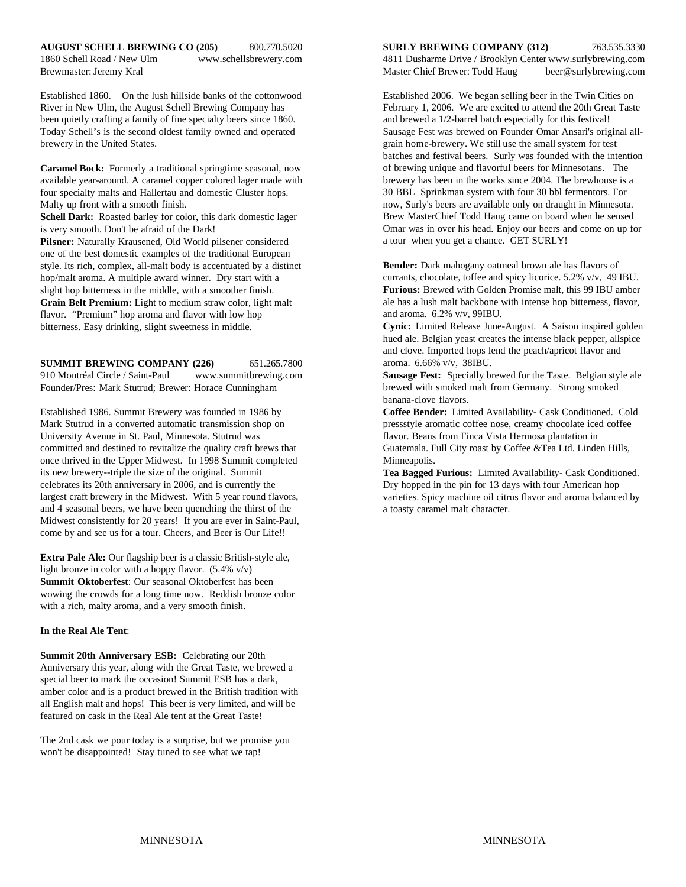**AUGUST SCHELL BREWING CO (205)** 800.770.5020
1860 Schell Road / New Ulm www.schellsbrewery.com
Brewmaster: Jeremy Kral

Established 1860. On the lush hillside banks of the cottonwood River in New Ulm, the August Schell Brewing Company has been quietly crafting a family of fine specialty beers since 1860. Today Schell's is the second oldest family owned and operated brewery in the United States.

**Caramel Bock:** Formerly a traditional springtime seasonal, now available year-around. A caramel copper colored lager made with four specialty malts and Hallertau and domestic Cluster hops. Malty up front with a smooth finish.
**Schell Dark:** Roasted barley for color, this dark domestic lager is very smooth. Don't be afraid of the Dark!
**Pilsner:** Naturally Krausened, Old World pilsener considered one of the best domestic examples of the traditional European style. Its rich, complex, all-malt body is accentuated by a distinct hop/malt aroma. A multiple award winner. Dry start with a slight hop bitterness in the middle, with a smoother finish.
**Grain Belt Premium:** Light to medium straw color, light malt flavor. "Premium" hop aroma and flavor with low hop bitterness. Easy drinking, slight sweetness in middle.

**SUMMIT BREWING COMPANY (226)** 651.265.7800
910 Montréal Circle / Saint-Paul www.summitbrewing.com
Founder/Pres: Mark Stutrud; Brewer: Horace Cunningham

Established 1986. Summit Brewery was founded in 1986 by Mark Stutrud in a converted automatic transmission shop on University Avenue in St. Paul, Minnesota. Stutrud was committed and destined to revitalize the quality craft brews that once thrived in the Upper Midwest. In 1998 Summit completed its new brewery--triple the size of the original. Summit celebrates its 20th anniversary in 2006, and is currently the largest craft brewery in the Midwest. With 5 year round flavors, and 4 seasonal beers, we have been quenching the thirst of the Midwest consistently for 20 years! If you are ever in Saint-Paul, come by and see us for a tour. Cheers, and Beer is Our Life!!

**Extra Pale Ale:** Our flagship beer is a classic British-style ale, light bronze in color with a hoppy flavor. (5.4% v/v)
**Summit Oktoberfest**: Our seasonal Oktoberfest has been wowing the crowds for a long time now. Reddish bronze color with a rich, malty aroma, and a very smooth finish.

**In the Real Ale Tent**:

**Summit 20th Anniversary ESB:** Celebrating our 20th Anniversary this year, along with the Great Taste, we brewed a special beer to mark the occasion! Summit ESB has a dark, amber color and is a product brewed in the British tradition with all English malt and hops! This beer is very limited, and will be featured on cask in the Real Ale tent at the Great Taste!

The 2nd cask we pour today is a surprise, but we promise you won't be disappointed! Stay tuned to see what we tap!

**SURLY BREWING COMPANY (312)** 763.535.3330
4811 Dusharme Drive / Brooklyn Center www.surlybrewing.com
Master Chief Brewer: Todd Haug beer@surlybrewing.com

Established 2006. We began selling beer in the Twin Cities on February 1, 2006. We are excited to attend the 20th Great Taste and brewed a 1/2-barrel batch especially for this festival! Sausage Fest was brewed on Founder Omar Ansari's original all-grain home-brewery. We still use the small system for test batches and festival beers. Surly was founded with the intention of brewing unique and flavorful beers for Minnesotans. The brewery has been in the works since 2004. The brewhouse is a 30 BBL Sprinkman system with four 30 bbl fermentors. For now, Surly's beers are available only on draught in Minnesota. Brew MasterChief Todd Haug came on board when he sensed Omar was in over his head. Enjoy our beers and come on up for a tour when you get a chance. GET SURLY!

**Bender:** Dark mahogany oatmeal brown ale has flavors of currants, chocolate, toffee and spicy licorice. 5.2% v/v, 49 IBU.
**Furious:** Brewed with Golden Promise malt, this 99 IBU amber ale has a lush malt backbone with intense hop bitterness, flavor, and aroma. 6.2% v/v, 99IBU.
**Cynic:** Limited Release June-August. A Saison inspired golden hued ale. Belgian yeast creates the intense black pepper, allspice and clove. Imported hops lend the peach/apricot flavor and aroma. 6.66% v/v, 38IBU.
**Sausage Fest:** Specially brewed for the Taste. Belgian style ale brewed with smoked malt from Germany. Strong smoked banana-clove flavors.
**Coffee Bender:** Limited Availability- Cask Conditioned. Cold pressstyle aromatic coffee nose, creamy chocolate iced coffee flavor. Beans from Finca Vista Hermosa plantation in Guatemala. Full City roast by Coffee &Tea Ltd. Linden Hills, Minneapolis.
**Tea Bagged Furious:** Limited Availability- Cask Conditioned. Dry hopped in the pin for 13 days with four American hop varieties. Spicy machine oil citrus flavor and aroma balanced by a toasty caramel malt character.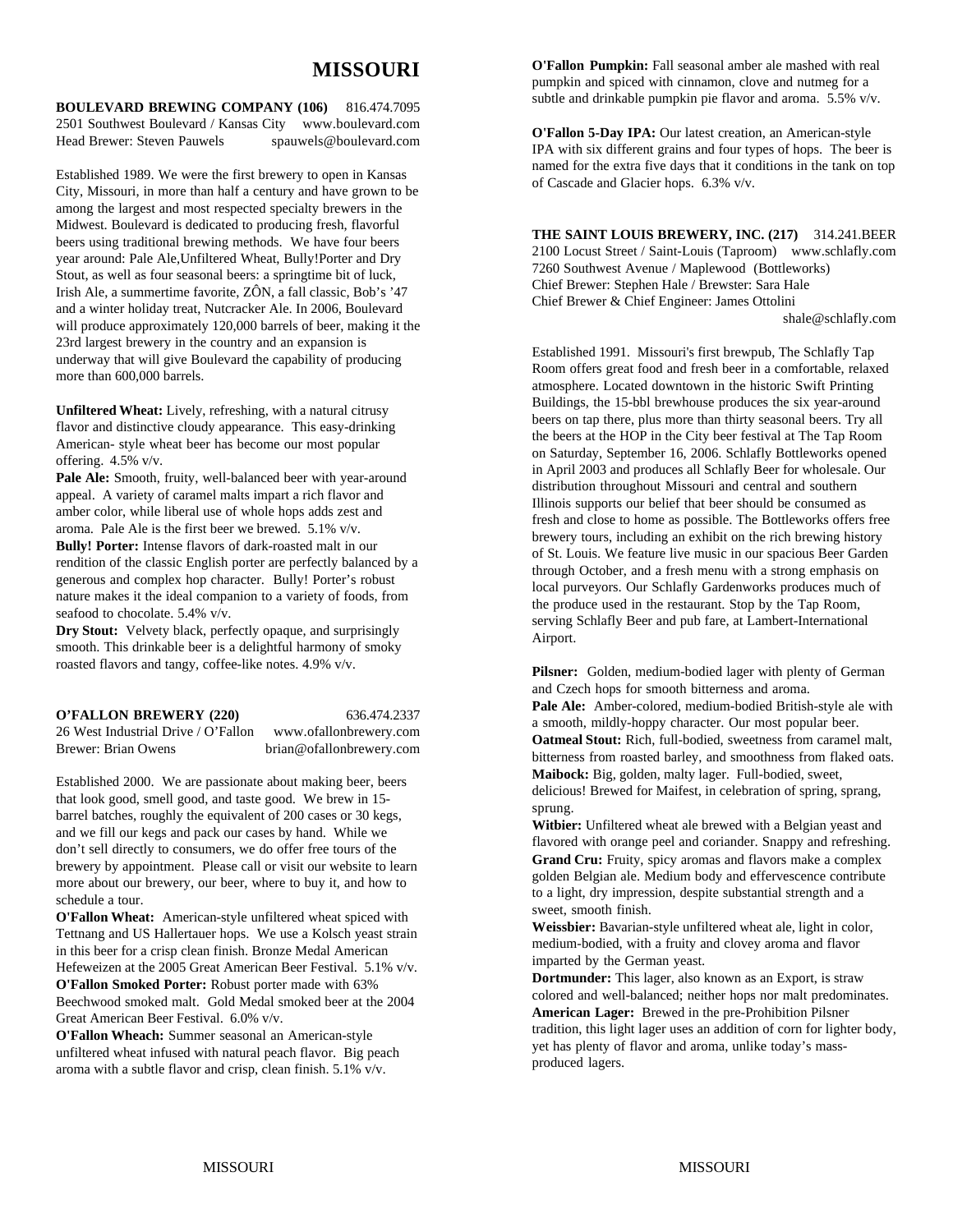# MISSOURI

**BOULEVARD BREWING COMPANY (106)** 816.474.7095
2501 Southwest Boulevard / Kansas City www.boulevard.com
Head Brewer: Steven Pauwels spauwels@boulevard.com

Established 1989. We were the first brewery to open in Kansas City, Missouri, in more than half a century and have grown to be among the largest and most respected specialty brewers in the Midwest. Boulevard is dedicated to producing fresh, flavorful beers using traditional brewing methods. We have four beers year around: Pale Ale,Unfiltered Wheat, Bully!Porter and Dry Stout, as well as four seasonal beers: a springtime bit of luck, Irish Ale, a summertime favorite, ZÔN, a fall classic, Bob's '47 and a winter holiday treat, Nutcracker Ale. In 2006, Boulevard will produce approximately 120,000 barrels of beer, making it the 23rd largest brewery in the country and an expansion is underway that will give Boulevard the capability of producing more than 600,000 barrels.

**Unfiltered Wheat:** Lively, refreshing, with a natural citrusy flavor and distinctive cloudy appearance. This easy-drinking American- style wheat beer has become our most popular offering. 4.5% v/v.
**Pale Ale:** Smooth, fruity, well-balanced beer with year-around appeal. A variety of caramel malts impart a rich flavor and amber color, while liberal use of whole hops adds zest and aroma. Pale Ale is the first beer we brewed. 5.1% v/v.
**Bully! Porter:** Intense flavors of dark-roasted malt in our rendition of the classic English porter are perfectly balanced by a generous and complex hop character. Bully! Porter's robust nature makes it the ideal companion to a variety of foods, from seafood to chocolate. 5.4% v/v.
**Dry Stout:** Velvety black, perfectly opaque, and surprisingly smooth. This drinkable beer is a delightful harmony of smoky roasted flavors and tangy, coffee-like notes. 4.9% v/v.

**O'FALLON BREWERY (220)** 636.474.2337
26 West Industrial Drive / O'Fallon www.ofallonbrewery.com
Brewer: Brian Owens brian@ofallonbrewery.com

Established 2000. We are passionate about making beer, beers that look good, smell good, and taste good. We brew in 15-barrel batches, roughly the equivalent of 200 cases or 30 kegs, and we fill our kegs and pack our cases by hand. While we don't sell directly to consumers, we do offer free tours of the brewery by appointment. Please call or visit our website to learn more about our brewery, our beer, where to buy it, and how to schedule a tour.
**O'Fallon Wheat:** American-style unfiltered wheat spiced with Tettnang and US Hallertauer hops. We use a Kolsch yeast strain in this beer for a crisp clean finish. Bronze Medal American Hefeweizen at the 2005 Great American Beer Festival. 5.1% v/v.
**O'Fallon Smoked Porter:** Robust porter made with 63% Beechwood smoked malt. Gold Medal smoked beer at the 2004 Great American Beer Festival. 6.0% v/v.
**O'Fallon Wheach:** Summer seasonal an American-style unfiltered wheat infused with natural peach flavor. Big peach aroma with a subtle flavor and crisp, clean finish. 5.1% v/v.
**O'Fallon Pumpkin:** Fall seasonal amber ale mashed with real pumpkin and spiced with cinnamon, clove and nutmeg for a subtle and drinkable pumpkin pie flavor and aroma. 5.5% v/v.

**O'Fallon 5-Day IPA:** Our latest creation, an American-style IPA with six different grains and four types of hops. The beer is named for the extra five days that it conditions in the tank on top of Cascade and Glacier hops. 6.3% v/v.

**THE SAINT LOUIS BREWERY, INC. (217)** 314.241.BEER
2100 Locust Street / Saint-Louis (Taproom) www.schlafly.com
7260 Southwest Avenue / Maplewood (Bottleworks)
Chief Brewer: Stephen Hale / Brewster: Sara Hale
Chief Brewer & Chief Engineer: James Ottolini
shale@schlafly.com

Established 1991. Missouri's first brewpub, The Schlafly Tap Room offers great food and fresh beer in a comfortable, relaxed atmosphere. Located downtown in the historic Swift Printing Buildings, the 15-bbl brewhouse produces the six year-around beers on tap there, plus more than thirty seasonal beers. Try all the beers at the HOP in the City beer festival at The Tap Room on Saturday, September 16, 2006. Schlafly Bottleworks opened in April 2003 and produces all Schlafly Beer for wholesale. Our distribution throughout Missouri and central and southern Illinois supports our belief that beer should be consumed as fresh and close to home as possible. The Bottleworks offers free brewery tours, including an exhibit on the rich brewing history of St. Louis. We feature live music in our spacious Beer Garden through October, and a fresh menu with a strong emphasis on local purveyors. Our Schlafly Gardenworks produces much of the produce used in the restaurant. Stop by the Tap Room, serving Schlafly Beer and pub fare, at Lambert-International Airport.

**Pilsner:** Golden, medium-bodied lager with plenty of German and Czech hops for smooth bitterness and aroma.
**Pale Ale:** Amber-colored, medium-bodied British-style ale with a smooth, mildly-hoppy character. Our most popular beer.
**Oatmeal Stout:** Rich, full-bodied, sweetness from caramel malt, bitterness from roasted barley, and smoothness from flaked oats.
**Maibock:** Big, golden, malty lager. Full-bodied, sweet, delicious! Brewed for Maifest, in celebration of spring, sprang, sprung.
**Witbier:** Unfiltered wheat ale brewed with a Belgian yeast and flavored with orange peel and coriander. Snappy and refreshing.
**Grand Cru:** Fruity, spicy aromas and flavors make a complex golden Belgian ale. Medium body and effervescence contribute to a light, dry impression, despite substantial strength and a sweet, smooth finish.
**Weissbier:** Bavarian-style unfiltered wheat ale, light in color, medium-bodied, with a fruity and clovey aroma and flavor imparted by the German yeast.
**Dortmunder:** This lager, also known as an Export, is straw colored and well-balanced; neither hops nor malt predominates.
**American Lager:** Brewed in the pre-Prohibition Pilsner tradition, this light lager uses an addition of corn for lighter body, yet has plenty of flavor and aroma, unlike today's mass-produced lagers.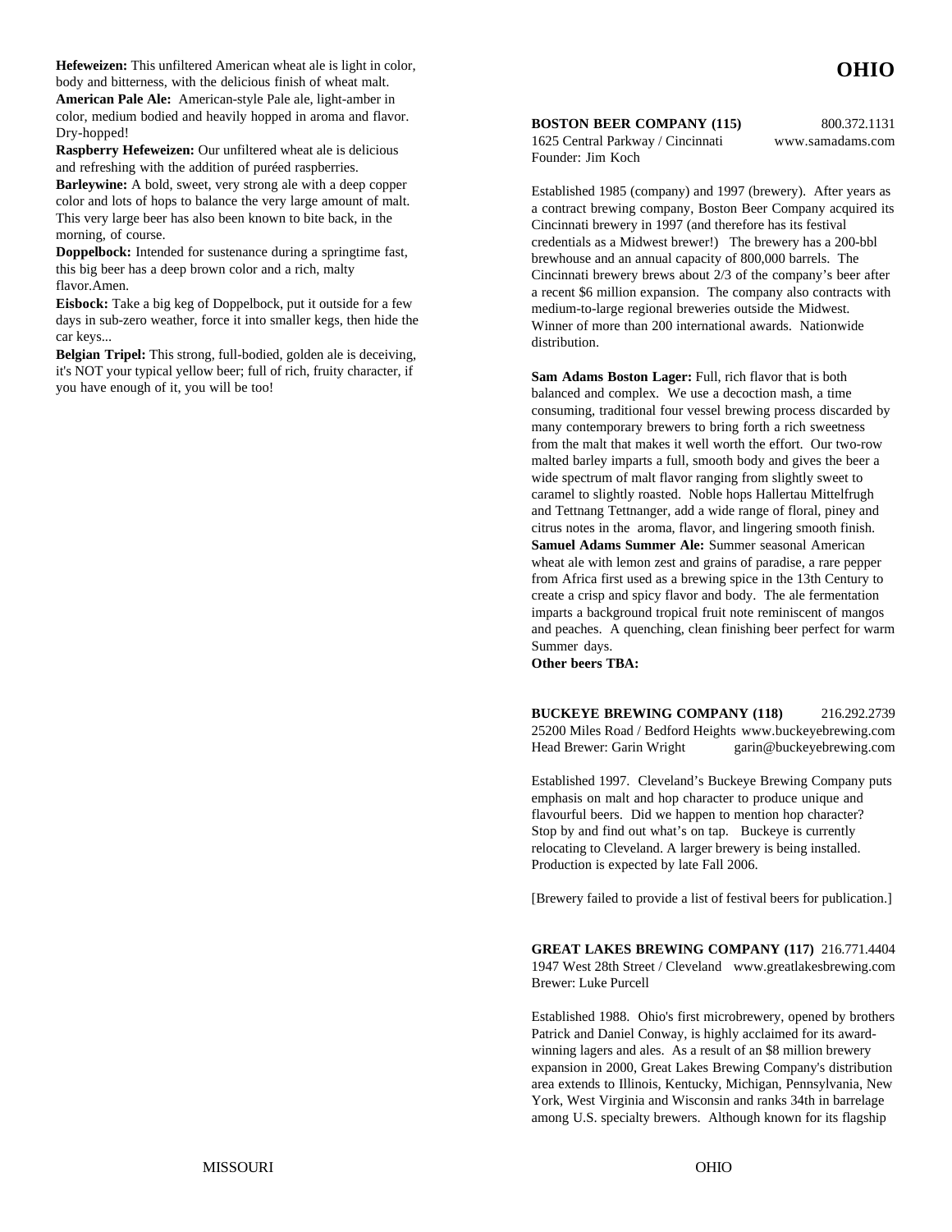**Hefeweizen:** This unfiltered American wheat ale is light in color, body and bitterness, with the delicious finish of wheat malt.
**American Pale Ale:** American-style Pale ale, light-amber in color, medium bodied and heavily hopped in aroma and flavor. Dry-hopped!
**Raspberry Hefeweizen:** Our unfiltered wheat ale is delicious and refreshing with the addition of puréed raspberries.
**Barleywine:** A bold, sweet, very strong ale with a deep copper color and lots of hops to balance the very large amount of malt. This very large beer has also been known to bite back, in the morning, of course.
**Doppelbock:** Intended for sustenance during a springtime fast, this big beer has a deep brown color and a rich, malty flavor.Amen.
**Eisbock:** Take a big keg of Doppelbock, put it outside for a few days in sub-zero weather, force it into smaller kegs, then hide the car keys...
**Belgian Tripel:** This strong, full-bodied, golden ale is deceiving, it's NOT your typical yellow beer; full of rich, fruity character, if you have enough of it, you will be too!

# OHIO

**BOSTON BEER COMPANY (115)** 800.372.1131
1625 Central Parkway / Cincinnati www.samadams.com
Founder: Jim Koch

Established 1985 (company) and 1997 (brewery). After years as a contract brewing company, Boston Beer Company acquired its Cincinnati brewery in 1997 (and therefore has its festival credentials as a Midwest brewer!) The brewery has a 200-bbl brewhouse and an annual capacity of 800,000 barrels. The Cincinnati brewery brews about 2/3 of the company's beer after a recent $6 million expansion. The company also contracts with medium-to-large regional breweries outside the Midwest. Winner of more than 200 international awards. Nationwide distribution.

**Sam Adams Boston Lager:** Full, rich flavor that is both balanced and complex. We use a decoction mash, a time consuming, traditional four vessel brewing process discarded by many contemporary brewers to bring forth a rich sweetness from the malt that makes it well worth the effort. Our two-row malted barley imparts a full, smooth body and gives the beer a wide spectrum of malt flavor ranging from slightly sweet to caramel to slightly roasted. Noble hops Hallertau Mittelfrugh and Tettnang Tettnanger, add a wide range of floral, piney and citrus notes in the aroma, flavor, and lingering smooth finish.
**Samuel Adams Summer Ale:** Summer seasonal American wheat ale with lemon zest and grains of paradise, a rare pepper from Africa first used as a brewing spice in the 13th Century to create a crisp and spicy flavor and body. The ale fermentation imparts a background tropical fruit note reminiscent of mangos and peaches. A quenching, clean finishing beer perfect for warm Summer days.
**Other beers TBA:**

**BUCKEYE BREWING COMPANY (118)** 216.292.2739
25200 Miles Road / Bedford Heights www.buckeyebrewing.com
Head Brewer: Garin Wright garin@buckeyebrewing.com

Established 1997. Cleveland's Buckeye Brewing Company puts emphasis on malt and hop character to produce unique and flavourful beers. Did we happen to mention hop character? Stop by and find out what's on tap. Buckeye is currently relocating to Cleveland. A larger brewery is being installed. Production is expected by late Fall 2006.

[Brewery failed to provide a list of festival beers for publication.]

**GREAT LAKES BREWING COMPANY (117)** 216.771.4404
1947 West 28th Street / Cleveland www.greatlakesbrewing.com
Brewer: Luke Purcell

Established 1988. Ohio's first microbrewery, opened by brothers Patrick and Daniel Conway, is highly acclaimed for its award-winning lagers and ales. As a result of an $8 million brewery expansion in 2000, Great Lakes Brewing Company's distribution area extends to Illinois, Kentucky, Michigan, Pennsylvania, New York, West Virginia and Wisconsin and ranks 34th in barrelage among U.S. specialty brewers. Although known for its flagship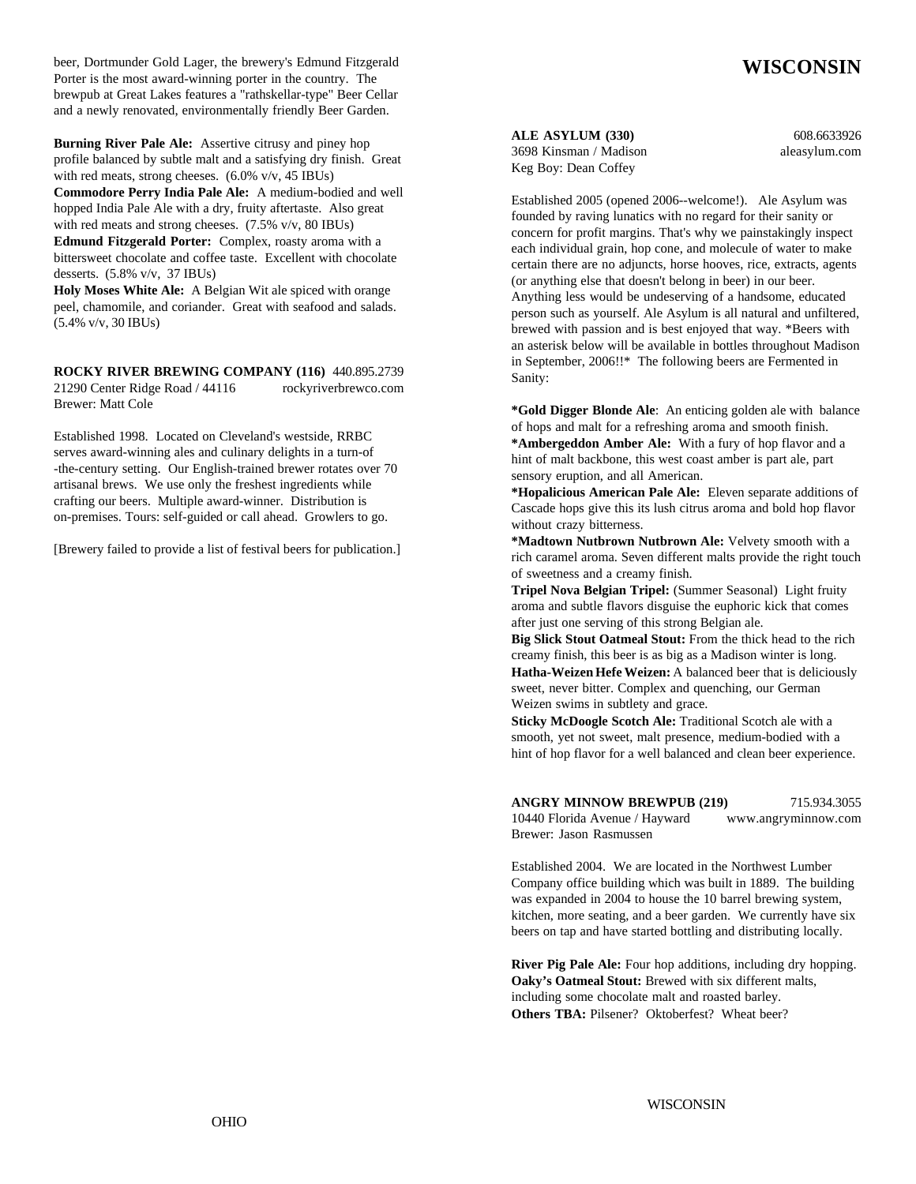beer, Dortmunder Gold Lager, the brewery's Edmund Fitzgerald Porter is the most award-winning porter in the country. The brewpub at Great Lakes features a "rathskellar-type" Beer Cellar and a newly renovated, environmentally friendly Beer Garden.

**Burning River Pale Ale:** Assertive citrusy and piney hop profile balanced by subtle malt and a satisfying dry finish. Great with red meats, strong cheeses. (6.0% v/v, 45 IBUs)
**Commodore Perry India Pale Ale:** A medium-bodied and well hopped India Pale Ale with a dry, fruity aftertaste. Also great with red meats and strong cheeses. (7.5% v/v, 80 IBUs)
**Edmund Fitzgerald Porter:** Complex, roasty aroma with a bittersweet chocolate and coffee taste. Excellent with chocolate desserts. (5.8% v/v, 37 IBUs)
**Holy Moses White Ale:** A Belgian Wit ale spiced with orange peel, chamomile, and coriander. Great with seafood and salads. (5.4% v/v, 30 IBUs)

**ROCKY RIVER BREWING COMPANY (116)** 440.895.2739
21290 Center Ridge Road / 44116 rockyriverbrewco.com
Brewer: Matt Cole

Established 1998. Located on Cleveland's westside, RRBC serves award-winning ales and culinary delights in a turn-of-the-century setting. Our English-trained brewer rotates over 70 artisanal brews. We use only the freshest ingredients while crafting our beers. Multiple award-winner. Distribution is on-premises. Tours: self-guided or call ahead. Growlers to go.

[Brewery failed to provide a list of festival beers for publication.]

# WISCONSIN

**ALE ASYLUM (330)** 608.6633926
3698 Kinsman / Madison aleasylum.com
Keg Boy: Dean Coffey

Established 2005 (opened 2006--welcome!). Ale Asylum was founded by raving lunatics with no regard for their sanity or concern for profit margins. That's why we painstakingly inspect each individual grain, hop cone, and molecule of water to make certain there are no adjuncts, horse hooves, rice, extracts, agents (or anything else that doesn't belong in beer) in our beer. Anything less would be undeserving of a handsome, educated person such as yourself. Ale Asylum is all natural and unfiltered, brewed with passion and is best enjoyed that way. *Beers with an asterisk below will be available in bottles throughout Madison in September, 2006!!* The following beers are Fermented in Sanity:

**\*Gold Digger Blonde Ale**: An enticing golden ale with balance of hops and malt for a refreshing aroma and smooth finish.
**\*Ambergeddon Amber Ale:** With a fury of hop flavor and a hint of malt backbone, this west coast amber is part ale, part sensory eruption, and all American.
**\*Hopalicious American Pale Ale:** Eleven separate additions of Cascade hops give this its lush citrus aroma and bold hop flavor without crazy bitterness.
**\*Madtown Nutbrown Nutbrown Ale:** Velvety smooth with a rich caramel aroma. Seven different malts provide the right touch of sweetness and a creamy finish.
**Tripel Nova Belgian Tripel:** (Summer Seasonal) Light fruity aroma and subtle flavors disguise the euphoric kick that comes after just one serving of this strong Belgian ale.
**Big Slick Stout Oatmeal Stout:** From the thick head to the rich creamy finish, this beer is as big as a Madison winter is long.
**Hatha-Weizen Hefe Weizen:** A balanced beer that is deliciously sweet, never bitter. Complex and quenching, our German Weizen swims in subtlety and grace.
**Sticky McDoogle Scotch Ale:** Traditional Scotch ale with a smooth, yet not sweet, malt presence, medium-bodied with a hint of hop flavor for a well balanced and clean beer experience.

**ANGRY MINNOW BREWPUB (219)** 715.934.3055
10440 Florida Avenue / Hayward www.angryminnow.com
Brewer: Jason Rasmussen

Established 2004. We are located in the Northwest Lumber Company office building which was built in 1889. The building was expanded in 2004 to house the 10 barrel brewing system, kitchen, more seating, and a beer garden. We currently have six beers on tap and have started bottling and distributing locally.

**River Pig Pale Ale:** Four hop additions, including dry hopping.
**Oaky's Oatmeal Stout:** Brewed with six different malts, including some chocolate malt and roasted barley.
**Others TBA:** Pilsener? Oktoberfest? Wheat beer?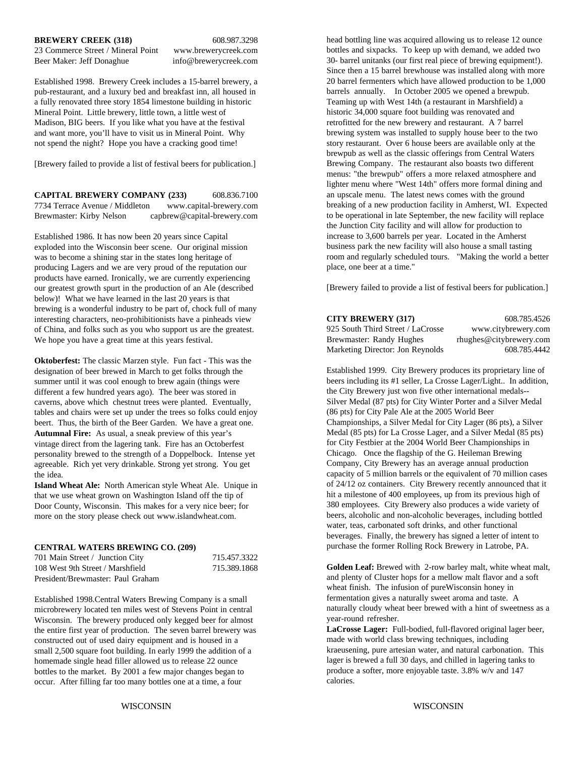**BREWERY CREEK (318)** 608.987.3298
23 Commerce Street / Mineral Point www.brewerycreek.com
Beer Maker: Jeff Donaghue info@brewerycreek.com

Established 1998. Brewery Creek includes a 15-barrel brewery, a pub-restaurant, and a luxury bed and breakfast inn, all housed in a fully renovated three story 1854 limestone building in historic Mineral Point. Little brewery, little town, a little west of Madison, BIG beers. If you like what you have at the festival and want more, you'll have to visit us in Mineral Point. Why not spend the night? Hope you have a cracking good time!

[Brewery failed to provide a list of festival beers for publication.]

**CAPITAL BREWERY COMPANY (233)** 608.836.7100
7734 Terrace Avenue / Middleton www.capital-brewery.com
Brewmaster: Kirby Nelson capbrew@capital-brewery.com

Established 1986. It has now been 20 years since Capital exploded into the Wisconsin beer scene. Our original mission was to become a shining star in the states long heritage of producing Lagers and we are very proud of the reputation our products have earned. Ironically, we are currently experiencing our greatest growth spurt in the production of an Ale (described below)! What we have learned in the last 20 years is that brewing is a wonderful industry to be part of, chock full of many interesting characters, neo-prohibitionists have a pinheads view of China, and folks such as you who support us are the greatest. We hope you have a great time at this years festival.

**Oktoberfest:** The classic Marzen style. Fun fact - This was the designation of beer brewed in March to get folks through the summer until it was cool enough to brew again (things were different a few hundred years ago). The beer was stored in caverns, above which chestnut trees were planted. Eventually, tables and chairs were set up under the trees so folks could enjoy beert. Thus, the birth of the Beer Garden. We have a great one.
**Autumnal Fire:** As usual, a sneak preview of this year's vintage direct from the lagering tank. Fire has an Octoberfest personality brewed to the strength of a Doppelbock. Intense yet agreeable. Rich yet very drinkable. Strong yet strong. You get the idea.
**Island Wheat Ale:** North American style Wheat Ale. Unique in that we use wheat grown on Washington Island off the tip of Door County, Wisconsin. This makes for a very nice beer; for more on the story please check out www.islandwheat.com.

**CENTRAL WATERS BREWING CO. (209)**
701 Main Street / Junction City 715.457.3322
108 West 9th Street / Marshfield 715.389.1868
President/Brewmaster: Paul Graham

Established 1998.Central Waters Brewing Company is a small microbrewery located ten miles west of Stevens Point in central Wisconsin. The brewery produced only kegged beer for almost the entire first year of production. The seven barrel brewery was constructed out of used dairy equipment and is housed in a small 2,500 square foot building. In early 1999 the addition of a homemade single head filler allowed us to release 22 ounce bottles to the market. By 2001 a few major changes began to occur. After filling far too many bottles one at a time, a four head bottling line was acquired allowing us to release 12 ounce bottles and sixpacks. To keep up with demand, we added two 30- barrel unitanks (our first real piece of brewing equipment!). Since then a 15 barrel brewhouse was installed along with more 20 barrel fermenters which have allowed production to be 1,000 barrels annually. In October 2005 we opened a brewpub. Teaming up with West 14th (a restaurant in Marshfield) a historic 34,000 square foot building was renovated and retrofitted for the new brewery and restaurant. A 7 barrel brewing system was installed to supply house beer to the two story restaurant. Over 6 house beers are available only at the brewpub as well as the classic offerings from Central Waters Brewing Company. The restaurant also boasts two different menus: "the brewpub" offers a more relaxed atmosphere and lighter menu where "West 14th" offers more formal dining and an upscale menu. The latest news comes with the ground breaking of a new production facility in Amherst, WI. Expected to be operational in late September, the new facility will replace the Junction City facility and will allow for production to increase to 3,600 barrels per year. Located in the Amherst business park the new facility will also house a small tasting room and regularly scheduled tours. "Making the world a better place, one beer at a time."

[Brewery failed to provide a list of festival beers for publication.]

**CITY BREWERY (317)** 608.785.4526
925 South Third Street / LaCrosse www.citybrewery.com
Brewmaster: Randy Hughes rhughes@citybrewery.com
Marketing Director: Jon Reynolds 608.785.4442

Established 1999. City Brewery produces its proprietary line of beers including its #1 seller, La Crosse Lager/Light.. In addition, the City Brewery just won five other international medals--Silver Medal (87 pts) for City Winter Porter and a Silver Medal (86 pts) for City Pale Ale at the 2005 World Beer Championships, a Silver Medal for City Lager (86 pts), a Silver Medal (85 pts) for La Crosse Lager, and a Silver Medal (85 pts) for City Festbier at the 2004 World Beer Championships in Chicago. Once the flagship of the G. Heileman Brewing Company, City Brewery has an average annual production capacity of 5 million barrels or the equivalent of 70 million cases of 24/12 oz containers. City Brewery recently announced that it hit a milestone of 400 employees, up from its previous high of 380 employees. City Brewery also produces a wide variety of beers, alcoholic and non-alcoholic beverages, including bottled water, teas, carbonated soft drinks, and other functional beverages. Finally, the brewery has signed a letter of intent to purchase the former Rolling Rock Brewery in Latrobe, PA.

**Golden Leaf:** Brewed with 2-row barley malt, white wheat malt, and plenty of Cluster hops for a mellow malt flavor and a soft wheat finish. The infusion of pureWisconsin honey in fermentation gives a naturally sweet aroma and taste. A naturally cloudy wheat beer brewed with a hint of sweetness as a year-round refresher.
**LaCrosse Lager:** Full-bodied, full-flavored original lager beer, made with world class brewing techniques, including kraeusening, pure artesian water, and natural carbonation. This lager is brewed a full 30 days, and chilled in lagering tanks to produce a softer, more enjoyable taste. 3.8% w/v and 147 calories.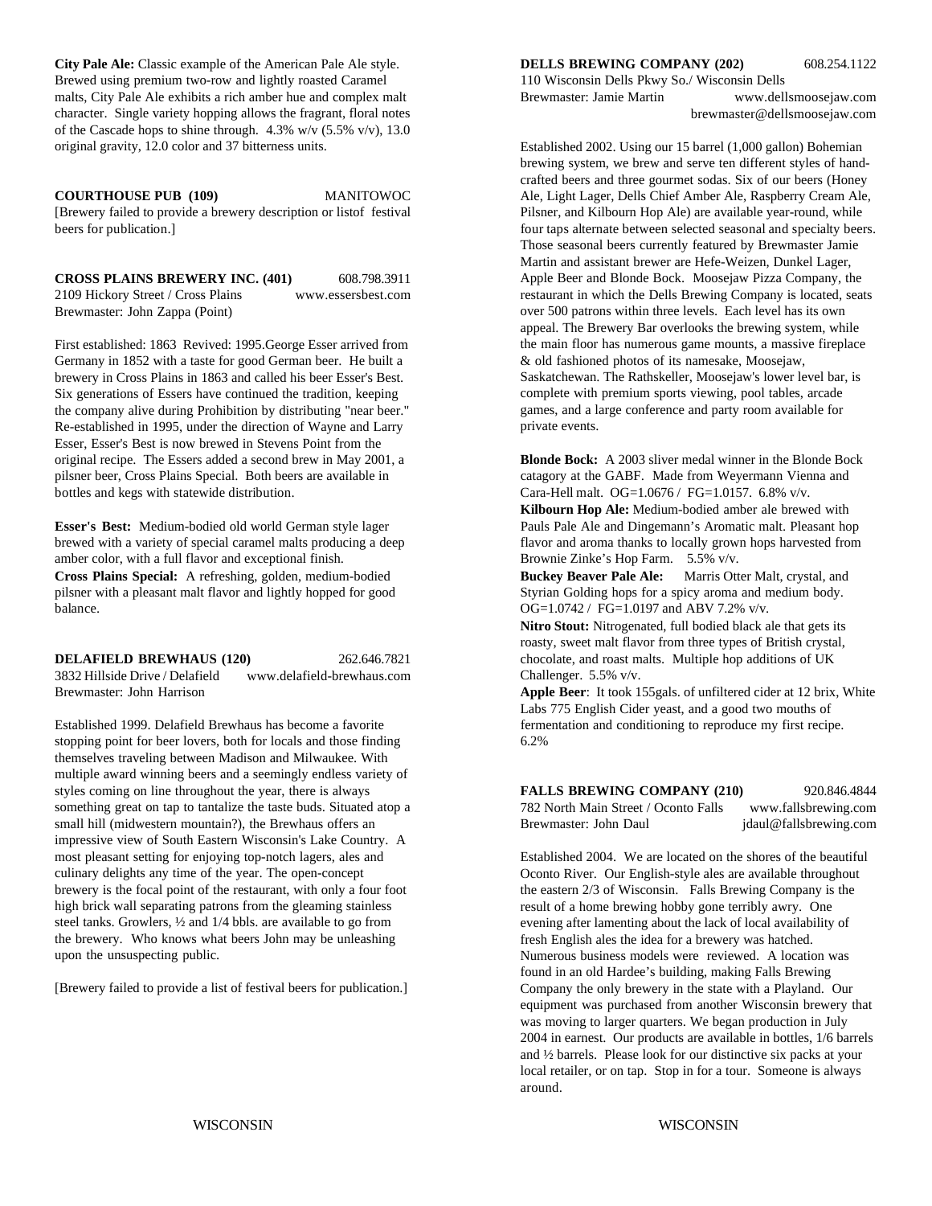**City Pale Ale:** Classic example of the American Pale Ale style. Brewed using premium two-row and lightly roasted Caramel malts, City Pale Ale exhibits a rich amber hue and complex malt character. Single variety hopping allows the fragrant, floral notes of the Cascade hops to shine through. 4.3% w/v (5.5% v/v), 13.0 original gravity, 12.0 color and 37 bitterness units.

**COURTHOUSE PUB (109)** MANITOWOC

[Brewery failed to provide a brewery description or listof festival beers for publication.]

**CROSS PLAINS BREWERY INC. (401)** 608.798.3911
2109 Hickory Street / Cross Plains www.essersbest.com
Brewmaster: John Zappa (Point)

First established: 1863 Revived: 1995.George Esser arrived from Germany in 1852 with a taste for good German beer. He built a brewery in Cross Plains in 1863 and called his beer Esser's Best. Six generations of Essers have continued the tradition, keeping the company alive during Prohibition by distributing "near beer." Re-established in 1995, under the direction of Wayne and Larry Esser, Esser's Best is now brewed in Stevens Point from the original recipe. The Essers added a second brew in May 2001, a pilsner beer, Cross Plains Special. Both beers are available in bottles and kegs with statewide distribution.

**Esser's Best:** Medium-bodied old world German style lager brewed with a variety of special caramel malts producing a deep amber color, with a full flavor and exceptional finish.
**Cross Plains Special:** A refreshing, golden, medium-bodied pilsner with a pleasant malt flavor and lightly hopped for good balance.

**DELAFIELD BREWHAUS (120)** 262.646.7821
3832 Hillside Drive / Delafield www.delafield-brewhaus.com
Brewmaster: John Harrison

Established 1999. Delafield Brewhaus has become a favorite stopping point for beer lovers, both for locals and those finding themselves traveling between Madison and Milwaukee. With multiple award winning beers and a seemingly endless variety of styles coming on line throughout the year, there is always something great on tap to tantalize the taste buds. Situated atop a small hill (midwestern mountain?), the Brewhaus offers an impressive view of South Eastern Wisconsin's Lake Country. A most pleasant setting for enjoying top-notch lagers, ales and culinary delights any time of the year. The open-concept brewery is the focal point of the restaurant, with only a four foot high brick wall separating patrons from the gleaming stainless steel tanks. Growlers, ½ and 1/4 bbls. are available to go from the brewery. Who knows what beers John may be unleashing upon the unsuspecting public.

[Brewery failed to provide a list of festival beers for publication.]

**DELLS BREWING COMPANY (202)** 608.254.1122
110 Wisconsin Dells Pkwy So./ Wisconsin Dells
Brewmaster: Jamie Martin www.dellsmoosejaw.com
brewmaster@dellsmoosejaw.com

Established 2002. Using our 15 barrel (1,000 gallon) Bohemian brewing system, we brew and serve ten different styles of hand-crafted beers and three gourmet sodas. Six of our beers (Honey Ale, Light Lager, Dells Chief Amber Ale, Raspberry Cream Ale, Pilsner, and Kilbourn Hop Ale) are available year-round, while four taps alternate between selected seasonal and specialty beers. Those seasonal beers currently featured by Brewmaster Jamie Martin and assistant brewer are Hefe-Weizen, Dunkel Lager, Apple Beer and Blonde Bock. Moosejaw Pizza Company, the restaurant in which the Dells Brewing Company is located, seats over 500 patrons within three levels. Each level has its own appeal. The Brewery Bar overlooks the brewing system, while the main floor has numerous game mounts, a massive fireplace & old fashioned photos of its namesake, Moosejaw, Saskatchewan. The Rathskeller, Moosejaw's lower level bar, is complete with premium sports viewing, pool tables, arcade games, and a large conference and party room available for private events.

**Blonde Bock:** A 2003 sliver medal winner in the Blonde Bock catagory at the GABF. Made from Weyermann Vienna and Cara-Hell malt. OG=1.0676 / FG=1.0157. 6.8% v/v.
**Kilbourn Hop Ale:** Medium-bodied amber ale brewed with Pauls Pale Ale and Dingemann's Aromatic malt. Pleasant hop flavor and aroma thanks to locally grown hops harvested from Brownie Zinke's Hop Farm. 5.5% v/v.
**Buckey Beaver Pale Ale:** Marris Otter Malt, crystal, and Styrian Golding hops for a spicy aroma and medium body. OG=1.0742 / FG=1.0197 and ABV 7.2% v/v.
**Nitro Stout:** Nitrogenated, full bodied black ale that gets its roasty, sweet malt flavor from three types of British crystal, chocolate, and roast malts. Multiple hop additions of UK Challenger. 5.5% v/v.
**Apple Beer**: It took 155gals. of unfiltered cider at 12 brix, White Labs 775 English Cider yeast, and a good two mouths of fermentation and conditioning to reproduce my first recipe. 6.2%

**FALLS BREWING COMPANY (210)** 920.846.4844
782 North Main Street / Oconto Falls www.fallsbrewing.com
Brewmaster: John Daul jdaul@fallsbrewing.com

Established 2004. We are located on the shores of the beautiful Oconto River. Our English-style ales are available throughout the eastern 2/3 of Wisconsin. Falls Brewing Company is the result of a home brewing hobby gone terribly awry. One evening after lamenting about the lack of local availability of fresh English ales the idea for a brewery was hatched. Numerous business models were reviewed. A location was found in an old Hardee's building, making Falls Brewing Company the only brewery in the state with a Playland. Our equipment was purchased from another Wisconsin brewery that was moving to larger quarters. We began production in July 2004 in earnest. Our products are available in bottles, 1/6 barrels and ½ barrels. Please look for our distinctive six packs at your local retailer, or on tap. Stop in for a tour. Someone is always around.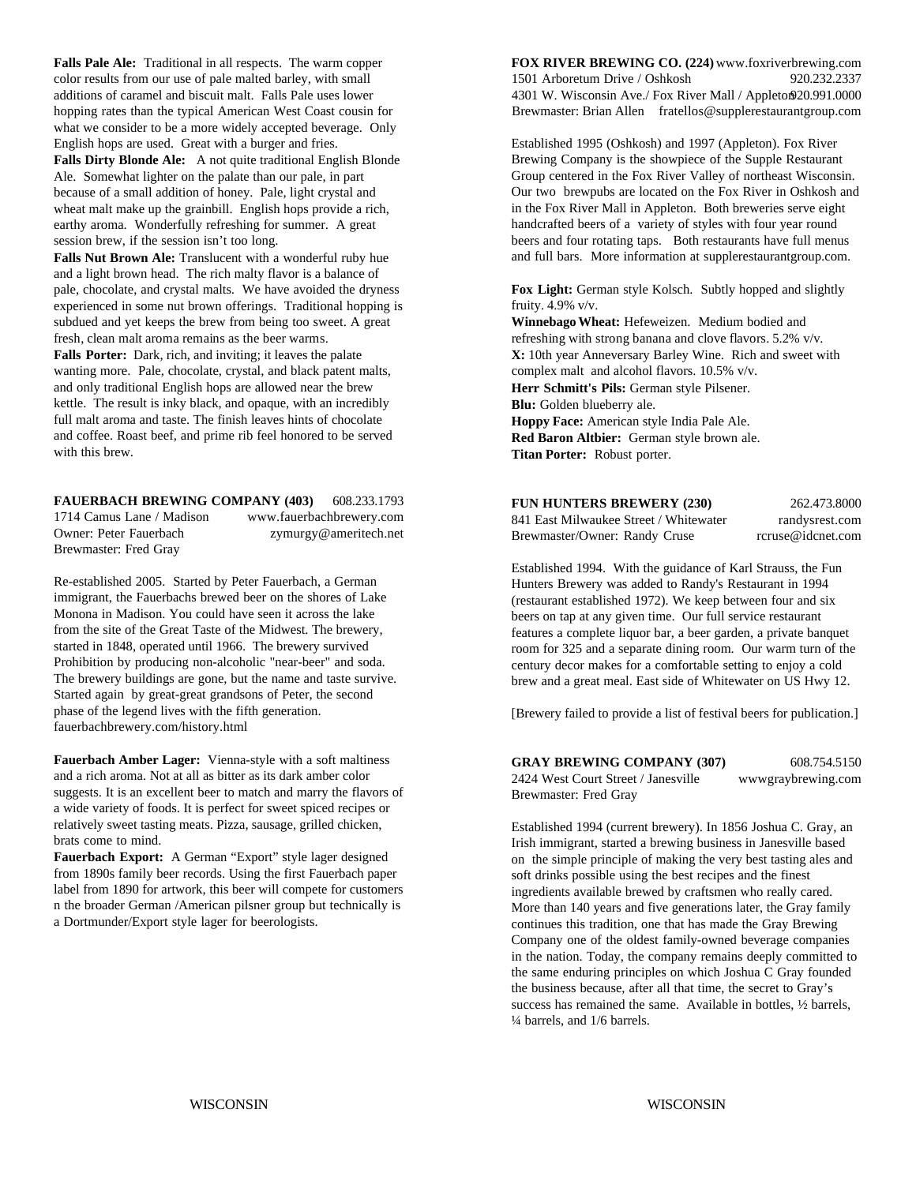**Falls Pale Ale:** Traditional in all respects. The warm copper color results from our use of pale malted barley, with small additions of caramel and biscuit malt. Falls Pale uses lower hopping rates than the typical American West Coast cousin for what we consider to be a more widely accepted beverage. Only English hops are used. Great with a burger and fries.

**Falls Dirty Blonde Ale:** A not quite traditional English Blonde Ale. Somewhat lighter on the palate than our pale, in part because of a small addition of honey. Pale, light crystal and wheat malt make up the grainbill. English hops provide a rich, earthy aroma. Wonderfully refreshing for summer. A great session brew, if the session isn't too long.

**Falls Nut Brown Ale:** Translucent with a wonderful ruby hue and a light brown head. The rich malty flavor is a balance of pale, chocolate, and crystal malts. We have avoided the dryness experienced in some nut brown offerings. Traditional hopping is subdued and yet keeps the brew from being too sweet. A great fresh, clean malt aroma remains as the beer warms.

**Falls Porter:** Dark, rich, and inviting; it leaves the palate wanting more. Pale, chocolate, crystal, and black patent malts, and only traditional English hops are allowed near the brew kettle. The result is inky black, and opaque, with an incredibly full malt aroma and taste. The finish leaves hints of chocolate and coffee. Roast beef, and prime rib feel honored to be served with this brew.

**FAUERBACH BREWING COMPANY (403)** 608.233.1793
1714 Camus Lane / Madison www.fauerbachbrewery.com
Owner: Peter Fauerbach zymurgy@ameritech.net
Brewmaster: Fred Gray

Re-established 2005. Started by Peter Fauerbach, a German immigrant, the Fauerbachs brewed beer on the shores of Lake Monona in Madison. You could have seen it across the lake from the site of the Great Taste of the Midwest. The brewery, started in 1848, operated until 1966. The brewery survived Prohibition by producing non-alcoholic "near-beer" and soda. The brewery buildings are gone, but the name and taste survive. Started again by great-great grandsons of Peter, the second phase of the legend lives with the fifth generation. fauerbachbrewery.com/history.html

**Fauerbach Amber Lager:** Vienna-style with a soft maltiness and a rich aroma. Not at all as bitter as its dark amber color suggests. It is an excellent beer to match and marry the flavors of a wide variety of foods. It is perfect for sweet spiced recipes or relatively sweet tasting meats. Pizza, sausage, grilled chicken, brats come to mind.

**Fauerbach Export:** A German "Export" style lager designed from 1890s family beer records. Using the first Fauerbach paper label from 1890 for artwork, this beer will compete for customers n the broader German /American pilsner group but technically is a Dortmunder/Export style lager for beerologists.

**FOX RIVER BREWING CO. (224)** www.foxriverbrewing.com
1501 Arboretum Drive / Oshkosh 920.232.2337
4301 W. Wisconsin Ave./ Fox River Mall / Appleton 920.991.0000
Brewmaster: Brian Allen fratellos@supplerestaurantgroup.com

Established 1995 (Oshkosh) and 1997 (Appleton). Fox River Brewing Company is the showpiece of the Supple Restaurant Group centered in the Fox River Valley of northeast Wisconsin. Our two brewpubs are located on the Fox River in Oshkosh and in the Fox River Mall in Appleton. Both breweries serve eight handcrafted beers of a variety of styles with four year round beers and four rotating taps. Both restaurants have full menus and full bars. More information at supplerestaurantgroup.com.

**Fox Light:** German style Kolsch. Subtly hopped and slightly fruity. 4.9% v/v.

**Winnebago Wheat:** Hefeweizen. Medium bodied and refreshing with strong banana and clove flavors. 5.2% v/v.

**X:** 10th year Anneversary Barley Wine. Rich and sweet with complex malt and alcohol flavors. 10.5% v/v.

**Herr Schmitt's Pils:** German style Pilsener.

**Blu:** Golden blueberry ale.

**Hoppy Face:** American style India Pale Ale.

**Red Baron Altbier:** German style brown ale.

**Titan Porter:** Robust porter.

**FUN HUNTERS BREWERY (230)** 262.473.8000
841 East Milwaukee Street / Whitewater randysrest.com
Brewmaster/Owner: Randy Cruse rcruse@idcnet.com

Established 1994. With the guidance of Karl Strauss, the Fun Hunters Brewery was added to Randy's Restaurant in 1994 (restaurant established 1972). We keep between four and six beers on tap at any given time. Our full service restaurant features a complete liquor bar, a beer garden, a private banquet room for 325 and a separate dining room. Our warm turn of the century decor makes for a comfortable setting to enjoy a cold brew and a great meal. East side of Whitewater on US Hwy 12.

[Brewery failed to provide a list of festival beers for publication.]

**GRAY BREWING COMPANY (307)** 608.754.5150
2424 West Court Street / Janesville wwwgraybrewing.com
Brewmaster: Fred Gray

Established 1994 (current brewery). In 1856 Joshua C. Gray, an Irish immigrant, started a brewing business in Janesville based on the simple principle of making the very best tasting ales and soft drinks possible using the best recipes and the finest ingredients available brewed by craftsmen who really cared. More than 140 years and five generations later, the Gray family continues this tradition, one that has made the Gray Brewing Company one of the oldest family-owned beverage companies in the nation. Today, the company remains deeply committed to the same enduring principles on which Joshua C Gray founded the business because, after all that time, the secret to Gray's success has remained the same. Available in bottles, ½ barrels, ¼ barrels, and 1/6 barrels.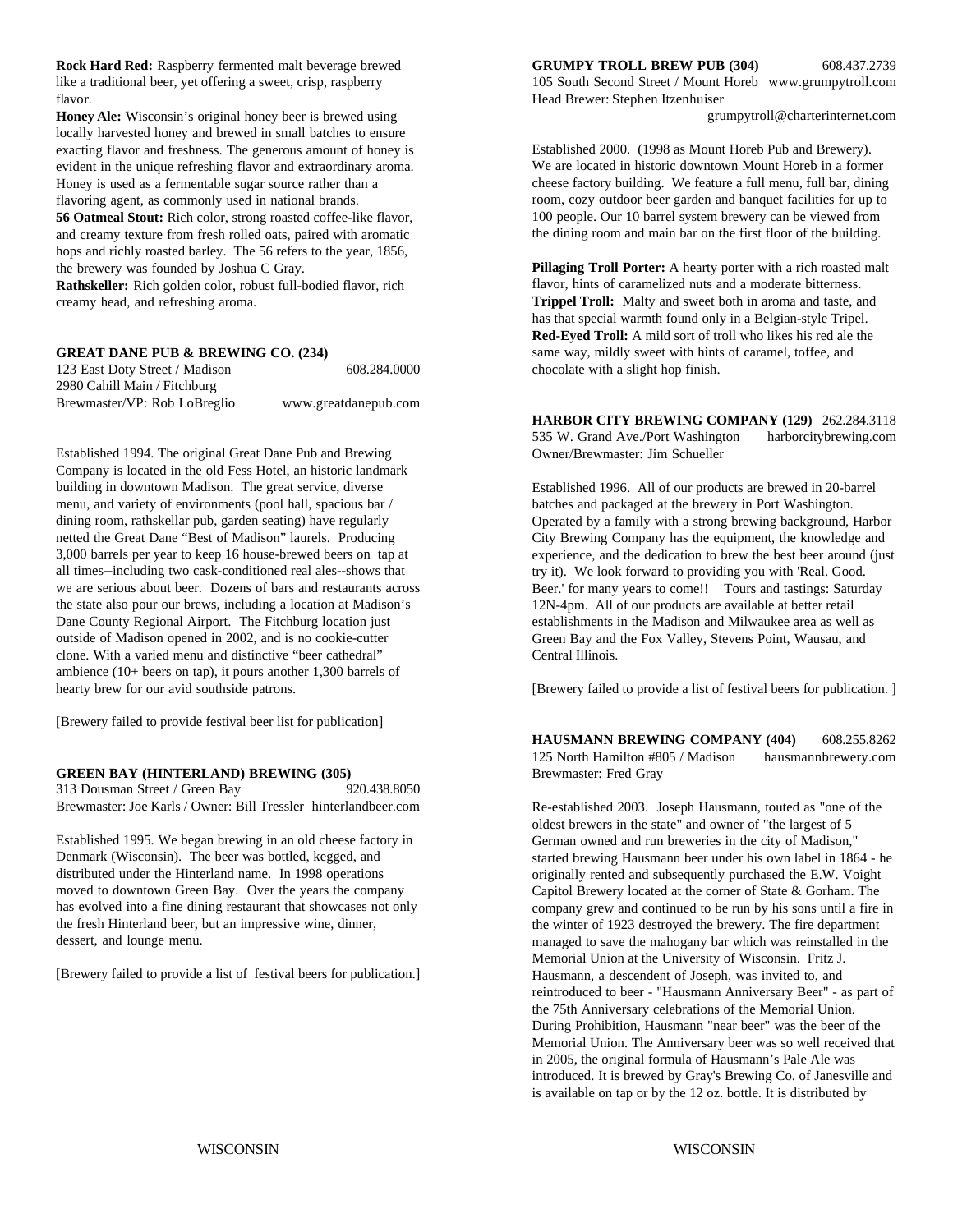**Rock Hard Red:** Raspberry fermented malt beverage brewed like a traditional beer, yet offering a sweet, crisp, raspberry flavor.

**Honey Ale:** Wisconsin's original honey beer is brewed using locally harvested honey and brewed in small batches to ensure exacting flavor and freshness. The generous amount of honey is evident in the unique refreshing flavor and extraordinary aroma. Honey is used as a fermentable sugar source rather than a flavoring agent, as commonly used in national brands.

**56 Oatmeal Stout:** Rich color, strong roasted coffee-like flavor, and creamy texture from fresh rolled oats, paired with aromatic hops and richly roasted barley. The 56 refers to the year, 1856, the brewery was founded by Joshua C Gray.

**Rathskeller:** Rich golden color, robust full-bodied flavor, rich creamy head, and refreshing aroma.

**GREAT DANE PUB & BREWING CO. (234)**

123 East Doty Street / Madison 608.284.0000
2980 Cahill Main / Fitchburg
Brewmaster/VP: Rob LoBreglio www.greatdanepub.com

Established 1994. The original Great Dane Pub and Brewing Company is located in the old Fess Hotel, an historic landmark building in downtown Madison. The great service, diverse menu, and variety of environments (pool hall, spacious bar / dining room, rathskellar pub, garden seating) have regularly netted the Great Dane "Best of Madison" laurels. Producing 3,000 barrels per year to keep 16 house-brewed beers on tap at all times--including two cask-conditioned real ales--shows that we are serious about beer. Dozens of bars and restaurants across the state also pour our brews, including a location at Madison's Dane County Regional Airport. The Fitchburg location just outside of Madison opened in 2002, and is no cookie-cutter clone. With a varied menu and distinctive "beer cathedral" ambience (10+ beers on tap), it pours another 1,300 barrels of hearty brew for our avid southside patrons.

[Brewery failed to provide festival beer list for publication]

**GREEN BAY (HINTERLAND) BREWING (305)**

313 Dousman Street / Green Bay 920.438.8050
Brewmaster: Joe Karls / Owner: Bill Tressler hinterlandbeer.com

Established 1995. We began brewing in an old cheese factory in Denmark (Wisconsin). The beer was bottled, kegged, and distributed under the Hinterland name. In 1998 operations moved to downtown Green Bay. Over the years the company has evolved into a fine dining restaurant that showcases not only the fresh Hinterland beer, but an impressive wine, dinner, dessert, and lounge menu.

[Brewery failed to provide a list of festival beers for publication.]

**GRUMPY TROLL BREW PUB (304)** 608.437.2739

105 South Second Street / Mount Horeb www.grumpytroll.com
Head Brewer: Stephen Itzenhuiser
grumpytroll@charterinternet.com

Established 2000. (1998 as Mount Horeb Pub and Brewery). We are located in historic downtown Mount Horeb in a former cheese factory building. We feature a full menu, full bar, dining room, cozy outdoor beer garden and banquet facilities for up to 100 people. Our 10 barrel system brewery can be viewed from the dining room and main bar on the first floor of the building.

**Pillaging Troll Porter:** A hearty porter with a rich roasted malt flavor, hints of caramelized nuts and a moderate bitterness.

**Trippel Troll:** Malty and sweet both in aroma and taste, and has that special warmth found only in a Belgian-style Tripel.

**Red-Eyed Troll:** A mild sort of troll who likes his red ale the same way, mildly sweet with hints of caramel, toffee, and chocolate with a slight hop finish.

**HARBOR CITY BREWING COMPANY (129)** 262.284.3118

535 W. Grand Ave./Port Washington harborcitybrewing.com
Owner/Brewmaster: Jim Schueller

Established 1996. All of our products are brewed in 20-barrel batches and packaged at the brewery in Port Washington. Operated by a family with a strong brewing background, Harbor City Brewing Company has the equipment, the knowledge and experience, and the dedication to brew the best beer around (just try it). We look forward to providing you with 'Real. Good. Beer.' for many years to come!! Tours and tastings: Saturday 12N-4pm. All of our products are available at better retail establishments in the Madison and Milwaukee area as well as Green Bay and the Fox Valley, Stevens Point, Wausau, and Central Illinois.

[Brewery failed to provide a list of festival beers for publication. ]

**HAUSMANN BREWING COMPANY (404)** 608.255.8262

125 North Hamilton #805 / Madison hausmannbrewery.com
Brewmaster: Fred Gray

Re-established 2003. Joseph Hausmann, touted as "one of the oldest brewers in the state" and owner of "the largest of 5 German owned and run breweries in the city of Madison," started brewing Hausmann beer under his own label in 1864 - he originally rented and subsequently purchased the E.W. Voight Capitol Brewery located at the corner of State & Gorham. The company grew and continued to be run by his sons until a fire in the winter of 1923 destroyed the brewery. The fire department managed to save the mahogany bar which was reinstalled in the Memorial Union at the University of Wisconsin. Fritz J. Hausmann, a descendent of Joseph, was invited to, and reintroduced to beer - "Hausmann Anniversary Beer" - as part of the 75th Anniversary celebrations of the Memorial Union. During Prohibition, Hausmann "near beer" was the beer of the Memorial Union. The Anniversary beer was so well received that in 2005, the original formula of Hausmann's Pale Ale was introduced. It is brewed by Gray's Brewing Co. of Janesville and is available on tap or by the 12 oz. bottle. It is distributed by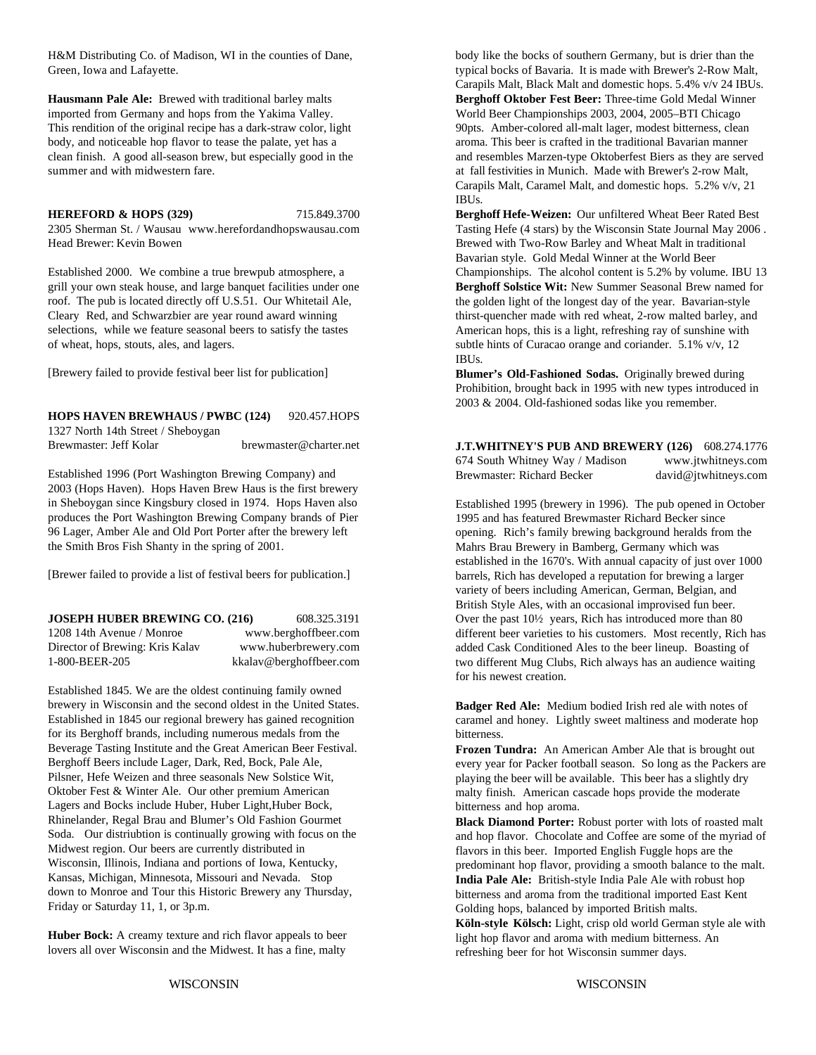H&M Distributing Co. of Madison, WI in the counties of Dane, Green, Iowa and Lafayette.

**Hausmann Pale Ale:** Brewed with traditional barley malts imported from Germany and hops from the Yakima Valley. This rendition of the original recipe has a dark-straw color, light body, and noticeable hop flavor to tease the palate, yet has a clean finish. A good all-season brew, but especially good in the summer and with midwestern fare.

**HEREFORD & HOPS (329)** 715.849.3700
2305 Sherman St. / Wausau www.herefordandhopswausau.com
Head Brewer: Kevin Bowen

Established 2000. We combine a true brewpub atmosphere, a grill your own steak house, and large banquet facilities under one roof. The pub is located directly off U.S.51. Our Whitetail Ale, Cleary Red, and Schwarzbier are year round award winning selections, while we feature seasonal beers to satisfy the tastes of wheat, hops, stouts, ales, and lagers.

[Brewery failed to provide festival beer list for publication]

**HOPS HAVEN BREWHAUS / PWBC (124)** 920.457.HOPS
1327 North 14th Street / Sheboygan
Brewmaster: Jeff Kolar brewmaster@charter.net

Established 1996 (Port Washington Brewing Company) and 2003 (Hops Haven). Hops Haven Brew Haus is the first brewery in Sheboygan since Kingsbury closed in 1974. Hops Haven also produces the Port Washington Brewing Company brands of Pier 96 Lager, Amber Ale and Old Port Porter after the brewery left the Smith Bros Fish Shanty in the spring of 2001.

[Brewer failed to provide a list of festival beers for publication.]

**JOSEPH HUBER BREWING CO. (216)** 608.325.3191
1208 14th Avenue / Monroe www.berghoffbeer.com
Director of Brewing: Kris Kalav www.huberbrewery.com
1-800-BEER-205 kkalav@berghoffbeer.com

Established 1845. We are the oldest continuing family owned brewery in Wisconsin and the second oldest in the United States. Established in 1845 our regional brewery has gained recognition for its Berghoff brands, including numerous medals from the Beverage Tasting Institute and the Great American Beer Festival. Berghoff Beers include Lager, Dark, Red, Bock, Pale Ale, Pilsner, Hefe Weizen and three seasonals New Solstice Wit, Oktober Fest & Winter Ale. Our other premium American Lagers and Bocks include Huber, Huber Light,Huber Bock, Rhinelander, Regal Brau and Blumer's Old Fashion Gourmet Soda. Our distriubtion is continually growing with focus on the Midwest region. Our beers are currently distributed in Wisconsin, Illinois, Indiana and portions of Iowa, Kentucky, Kansas, Michigan, Minnesota, Missouri and Nevada. Stop down to Monroe and Tour this Historic Brewery any Thursday, Friday or Saturday 11, 1, or 3p.m.

**Huber Bock:** A creamy texture and rich flavor appeals to beer lovers all over Wisconsin and the Midwest. It has a fine, malty body like the bocks of southern Germany, but is drier than the typical bocks of Bavaria. It is made with Brewer's 2-Row Malt, Carapils Malt, Black Malt and domestic hops. 5.4% v/v 24 IBUs.
**Berghoff Oktober Fest Beer:** Three-time Gold Medal Winner World Beer Championships 2003, 2004, 2005–BTI Chicago 90pts. Amber-colored all-malt lager, modest bitterness, clean aroma. This beer is crafted in the traditional Bavarian manner and resembles Marzen-type Oktoberfest Biers as they are served at fall festivities in Munich. Made with Brewer's 2-row Malt, Carapils Malt, Caramel Malt, and domestic hops. 5.2% v/v, 21 IBUs.
**Berghoff Hefe-Weizen:** Our unfiltered Wheat Beer Rated Best Tasting Hefe (4 stars) by the Wisconsin State Journal May 2006 . Brewed with Two-Row Barley and Wheat Malt in traditional Bavarian style. Gold Medal Winner at the World Beer Championships. The alcohol content is 5.2% by volume. IBU 13
**Berghoff Solstice Wit:** New Summer Seasonal Brew named for the golden light of the longest day of the year. Bavarian-style thirst-quencher made with red wheat, 2-row malted barley, and American hops, this is a light, refreshing ray of sunshine with subtle hints of Curacao orange and coriander. 5.1% v/v, 12 IBUs.
**Blumer's Old-Fashioned Sodas.** Originally brewed during Prohibition, brought back in 1995 with new types introduced in 2003 & 2004. Old-fashioned sodas like you remember.

**J.T.WHITNEY'S PUB AND BREWERY (126)** 608.274.1776
674 South Whitney Way / Madison www.jtwhitneys.com
Brewmaster: Richard Becker david@jtwhitneys.com

Established 1995 (brewery in 1996). The pub opened in October 1995 and has featured Brewmaster Richard Becker since opening. Rich's family brewing background heralds from the Mahrs Brau Brewery in Bamberg, Germany which was established in the 1670's. With annual capacity of just over 1000 barrels, Rich has developed a reputation for brewing a larger variety of beers including American, German, Belgian, and British Style Ales, with an occasional improvised fun beer. Over the past 10½ years, Rich has introduced more than 80 different beer varieties to his customers. Most recently, Rich has added Cask Conditioned Ales to the beer lineup. Boasting of two different Mug Clubs, Rich always has an audience waiting for his newest creation.

**Badger Red Ale:** Medium bodied Irish red ale with notes of caramel and honey. Lightly sweet maltiness and moderate hop bitterness.
**Frozen Tundra:** An American Amber Ale that is brought out every year for Packer football season. So long as the Packers are playing the beer will be available. This beer has a slightly dry malty finish. American cascade hops provide the moderate bitterness and hop aroma.
**Black Diamond Porter:** Robust porter with lots of roasted malt and hop flavor. Chocolate and Coffee are some of the myriad of flavors in this beer. Imported English Fuggle hops are the predominant hop flavor, providing a smooth balance to the malt.
**India Pale Ale:** British-style India Pale Ale with robust hop bitterness and aroma from the traditional imported East Kent Golding hops, balanced by imported British malts.
**Köln-style Kölsch:** Light, crisp old world German style ale with light hop flavor and aroma with medium bitterness. An refreshing beer for hot Wisconsin summer days.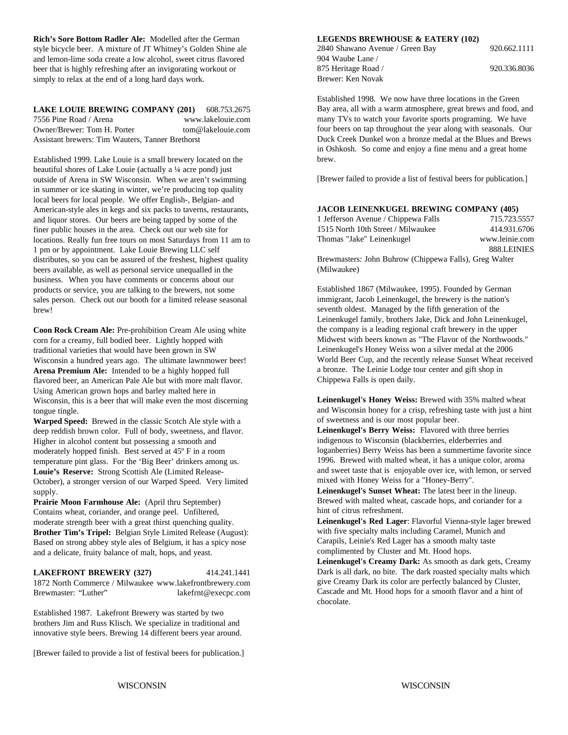**Rich's Sore Bottom Radler Ale:** Modelled after the German style bicycle beer. A mixture of JT Whitney's Golden Shine ale and lemon-lime soda create a low alcohol, sweet citrus flavored beer that is highly refreshing after an invigorating workout or simply to relax at the end of a long hard days work.

**LAKE LOUIE BREWING COMPANY (201)** 608.753.2675
7556 Pine Road / Arena www.lakelouie.com
Owner/Brewer: Tom H. Porter tom@lakelouie.com
Assistant brewers: Tim Wauters, Tanner Brethorst

Established 1999. Lake Louie is a small brewery located on the beautiful shores of Lake Louie (actually a ¼ acre pond) just outside of Arena in SW Wisconsin. When we aren't swimming in summer or ice skating in winter, we're producing top quality local beers for local people. We offer English-, Belgian- and American-style ales in kegs and six packs to taverns, restaurants, and liquor stores. Our beers are being tapped by some of the finer public houses in the area. Check out our web site for locations. Really fun free tours on most Saturdays from 11 am to 1 pm or by appointment. Lake Louie Brewing LLC self distributes, so you can be assured of the freshest, highest quality beers available, as well as personal service unequalled in the business. When you have comments or concerns about our products or service, you are talking to the brewers, not some sales person. Check out our booth for a limited release seasonal brew!

**Coon Rock Cream Ale:** Pre-prohibition Cream Ale using white corn for a creamy, full bodied beer. Lightly hopped with traditional varieties that would have been grown in SW Wisconsin a hundred years ago. The ultimate lawnmower beer!
**Arena Premium Ale:** Intended to be a highly hopped full flavored beer, an American Pale Ale but with more malt flavor. Using American grown hops and barley malted here in Wisconsin, this is a beer that will make even the most discerning tongue tingle.
**Warped Speed:** Brewed in the classic Scotch Ale style with a deep reddish brown color. Full of body, sweetness, and flavor. Higher in alcohol content but possessing a smooth and moderately hopped finish. Best served at 45º F in a room temperature pint glass. For the 'Big Beer' drinkers among us.
**Louie's Reserve:** Strong Scottish Ale (Limited Release- October), a stronger version of our Warped Speed. Very limited supply.
**Prairie Moon Farmhouse Ale:** (April thru September) Contains wheat, coriander, and orange peel. Unfiltered, moderate strength beer with a great thirst quenching quality.
**Brother Tim's Tripel:** Belgian Style Limited Release (August): Based on strong abbey style ales of Belgium, it has a spicy nose and a delicate, fruity balance of malt, hops, and yeast.

**LAKEFRONT BREWERY (327)** 414.241.1441
1872 North Commerce / Milwaukee www.lakefrontbrewery.com
Brewmaster: "Luther" lakefrnt@execpc.com

Established 1987. Lakefront Brewery was started by two brothers Jim and Russ Klisch. We specialize in traditional and innovative style beers. Brewing 14 different beers year around.

[Brewer failed to provide a list of festival beers for publication.]

**LEGENDS BREWHOUSE & EATERY (102)**
2840 Shawano Avenue / Green Bay 920.662.1111
904 Waube Lane /
875 Heritage Road / 920.336.8036
Brewer: Ken Novak

Established 1998. We now have three locations in the Green Bay area, all with a warm atmosphere, great brews and food, and many TVs to watch your favorite sports programing. We have four beers on tap throughout the year along with seasonals. Our Duck Creek Dunkel won a bronze medal at the Blues and Brews in Oshkosh. So come and enjoy a fine menu and a great home brew.

[Brewer failed to provide a list of festival beers for publication.]

**JACOB LEINENKUGEL BREWING COMPANY (405)**
1 Jefferson Avenue / Chippewa Falls 715.723.5557
1515 North 10th Street / Milwaukee 414.931.6706
Thomas "Jake" Leinenkugel www.leinie.com
888.LEINIES
Brewmasters: John Buhrow (Chippewa Falls), Greg Walter (Milwaukee)

Established 1867 (Milwaukee, 1995). Founded by German immigrant, Jacob Leinenkugel, the brewery is the nation's seventh oldest. Managed by the fifth generation of the Leinenkugel family, brothers Jake, Dick and John Leinenkugel, the company is a leading regional craft brewery in the upper Midwest with beers known as "The Flavor of the Northwoods." Leinenkugel's Honey Weiss won a silver medal at the 2006 World Beer Cup, and the recently release Sunset Wheat received a bronze. The Leinie Lodge tour center and gift shop in Chippewa Falls is open daily.

**Leinenkugel's Honey Weiss:** Brewed with 35% malted wheat and Wisconsin honey for a crisp, refreshing taste with just a hint of sweetness and is our most popular beer.
**Leinenkugel's Berry Weiss:** Flavored with three berries indigenous to Wisconsin (blackberries, elderberries and loganberries) Berry Weiss has been a summertime favorite since 1996. Brewed with malted wheat, it has a unique color, aroma and sweet taste that is enjoyable over ice, with lemon, or served mixed with Honey Weiss for a "Honey-Berry".
**Leinenkugel's Sunset Wheat:** The latest beer in the lineup. Brewed with malted wheat, cascade hops, and coriander for a hint of citrus refreshment.
**Leinenkugel's Red Lager**: Flavorful Vienna-style lager brewed with five specialty malts including Caramel, Munich and Carapils, Leinie's Red Lager has a smooth malty taste complimented by Cluster and Mt. Hood hops.
**Leinenkugel's Creamy Dark:** As smooth as dark gets, Creamy Dark is all dark, no bite. The dark roasted specialty malts which give Creamy Dark its color are perfectly balanced by Cluster, Cascade and Mt. Hood hops for a smooth flavor and a hint of chocolate.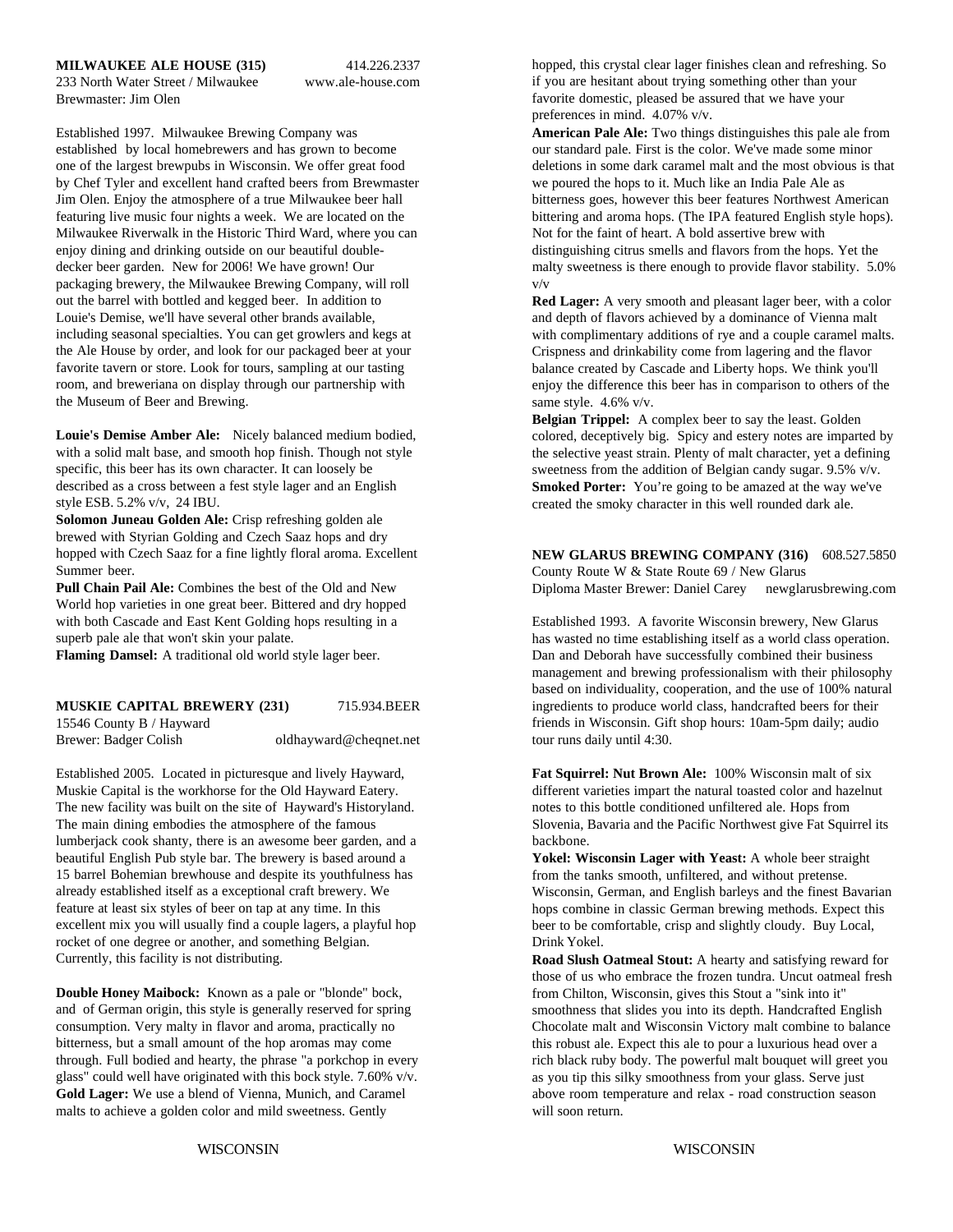**MILWAUKEE ALE HOUSE (315)** 414.226.2337
233 North Water Street / Milwaukee www.ale-house.com
Brewmaster: Jim Olen

Established 1997. Milwaukee Brewing Company was established by local homebrewers and has grown to become one of the largest brewpubs in Wisconsin. We offer great food by Chef Tyler and excellent hand crafted beers from Brewmaster Jim Olen. Enjoy the atmosphere of a true Milwaukee beer hall featuring live music four nights a week. We are located on the Milwaukee Riverwalk in the Historic Third Ward, where you can enjoy dining and drinking outside on our beautiful double-decker beer garden. New for 2006! We have grown! Our packaging brewery, the Milwaukee Brewing Company, will roll out the barrel with bottled and kegged beer. In addition to Louie's Demise, we'll have several other brands available, including seasonal specialties. You can get growlers and kegs at the Ale House by order, and look for our packaged beer at your favorite tavern or store. Look for tours, sampling at our tasting room, and breweriana on display through our partnership with the Museum of Beer and Brewing.

**Louie's Demise Amber Ale:** Nicely balanced medium bodied, with a solid malt base, and smooth hop finish. Though not style specific, this beer has its own character. It can loosely be described as a cross between a fest style lager and an English style ESB. 5.2% v/v, 24 IBU.
**Solomon Juneau Golden Ale:** Crisp refreshing golden ale brewed with Styrian Golding and Czech Saaz hops and dry hopped with Czech Saaz for a fine lightly floral aroma. Excellent Summer beer.
**Pull Chain Pail Ale:** Combines the best of the Old and New World hop varieties in one great beer. Bittered and dry hopped with both Cascade and East Kent Golding hops resulting in a superb pale ale that won't skin your palate.
**Flaming Damsel:** A traditional old world style lager beer.

**MUSKIE CAPITAL BREWERY (231)** 715.934.BEER
15546 County B / Hayward
Brewer: Badger Colish oldhayward@cheqnet.net

Established 2005. Located in picturesque and lively Hayward, Muskie Capital is the workhorse for the Old Hayward Eatery. The new facility was built on the site of Hayward's Historyland. The main dining embodies the atmosphere of the famous lumberjack cook shanty, there is an awesome beer garden, and a beautiful English Pub style bar. The brewery is based around a 15 barrel Bohemian brewhouse and despite its youthfulness has already established itself as a exceptional craft brewery. We feature at least six styles of beer on tap at any time. In this excellent mix you will usually find a couple lagers, a playful hop rocket of one degree or another, and something Belgian. Currently, this facility is not distributing.

**Double Honey Maibock:** Known as a pale or "blonde" bock, and of German origin, this style is generally reserved for spring consumption. Very malty in flavor and aroma, practically no bitterness, but a small amount of the hop aromas may come through. Full bodied and hearty, the phrase "a porkchop in every glass" could well have originated with this bock style. 7.60% v/v.
**Gold Lager:** We use a blend of Vienna, Munich, and Caramel malts to achieve a golden color and mild sweetness. Gently hopped, this crystal clear lager finishes clean and refreshing. So if you are hesitant about trying something other than your favorite domestic, pleased be assured that we have your preferences in mind. 4.07% v/v.
**American Pale Ale:** Two things distinguishes this pale ale from our standard pale. First is the color. We've made some minor deletions in some dark caramel malt and the most obvious is that we poured the hops to it. Much like an India Pale Ale as bitterness goes, however this beer features Northwest American bittering and aroma hops. (The IPA featured English style hops). Not for the faint of heart. A bold assertive brew with distinguishing citrus smells and flavors from the hops. Yet the malty sweetness is there enough to provide flavor stability. 5.0% v/v
**Red Lager:** A very smooth and pleasant lager beer, with a color and depth of flavors achieved by a dominance of Vienna malt with complimentary additions of rye and a couple caramel malts. Crispness and drinkability come from lagering and the flavor balance created by Cascade and Liberty hops. We think you'll enjoy the difference this beer has in comparison to others of the same style. 4.6% v/v.
**Belgian Trippel:** A complex beer to say the least. Golden colored, deceptively big. Spicy and estery notes are imparted by the selective yeast strain. Plenty of malt character, yet a defining sweetness from the addition of Belgian candy sugar. 9.5% v/v.
**Smoked Porter:** You're going to be amazed at the way we've created the smoky character in this well rounded dark ale.

**NEW GLARUS BREWING COMPANY (316)** 608.527.5850
County Route W & State Route 69 / New Glarus
Diploma Master Brewer: Daniel Carey newglarusbrewing.com

Established 1993. A favorite Wisconsin brewery, New Glarus has wasted no time establishing itself as a world class operation. Dan and Deborah have successfully combined their business management and brewing professionalism with their philosophy based on individuality, cooperation, and the use of 100% natural ingredients to produce world class, handcrafted beers for their friends in Wisconsin. Gift shop hours: 10am-5pm daily; audio tour runs daily until 4:30.

**Fat Squirrel: Nut Brown Ale:** 100% Wisconsin malt of six different varieties impart the natural toasted color and hazelnut notes to this bottle conditioned unfiltered ale. Hops from Slovenia, Bavaria and the Pacific Northwest give Fat Squirrel its backbone.
**Yokel: Wisconsin Lager with Yeast:** A whole beer straight from the tanks smooth, unfiltered, and without pretense. Wisconsin, German, and English barleys and the finest Bavarian hops combine in classic German brewing methods. Expect this beer to be comfortable, crisp and slightly cloudy. Buy Local, Drink Yokel.
**Road Slush Oatmeal Stout:** A hearty and satisfying reward for those of us who embrace the frozen tundra. Uncut oatmeal fresh from Chilton, Wisconsin, gives this Stout a "sink into it" smoothness that slides you into its depth. Handcrafted English Chocolate malt and Wisconsin Victory malt combine to balance this robust ale. Expect this ale to pour a luxurious head over a rich black ruby body. The powerful malt bouquet will greet you as you tip this silky smoothness from your glass. Serve just above room temperature and relax - road construction season will soon return.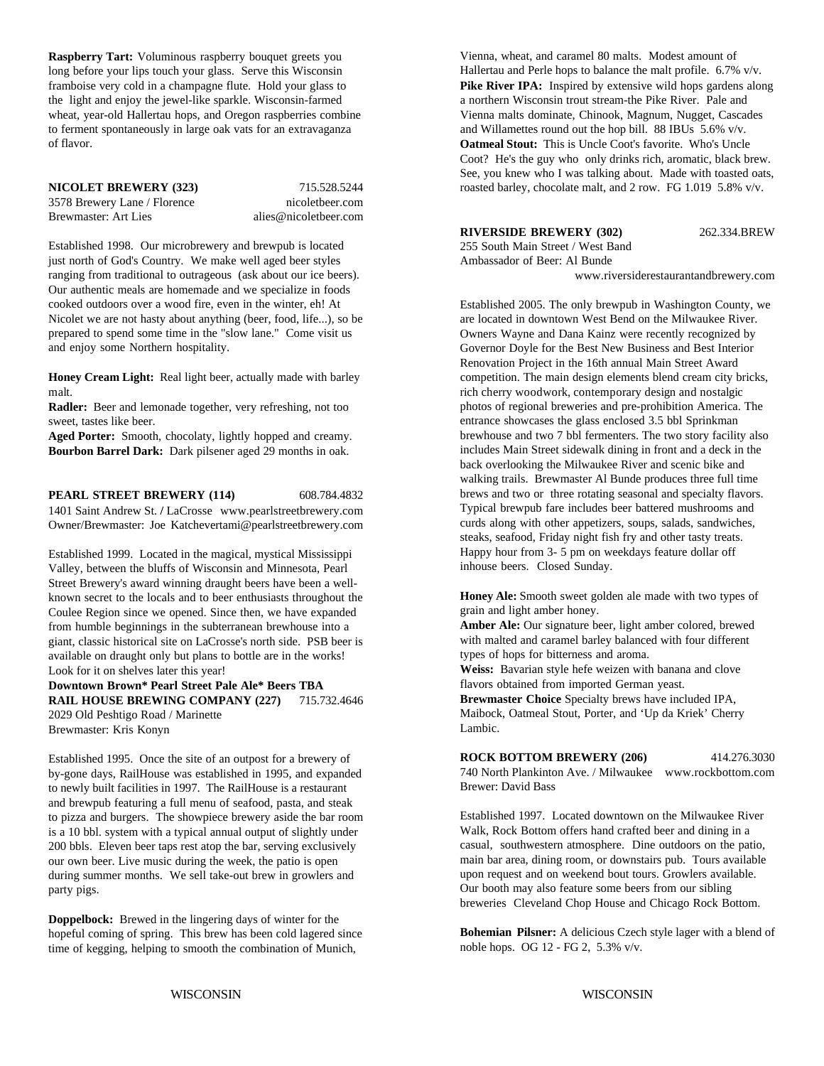**Raspberry Tart:** Voluminous raspberry bouquet greets you long before your lips touch your glass. Serve this Wisconsin framboise very cold in a champagne flute. Hold your glass to the light and enjoy the jewel-like sparkle. Wisconsin-farmed wheat, year-old Hallertau hops, and Oregon raspberries combine to ferment spontaneously in large oak vats for an extravaganza of flavor.

**NICOLET BREWERY (323)** 715.528.5244
3578 Brewery Lane / Florence nicoletbeer.com
Brewmaster: Art Lies alies@nicoletbeer.com

Established 1998. Our microbrewery and brewpub is located just north of God's Country. We make well aged beer styles ranging from traditional to outrageous (ask about our ice beers). Our authentic meals are homemade and we specialize in foods cooked outdoors over a wood fire, even in the winter, eh! At Nicolet we are not hasty about anything (beer, food, life...), so be prepared to spend some time in the "slow lane." Come visit us and enjoy some Northern hospitality.

**Honey Cream Light:** Real light beer, actually made with barley malt.
**Radler:** Beer and lemonade together, very refreshing, not too sweet, tastes like beer.
**Aged Porter:** Smooth, chocolaty, lightly hopped and creamy.
**Bourbon Barrel Dark:** Dark pilsener aged 29 months in oak.

**PEARL STREET BREWERY (114)** 608.784.4832
1401 Saint Andrew St. / LaCrosse www.pearlstreetbrewery.com
Owner/Brewmaster: Joe Katchevertami@pearlstreetbrewery.com

Established 1999. Located in the magical, mystical Mississippi Valley, between the bluffs of Wisconsin and Minnesota, Pearl Street Brewery's award winning draught beers have been a well-known secret to the locals and to beer enthusiasts throughout the Coulee Region since we opened. Since then, we have expanded from humble beginnings in the subterranean brewhouse into a giant, classic historical site on LaCrosse's north side. PSB beer is available on draught only but plans to bottle are in the works! Look for it on shelves later this year!
**Downtown Brown* Pearl Street Pale Ale* Beers TBA**

**RAIL HOUSE BREWING COMPANY (227)** 715.732.4646
2029 Old Peshtigo Road / Marinette
Brewmaster: Kris Konyn

Established 1995. Once the site of an outpost for a brewery of by-gone days, RailHouse was established in 1995, and expanded to newly built facilities in 1997. The RailHouse is a restaurant and brewpub featuring a full menu of seafood, pasta, and steak to pizza and burgers. The showpiece brewery aside the bar room is a 10 bbl. system with a typical annual output of slightly under 200 bbls. Eleven beer taps rest atop the bar, serving exclusively our own beer. Live music during the week, the patio is open during summer months. We sell take-out brew in growlers and party pigs.

**Doppelbock:** Brewed in the lingering days of winter for the hopeful coming of spring. This brew has been cold lagered since time of kegging, helping to smooth the combination of Munich, Vienna, wheat, and caramel 80 malts. Modest amount of Hallertau and Perle hops to balance the malt profile. 6.7% v/v.
**Pike River IPA:** Inspired by extensive wild hops gardens along a northern Wisconsin trout stream-the Pike River. Pale and Vienna malts dominate, Chinook, Magnum, Nugget, Cascades and Willamettes round out the hop bill. 88 IBUs 5.6% v/v.
**Oatmeal Stout:** This is Uncle Coot's favorite. Who's Uncle Coot? He's the guy who only drinks rich, aromatic, black brew. See, you knew who I was talking about. Made with toasted oats, roasted barley, chocolate malt, and 2 row. FG 1.019 5.8% v/v.

**RIVERSIDE BREWERY (302)** 262.334.BREW
255 South Main Street / West Band
Ambassador of Beer: Al Bunde
www.riversiderestaurantandbrewery.com

Established 2005. The only brewpub in Washington County, we are located in downtown West Bend on the Milwaukee River. Owners Wayne and Dana Kainz were recently recognized by Governor Doyle for the Best New Business and Best Interior Renovation Project in the 16th annual Main Street Award competition. The main design elements blend cream city bricks, rich cherry woodwork, contemporary design and nostalgic photos of regional breweries and pre-prohibition America. The entrance showcases the glass enclosed 3.5 bbl Sprinkman brewhouse and two 7 bbl fermenters. The two story facility also includes Main Street sidewalk dining in front and a deck in the back overlooking the Milwaukee River and scenic bike and walking trails. Brewmaster Al Bunde produces three full time brews and two or three rotating seasonal and specialty flavors. Typical brewpub fare includes beer battered mushrooms and curds along with other appetizers, soups, salads, sandwiches, steaks, seafood, Friday night fish fry and other tasty treats. Happy hour from 3- 5 pm on weekdays feature dollar off inhouse beers. Closed Sunday.

**Honey Ale:** Smooth sweet golden ale made with two types of grain and light amber honey.
**Amber Ale:** Our signature beer, light amber colored, brewed with malted and caramel barley balanced with four different types of hops for bitterness and aroma.
**Weiss:** Bavarian style hefe weizen with banana and clove flavors obtained from imported German yeast.
**Brewmaster Choice** Specialty brews have included IPA, Maibock, Oatmeal Stout, Porter, and 'Up da Kriek' Cherry Lambic.

**ROCK BOTTOM BREWERY (206)** 414.276.3030
740 North Plankinton Ave. / Milwaukee www.rockbottom.com
Brewer: David Bass

Established 1997. Located downtown on the Milwaukee River Walk, Rock Bottom offers hand crafted beer and dining in a casual, southwestern atmosphere. Dine outdoors on the patio, main bar area, dining room, or downstairs pub. Tours available upon request and on weekend bout tours. Growlers available. Our booth may also feature some beers from our sibling breweries Cleveland Chop House and Chicago Rock Bottom.

**Bohemian Pilsner:** A delicious Czech style lager with a blend of noble hops. OG 12 - FG 2, 5.3% v/v.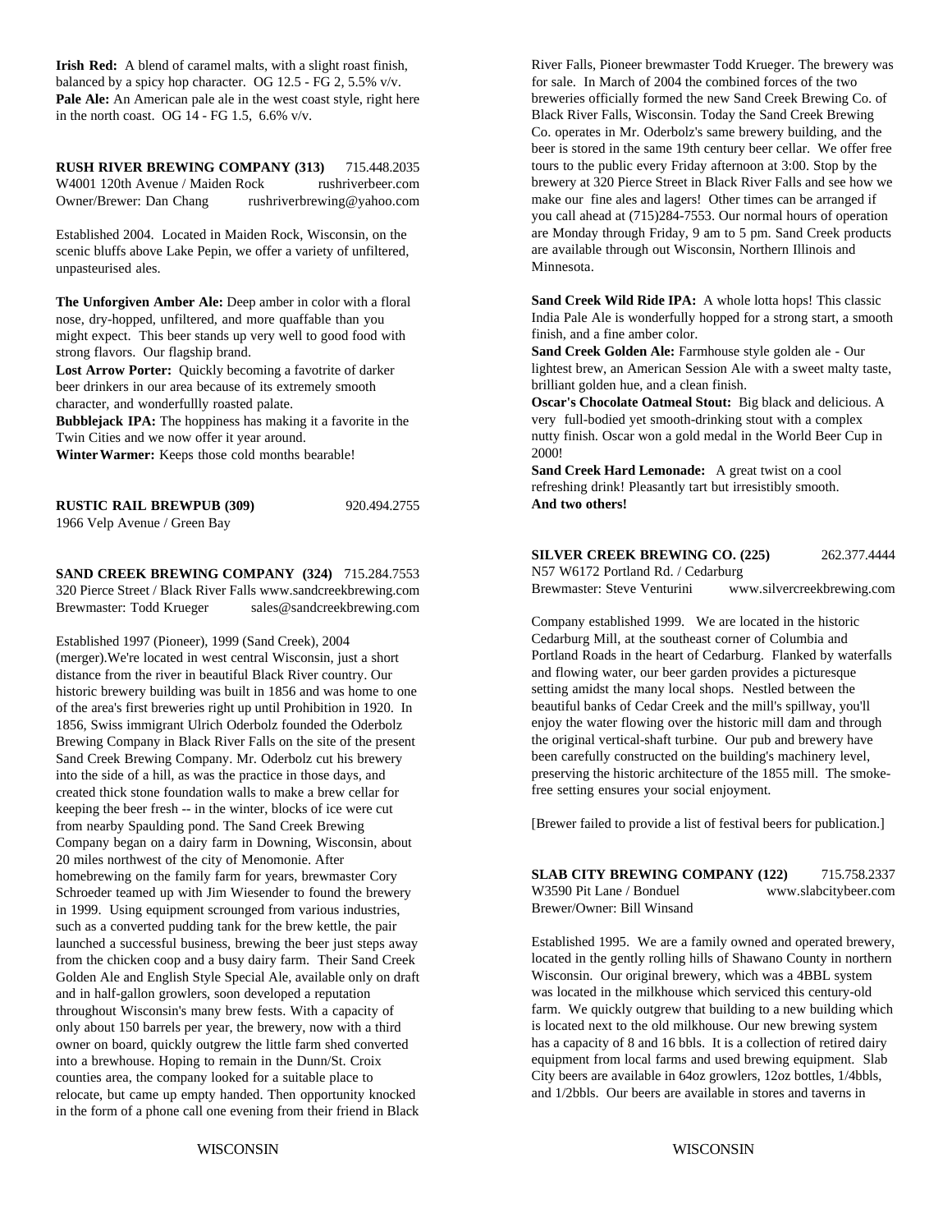**Irish Red:** A blend of caramel malts, with a slight roast finish, balanced by a spicy hop character. OG 12.5 - FG 2, 5.5% v/v.
**Pale Ale:** An American pale ale in the west coast style, right here in the north coast. OG 14 - FG 1.5, 6.6% v/v.

**RUSH RIVER BREWING COMPANY (313)** 715.448.2035
W4001 120th Avenue / Maiden Rock rushriverbeer.com
Owner/Brewer: Dan Chang rushriverbrewing@yahoo.com

Established 2004. Located in Maiden Rock, Wisconsin, on the scenic bluffs above Lake Pepin, we offer a variety of unfiltered, unpasteurised ales.

**The Unforgiven Amber Ale:** Deep amber in color with a floral nose, dry-hopped, unfiltered, and more quaffable than you might expect. This beer stands up very well to good food with strong flavors. Our flagship brand.
**Lost Arrow Porter:** Quickly becoming a favotrite of darker beer drinkers in our area because of its extremely smooth character, and wonderfullly roasted palate.
**Bubblejack IPA:** The hoppiness has making it a favorite in the Twin Cities and we now offer it year around.
**Winter Warmer:** Keeps those cold months bearable!

**RUSTIC RAIL BREWPUB (309)** 920.494.2755
1966 Velp Avenue / Green Bay

**SAND CREEK BREWING COMPANY (324)** 715.284.7553
320 Pierce Street / Black River Falls www.sandcreekbrewing.com
Brewmaster: Todd Krueger sales@sandcreekbrewing.com

Established 1997 (Pioneer), 1999 (Sand Creek), 2004 (merger).We're located in west central Wisconsin, just a short distance from the river in beautiful Black River country. Our historic brewery building was built in 1856 and was home to one of the area's first breweries right up until Prohibition in 1920. In 1856, Swiss immigrant Ulrich Oderbolz founded the Oderbolz Brewing Company in Black River Falls on the site of the present Sand Creek Brewing Company. Mr. Oderbolz cut his brewery into the side of a hill, as was the practice in those days, and created thick stone foundation walls to make a brew cellar for keeping the beer fresh -- in the winter, blocks of ice were cut from nearby Spaulding pond. The Sand Creek Brewing Company began on a dairy farm in Downing, Wisconsin, about 20 miles northwest of the city of Menomonie. After homebrewing on the family farm for years, brewmaster Cory Schroeder teamed up with Jim Wiesender to found the brewery in 1999. Using equipment scrounged from various industries, such as a converted pudding tank for the brew kettle, the pair launched a successful business, brewing the beer just steps away from the chicken coop and a busy dairy farm. Their Sand Creek Golden Ale and English Style Special Ale, available only on draft and in half-gallon growlers, soon developed a reputation throughout Wisconsin's many brew fests. With a capacity of only about 150 barrels per year, the brewery, now with a third owner on board, quickly outgrew the little farm shed converted into a brewhouse. Hoping to remain in the Dunn/St. Croix counties area, the company looked for a suitable place to relocate, but came up empty handed. Then opportunity knocked in the form of a phone call one evening from their friend in Black River Falls, Pioneer brewmaster Todd Krueger. The brewery was for sale. In March of 2004 the combined forces of the two breweries officially formed the new Sand Creek Brewing Co. of Black River Falls, Wisconsin. Today the Sand Creek Brewing Co. operates in Mr. Oderbolz's same brewery building, and the beer is stored in the same 19th century beer cellar. We offer free tours to the public every Friday afternoon at 3:00. Stop by the brewery at 320 Pierce Street in Black River Falls and see how we make our fine ales and lagers! Other times can be arranged if you call ahead at (715)284-7553. Our normal hours of operation are Monday through Friday, 9 am to 5 pm. Sand Creek products are available through out Wisconsin, Northern Illinois and Minnesota.

**Sand Creek Wild Ride IPA:** A whole lotta hops! This classic India Pale Ale is wonderfully hopped for a strong start, a smooth finish, and a fine amber color.
**Sand Creek Golden Ale:** Farmhouse style golden ale - Our lightest brew, an American Session Ale with a sweet malty taste, brilliant golden hue, and a clean finish.
**Oscar's Chocolate Oatmeal Stout:** Big black and delicious. A very full-bodied yet smooth-drinking stout with a complex nutty finish. Oscar won a gold medal in the World Beer Cup in 2000!
**Sand Creek Hard Lemonade:** A great twist on a cool refreshing drink! Pleasantly tart but irresistibly smooth.
**And two others!**

**SILVER CREEK BREWING CO. (225)** 262.377.4444
N57 W6172 Portland Rd. / Cedarburg
Brewmaster: Steve Venturini www.silvercreekbrewing.com

Company established 1999. We are located in the historic Cedarburg Mill, at the southeast corner of Columbia and Portland Roads in the heart of Cedarburg. Flanked by waterfalls and flowing water, our beer garden provides a picturesque setting amidst the many local shops. Nestled between the beautiful banks of Cedar Creek and the mill's spillway, you'll enjoy the water flowing over the historic mill dam and through the original vertical-shaft turbine. Our pub and brewery have been carefully constructed on the building's machinery level, preserving the historic architecture of the 1855 mill. The smoke-free setting ensures your social enjoyment.

[Brewer failed to provide a list of festival beers for publication.]

**SLAB CITY BREWING COMPANY (122)** 715.758.2337
W3590 Pit Lane / Bonduel www.slabcitybeer.com
Brewer/Owner: Bill Winsand

Established 1995. We are a family owned and operated brewery, located in the gently rolling hills of Shawano County in northern Wisconsin. Our original brewery, which was a 4BBL system was located in the milkhouse which serviced this century-old farm. We quickly outgrew that building to a new building which is located next to the old milkhouse. Our new brewing system has a capacity of 8 and 16 bbls. It is a collection of retired dairy equipment from local farms and used brewing equipment. Slab City beers are available in 64oz growlers, 12oz bottles, 1/4bbls, and 1/2bbls. Our beers are available in stores and taverns in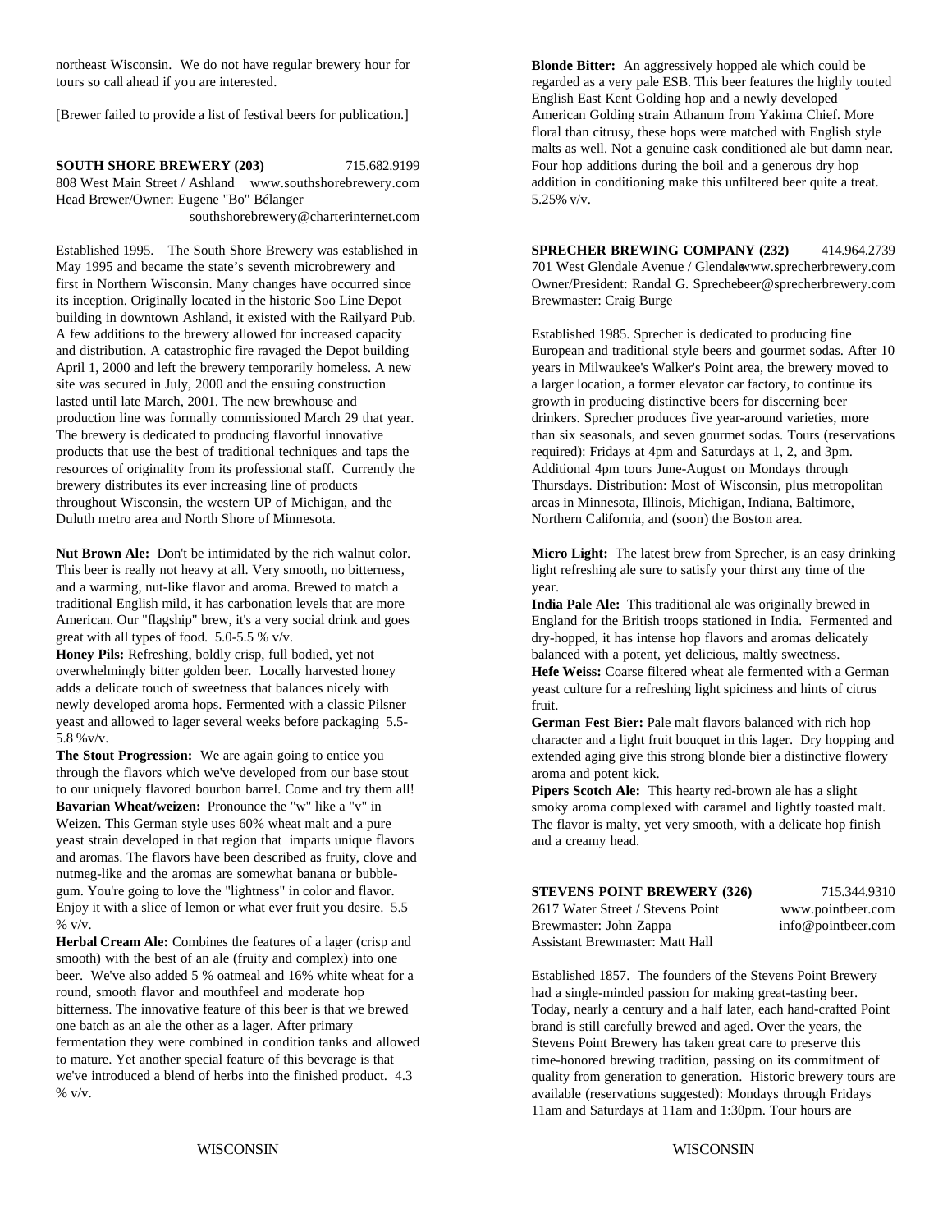northeast Wisconsin. We do not have regular brewery hour for tours so call ahead if you are interested.

[Brewer failed to provide a list of festival beers for publication.]

**SOUTH SHORE BREWERY (203)** 715.682.9199
808 West Main Street / Ashland www.southshorebrewery.com
Head Brewer/Owner: Eugene "Bo" Bélanger
southshorebrewery@charterinternet.com

Established 1995. The South Shore Brewery was established in May 1995 and became the state's seventh microbrewery and first in Northern Wisconsin. Many changes have occurred since its inception. Originally located in the historic Soo Line Depot building in downtown Ashland, it existed with the Railyard Pub. A few additions to the brewery allowed for increased capacity and distribution. A catastrophic fire ravaged the Depot building April 1, 2000 and left the brewery temporarily homeless. A new site was secured in July, 2000 and the ensuing construction lasted until late March, 2001. The new brewhouse and production line was formally commissioned March 29 that year. The brewery is dedicated to producing flavorful innovative products that use the best of traditional techniques and taps the resources of originality from its professional staff. Currently the brewery distributes its ever increasing line of products throughout Wisconsin, the western UP of Michigan, and the Duluth metro area and North Shore of Minnesota.

**Nut Brown Ale:** Don't be intimidated by the rich walnut color. This beer is really not heavy at all. Very smooth, no bitterness, and a warming, nut-like flavor and aroma. Brewed to match a traditional English mild, it has carbonation levels that are more American. Our "flagship" brew, it's a very social drink and goes great with all types of food. 5.0-5.5 % v/v.
**Honey Pils:** Refreshing, boldly crisp, full bodied, yet not overwhelmingly bitter golden beer. Locally harvested honey adds a delicate touch of sweetness that balances nicely with newly developed aroma hops. Fermented with a classic Pilsner yeast and allowed to lager several weeks before packaging 5.5-5.8 %v/v.
**The Stout Progression:** We are again going to entice you through the flavors which we've developed from our base stout to our uniquely flavored bourbon barrel. Come and try them all!
**Bavarian Wheat/weizen:** Pronounce the "w" like a "v" in Weizen. This German style uses 60% wheat malt and a pure yeast strain developed in that region that imparts unique flavors and aromas. The flavors have been described as fruity, clove and nutmeg-like and the aromas are somewhat banana or bubble-gum. You're going to love the "lightness" in color and flavor. Enjoy it with a slice of lemon or what ever fruit you desire. 5.5 % v/v.
**Herbal Cream Ale:** Combines the features of a lager (crisp and smooth) with the best of an ale (fruity and complex) into one beer. We've also added 5 % oatmeal and 16% white wheat for a round, smooth flavor and mouthfeel and moderate hop bitterness. The innovative feature of this beer is that we brewed one batch as an ale the other as a lager. After primary fermentation they were combined in condition tanks and allowed to mature. Yet another special feature of this beverage is that we've introduced a blend of herbs into the finished product. 4.3 % v/v.
**Blonde Bitter:** An aggressively hopped ale which could be regarded as a very pale ESB. This beer features the highly touted English East Kent Golding hop and a newly developed American Golding strain Athanum from Yakima Chief. More floral than citrusy, these hops were matched with English style malts as well. Not a genuine cask conditioned ale but damn near. Four hop additions during the boil and a generous dry hop addition in conditioning make this unfiltered beer quite a treat. 5.25% v/v.

**SPRECHER BREWING COMPANY (232)** 414.964.2739
701 West Glendale Avenue / Glendale www.sprecherbrewery.com
Owner/President: Randal G. Sprecher beer@sprecherbrewery.com
Brewmaster: Craig Burge

Established 1985. Sprecher is dedicated to producing fine European and traditional style beers and gourmet sodas. After 10 years in Milwaukee's Walker's Point area, the brewery moved to a larger location, a former elevator car factory, to continue its growth in producing distinctive beers for discerning beer drinkers. Sprecher produces five year-around varieties, more than six seasonals, and seven gourmet sodas. Tours (reservations required): Fridays at 4pm and Saturdays at 1, 2, and 3pm. Additional 4pm tours June-August on Mondays through Thursdays. Distribution: Most of Wisconsin, plus metropolitan areas in Minnesota, Illinois, Michigan, Indiana, Baltimore, Northern California, and (soon) the Boston area.

**Micro Light:** The latest brew from Sprecher, is an easy drinking light refreshing ale sure to satisfy your thirst any time of the year.
**India Pale Ale:** This traditional ale was originally brewed in England for the British troops stationed in India. Fermented and dry-hopped, it has intense hop flavors and aromas delicately balanced with a potent, yet delicious, maltly sweetness.
**Hefe Weiss:** Coarse filtered wheat ale fermented with a German yeast culture for a refreshing light spiciness and hints of citrus fruit.
**German Fest Bier:** Pale malt flavors balanced with rich hop character and a light fruit bouquet in this lager. Dry hopping and extended aging give this strong blonde bier a distinctive flowery aroma and potent kick.
**Pipers Scotch Ale:** This hearty red-brown ale has a slight smoky aroma complexed with caramel and lightly toasted malt. The flavor is malty, yet very smooth, with a delicate hop finish and a creamy head.

**STEVENS POINT BREWERY (326)** 715.344.9310
2617 Water Street / Stevens Point www.pointbeer.com
Brewmaster: John Zappa info@pointbeer.com
Assistant Brewmaster: Matt Hall

Established 1857. The founders of the Stevens Point Brewery had a single-minded passion for making great-tasting beer. Today, nearly a century and a half later, each hand-crafted Point brand is still carefully brewed and aged. Over the years, the Stevens Point Brewery has taken great care to preserve this time-honored brewing tradition, passing on its commitment of quality from generation to generation. Historic brewery tours are available (reservations suggested): Mondays through Fridays 11am and Saturdays at 11am and 1:30pm. Tour hours are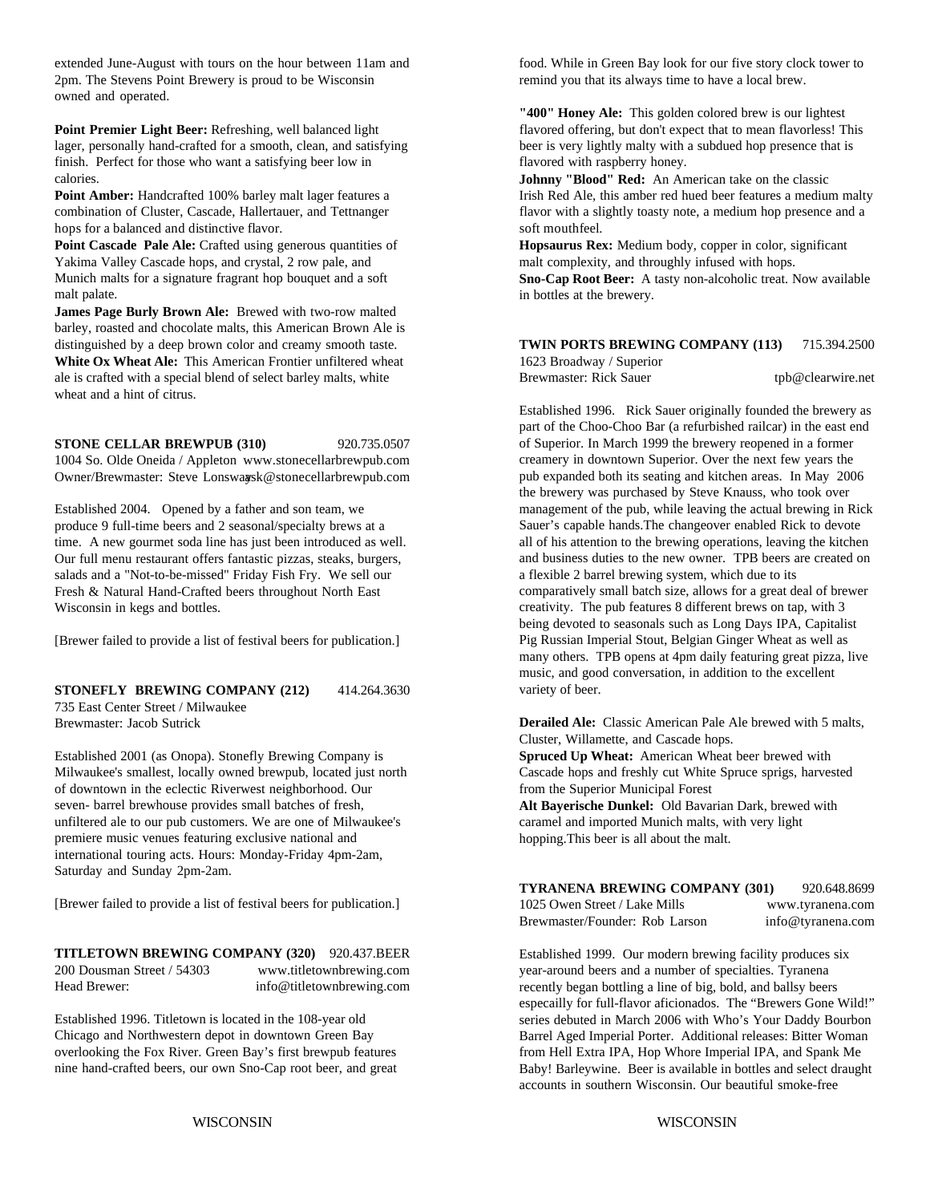extended June-August with tours on the hour between 11am and 2pm. The Stevens Point Brewery is proud to be Wisconsin owned and operated.

**Point Premier Light Beer:** Refreshing, well balanced light lager, personally hand-crafted for a smooth, clean, and satisfying finish. Perfect for those who want a satisfying beer low in calories.
**Point Amber:** Handcrafted 100% barley malt lager features a combination of Cluster, Cascade, Hallertauer, and Tettnanger hops for a balanced and distinctive flavor.
**Point Cascade Pale Ale:** Crafted using generous quantities of Yakima Valley Cascade hops, and crystal, 2 row pale, and Munich malts for a signature fragrant hop bouquet and a soft malt palate.
**James Page Burly Brown Ale:** Brewed with two-row malted barley, roasted and chocolate malts, this American Brown Ale is distinguished by a deep brown color and creamy smooth taste.
**White Ox Wheat Ale:** This American Frontier unfiltered wheat ale is crafted with a special blend of select barley malts, white wheat and a hint of citrus.

**STONE CELLAR BREWPUB (310)** 920.735.0507
1004 So. Olde Oneida / Appleton www.stonecellarbrewpub.com
Owner/Brewmaster: Steve Lonsway sk@stonecellarbrewpub.com

Established 2004. Opened by a father and son team, we produce 9 full-time beers and 2 seasonal/specialty brews at a time. A new gourmet soda line has just been introduced as well. Our full menu restaurant offers fantastic pizzas, steaks, burgers, salads and a "Not-to-be-missed" Friday Fish Fry. We sell our Fresh & Natural Hand-Crafted beers throughout North East Wisconsin in kegs and bottles.

[Brewer failed to provide a list of festival beers for publication.]

**STONEFLY BREWING COMPANY (212)** 414.264.3630
735 East Center Street / Milwaukee
Brewmaster: Jacob Sutrick

Established 2001 (as Onopa). Stonefly Brewing Company is Milwaukee's smallest, locally owned brewpub, located just north of downtown in the eclectic Riverwest neighborhood. Our seven- barrel brewhouse provides small batches of fresh, unfiltered ale to our pub customers. We are one of Milwaukee's premiere music venues featuring exclusive national and international touring acts. Hours: Monday-Friday 4pm-2am, Saturday and Sunday 2pm-2am.

[Brewer failed to provide a list of festival beers for publication.]

**TITLETOWN BREWING COMPANY (320)** 920.437.BEER
200 Dousman Street / 54303 www.titletownbrewing.com
Head Brewer: info@titletownbrewing.com

Established 1996. Titletown is located in the 108-year old Chicago and Northwestern depot in downtown Green Bay overlooking the Fox River. Green Bay's first brewpub features nine hand-crafted beers, our own Sno-Cap root beer, and great food. While in Green Bay look for our five story clock tower to remind you that its always time to have a local brew.

**"400" Honey Ale:** This golden colored brew is our lightest flavored offering, but don't expect that to mean flavorless! This beer is very lightly malty with a subdued hop presence that is flavored with raspberry honey.
**Johnny "Blood" Red:** An American take on the classic Irish Red Ale, this amber red hued beer features a medium malty flavor with a slightly toasty note, a medium hop presence and a soft mouthfeel.
**Hopsaurus Rex:** Medium body, copper in color, significant malt complexity, and throughly infused with hops.
**Sno-Cap Root Beer:** A tasty non-alcoholic treat. Now available in bottles at the brewery.

**TWIN PORTS BREWING COMPANY (113)** 715.394.2500
1623 Broadway / Superior
Brewmaster: Rick Sauer tpb@clearwire.net

Established 1996. Rick Sauer originally founded the brewery as part of the Choo-Choo Bar (a refurbished railcar) in the east end of Superior. In March 1999 the brewery reopened in a former creamery in downtown Superior. Over the next few years the pub expanded both its seating and kitchen areas. In May 2006 the brewery was purchased by Steve Knauss, who took over management of the pub, while leaving the actual brewing in Rick Sauer's capable hands.The changeover enabled Rick to devote all of his attention to the brewing operations, leaving the kitchen and business duties to the new owner. TPB beers are created on a flexible 2 barrel brewing system, which due to its comparatively small batch size, allows for a great deal of brewer creativity. The pub features 8 different brews on tap, with 3 being devoted to seasonals such as Long Days IPA, Capitalist Pig Russian Imperial Stout, Belgian Ginger Wheat as well as many others. TPB opens at 4pm daily featuring great pizza, live music, and good conversation, in addition to the excellent variety of beer.

**Derailed Ale:** Classic American Pale Ale brewed with 5 malts, Cluster, Willamette, and Cascade hops.
**Spruced Up Wheat:** American Wheat beer brewed with Cascade hops and freshly cut White Spruce sprigs, harvested from the Superior Municipal Forest
**Alt Bayerische Dunkel:** Old Bavarian Dark, brewed with caramel and imported Munich malts, with very light hopping.This beer is all about the malt.

**TYRANENA BREWING COMPANY (301)** 920.648.8699
1025 Owen Street / Lake Mills www.tyranena.com
Brewmaster/Founder: Rob Larson info@tyranena.com

Established 1999. Our modern brewing facility produces six year-around beers and a number of specialties. Tyranena recently began bottling a line of big, bold, and ballsy beers especailly for full-flavor aficionados. The "Brewers Gone Wild!" series debuted in March 2006 with Who's Your Daddy Bourbon Barrel Aged Imperial Porter. Additional releases: Bitter Woman from Hell Extra IPA, Hop Whore Imperial IPA, and Spank Me Baby! Barleywine. Beer is available in bottles and select draught accounts in southern Wisconsin. Our beautiful smoke-free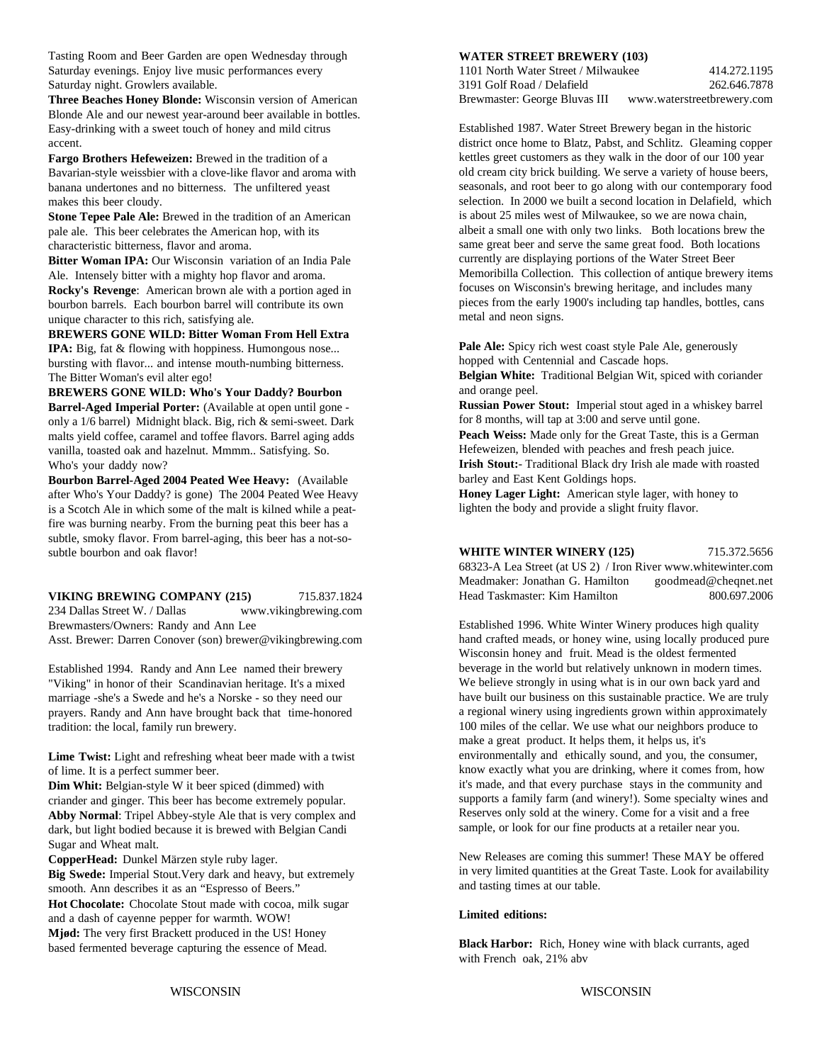Tasting Room and Beer Garden are open Wednesday through Saturday evenings. Enjoy live music performances every Saturday night. Growlers available.

**Three Beaches Honey Blonde:** Wisconsin version of American Blonde Ale and our newest year-around beer available in bottles. Easy-drinking with a sweet touch of honey and mild citrus accent.

**Fargo Brothers Hefeweizen:** Brewed in the tradition of a Bavarian-style weissbier with a clove-like flavor and aroma with banana undertones and no bitterness. The unfiltered yeast makes this beer cloudy.

**Stone Tepee Pale Ale:** Brewed in the tradition of an American pale ale. This beer celebrates the American hop, with its characteristic bitterness, flavor and aroma.

**Bitter Woman IPA:** Our Wisconsin variation of an India Pale Ale. Intensely bitter with a mighty hop flavor and aroma.

**Rocky's Revenge**: American brown ale with a portion aged in bourbon barrels. Each bourbon barrel will contribute its own unique character to this rich, satisfying ale.

**BREWERS GONE WILD: Bitter Woman From Hell Extra IPA:** Big, fat & flowing with hoppiness. Humongous nose... bursting with flavor... and intense mouth-numbing bitterness. The Bitter Woman's evil alter ego!

**BREWERS GONE WILD: Who's Your Daddy? Bourbon Barrel-Aged Imperial Porter:** (Available at open until gone - only a 1/6 barrel) Midnight black. Big, rich & semi-sweet. Dark malts yield coffee, caramel and toffee flavors. Barrel aging adds vanilla, toasted oak and hazelnut. Mmmm.. Satisfying. So. Who's your daddy now?

**Bourbon Barrel-Aged 2004 Peated Wee Heavy:** (Available after Who's Your Daddy? is gone) The 2004 Peated Wee Heavy is a Scotch Ale in which some of the malt is kilned while a peat-fire was burning nearby. From the burning peat this beer has a subtle, smoky flavor. From barrel-aging, this beer has a not-so-subtle bourbon and oak flavor!

## VIKING BREWING COMPANY (215)

715.837.1824
234 Dallas Street W. / Dallas www.vikingbrewing.com
Brewmasters/Owners: Randy and Ann Lee
Asst. Brewer: Darren Conover (son) brewer@vikingbrewing.com

Established 1994. Randy and Ann Lee named their brewery "Viking" in honor of their Scandinavian heritage. It's a mixed marriage -she's a Swede and he's a Norske - so they need our prayers. Randy and Ann have brought back that time-honored tradition: the local, family run brewery.

**Lime Twist:** Light and refreshing wheat beer made with a twist of lime. It is a perfect summer beer.

**Dim Whit:** Belgian-style W it beer spiced (dimmed) with criander and ginger. This beer has become extremely popular.

**Abby Normal**: Tripel Abbey-style Ale that is very complex and dark, but light bodied because it is brewed with Belgian Candi Sugar and Wheat malt.

**CopperHead:** Dunkel Märzen style ruby lager.

**Big Swede:** Imperial Stout.Very dark and heavy, but extremely smooth. Ann describes it as an "Espresso of Beers."

**Hot Chocolate:** Chocolate Stout made with cocoa, milk sugar and a dash of cayenne pepper for warmth. WOW!

**Mjød:** The very first Brackett produced in the US! Honey based fermented beverage capturing the essence of Mead.

## WATER STREET BREWERY (103)

1101 North Water Street / Milwaukee 414.272.1195
3191 Golf Road / Delafield 262.646.7878
Brewmaster: George Bluvas III www.waterstreetbrewery.com

Established 1987. Water Street Brewery began in the historic district once home to Blatz, Pabst, and Schlitz. Gleaming copper kettles greet customers as they walk in the door of our 100 year old cream city brick building. We serve a variety of house beers, seasonals, and root beer to go along with our contemporary food selection. In 2000 we built a second location in Delafield, which is about 25 miles west of Milwaukee, so we are nowa chain, albeit a small one with only two links. Both locations brew the same great beer and serve the same great food. Both locations currently are displaying portions of the Water Street Beer Memoribilla Collection. This collection of antique brewery items focuses on Wisconsin's brewing heritage, and includes many pieces from the early 1900's including tap handles, bottles, cans metal and neon signs.

**Pale Ale:** Spicy rich west coast style Pale Ale, generously hopped with Centennial and Cascade hops.

**Belgian White:** Traditional Belgian Wit, spiced with coriander and orange peel.

**Russian Power Stout:** Imperial stout aged in a whiskey barrel for 8 months, will tap at 3:00 and serve until gone.

**Peach Weiss:** Made only for the Great Taste, this is a German Hefeweizen, blended with peaches and fresh peach juice.

**Irish Stout:**- Traditional Black dry Irish ale made with roasted barley and East Kent Goldings hops.

**Honey Lager Light:** American style lager, with honey to lighten the body and provide a slight fruity flavor.

## WHITE WINTER WINERY (125)

715.372.5656
68323-A Lea Street (at US 2) / Iron River www.whitewinter.com
Meadmaker: Jonathan G. Hamilton goodmead@cheqnet.net
Head Taskmaster: Kim Hamilton 800.697.2006

Established 1996. White Winter Winery produces high quality hand crafted meads, or honey wine, using locally produced pure Wisconsin honey and fruit. Mead is the oldest fermented beverage in the world but relatively unknown in modern times. We believe strongly in using what is in our own back yard and have built our business on this sustainable practice. We are truly a regional winery using ingredients grown within approximately 100 miles of the cellar. We use what our neighbors produce to make a great product. It helps them, it helps us, it's environmentally and ethically sound, and you, the consumer, know exactly what you are drinking, where it comes from, how it's made, and that every purchase stays in the community and supports a family farm (and winery!). Some specialty wines and Reserves only sold at the winery. Come for a visit and a free sample, or look for our fine products at a retailer near you.

New Releases are coming this summer! These MAY be offered in very limited quantities at the Great Taste. Look for availability and tasting times at our table.

**Limited editions:**

**Black Harbor:** Rich, Honey wine with black currants, aged with French oak, 21% abv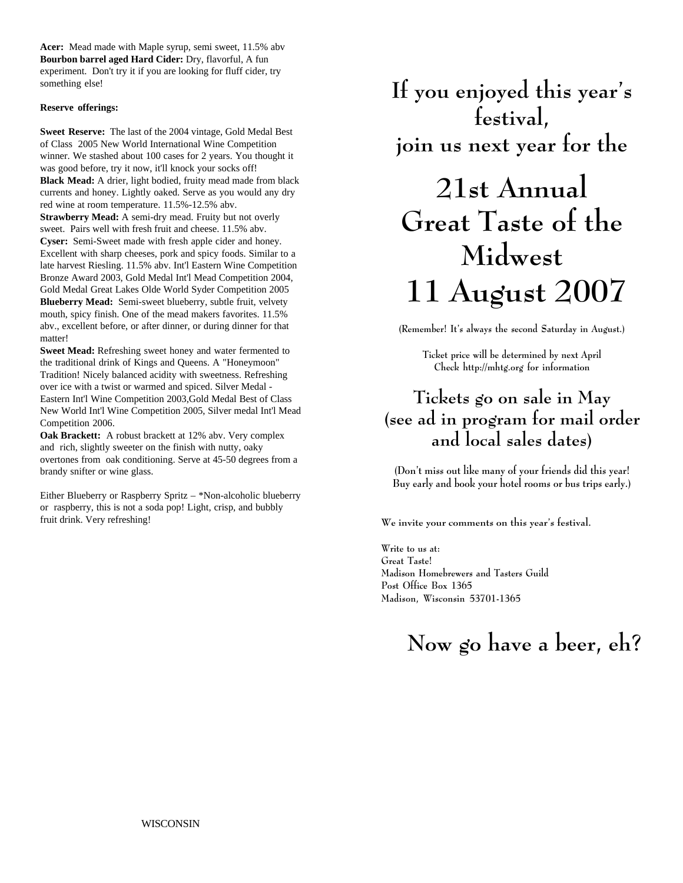**Acer:** Mead made with Maple syrup, semi sweet, 11.5% abv
**Bourbon barrel aged Hard Cider:** Dry, flavorful, A fun experiment. Don't try it if you are looking for fluff cider, try something else!

**Reserve offerings:**

**Sweet Reserve:** The last of the 2004 vintage, Gold Medal Best of Class 2005 New World International Wine Competition winner. We stashed about 100 cases for 2 years. You thought it was good before, try it now, it'll knock your socks off!
**Black Mead:** A drier, light bodied, fruity mead made from black currents and honey. Lightly oaked. Serve as you would any dry red wine at room temperature. 11.5%-12.5% abv.
**Strawberry Mead:** A semi-dry mead. Fruity but not overly sweet. Pairs well with fresh fruit and cheese. 11.5% abv.
**Cyser:** Semi-Sweet made with fresh apple cider and honey. Excellent with sharp cheeses, pork and spicy foods. Similar to a late harvest Riesling. 11.5% abv. Int'l Eastern Wine Competition Bronze Award 2003, Gold Medal Int'l Mead Competition 2004, Gold Medal Great Lakes Olde World Syder Competition 2005
**Blueberry Mead:** Semi-sweet blueberry, subtle fruit, velvety mouth, spicy finish. One of the mead makers favorites. 11.5% abv., excellent before, or after dinner, or during dinner for that matter!
**Sweet Mead:** Refreshing sweet honey and water fermented to the traditional drink of Kings and Queens. A "Honeymoon" Tradition! Nicely balanced acidity with sweetness. Refreshing over ice with a twist or warmed and spiced. Silver Medal - Eastern Int'l Wine Competition 2003,Gold Medal Best of Class New World Int'l Wine Competition 2005, Silver medal Int'l Mead Competition 2006.
**Oak Brackett:** A robust brackett at 12% abv. Very complex and rich, slightly sweeter on the finish with nutty, oaky overtones from oak conditioning. Serve at 45-50 degrees from a brandy snifter or wine glass.

Either Blueberry or Raspberry Spritz – *Non-alcoholic blueberry or raspberry, this is not a soda pop! Light, crisp, and bubbly fruit drink. Very refreshing!

WISCONSIN

## If you enjoyed this year's festival, join us next year for the

# 21st Annual Great Taste of the Midwest 11 August 2007

(Remember! It's always the second Saturday in August.)

Ticket price will be determined by next April
Check http://mhtg.org for information

## Tickets go on sale in May (see ad in program for mail order and local sales dates)

(Don't miss out like many of your friends did this year! Buy early and book your hotel rooms or bus trips early.)

We invite your comments on this year's festival.

Write to us at:
Great Taste!
Madison Homebrewers and Tasters Guild
Post Office Box 1365
Madison, Wisconsin 53701-1365

## Now go have a beer, eh?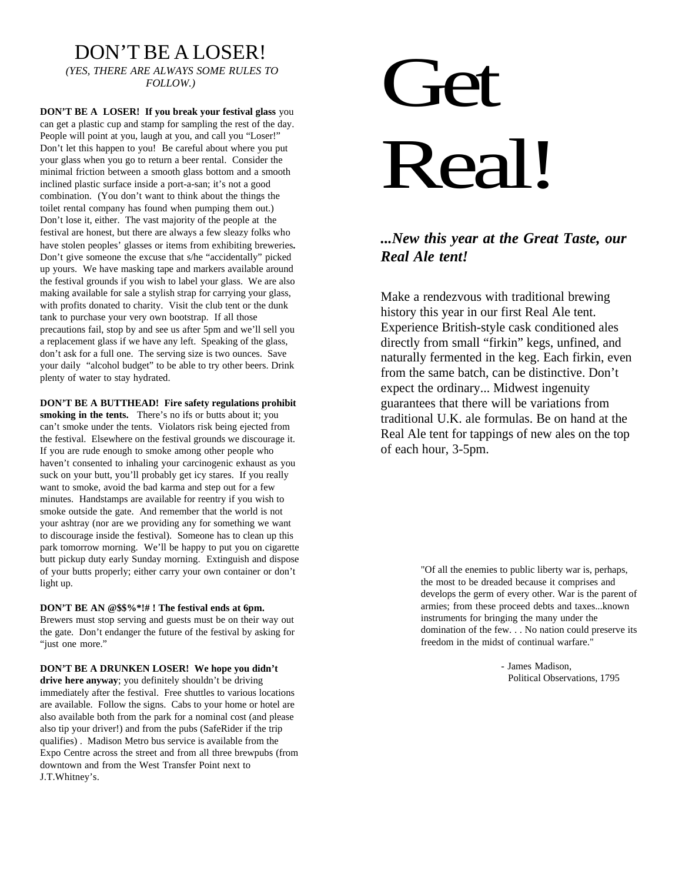# DON'T BE A LOSER!

*(YES, THERE ARE ALWAYS SOME RULES TO FOLLOW.)*

**DON'T BE A LOSER! If you break your festival glass** you can get a plastic cup and stamp for sampling the rest of the day. People will point at you, laugh at you, and call you "Loser!" Don't let this happen to you! Be careful about where you put your glass when you go to return a beer rental. Consider the minimal friction between a smooth glass bottom and a smooth inclined plastic surface inside a port-a-san; it's not a good combination. (You don't want to think about the things the toilet rental company has found when pumping them out.) Don't lose it, either. The vast majority of the people at the festival are honest, but there are always a few sleazy folks who have stolen peoples' glasses or items from exhibiting breweries**.** Don't give someone the excuse that s/he "accidentally" picked up yours. We have masking tape and markers available around the festival grounds if you wish to label your glass. We are also making available for sale a stylish strap for carrying your glass, with profits donated to charity. Visit the club tent or the dunk tank to purchase your very own bootstrap. If all those precautions fail, stop by and see us after 5pm and we'll sell you a replacement glass if we have any left. Speaking of the glass, don't ask for a full one. The serving size is two ounces. Save your daily "alcohol budget" to be able to try other beers. Drink plenty of water to stay hydrated.

**DON'T BE A BUTTHEAD! Fire safety regulations prohibit smoking in the tents.** There's no ifs or butts about it; you can't smoke under the tents. Violators risk being ejected from the festival. Elsewhere on the festival grounds we discourage it. If you are rude enough to smoke among other people who haven't consented to inhaling your carcinogenic exhaust as you suck on your butt, you'll probably get icy stares. If you really want to smoke, avoid the bad karma and step out for a few minutes. Handstamps are available for reentry if you wish to smoke outside the gate. And remember that the world is not your ashtray (nor are we providing any for something we want to discourage inside the festival). Someone has to clean up this park tomorrow morning. We'll be happy to put you on cigarette butt pickup duty early Sunday morning. Extinguish and dispose of your butts properly; either carry your own container or don't light up.

**DON'T BE AN @$$%*!# ! The festival ends at 6pm.** Brewers must stop serving and guests must be on their way out the gate. Don't endanger the future of the festival by asking for "just one more."

**DON'T BE A DRUNKEN LOSER! We hope you didn't drive here anyway**; you definitely shouldn't be driving immediately after the festival. Free shuttles to various locations are available. Follow the signs. Cabs to your home or hotel are also available both from the park for a nominal cost (and please also tip your driver!) and from the pubs (SafeRider if the trip qualifies) . Madison Metro bus service is available from the Expo Centre across the street and from all three brewpubs (from downtown and from the West Transfer Point next to J.T.Whitney's.

# Get Real!

***...New this year at the Great Taste, our Real Ale tent!***

Make a rendezvous with traditional brewing history this year in our first Real Ale tent. Experience British-style cask conditioned ales directly from small "firkin" kegs, unfined, and naturally fermented in the keg. Each firkin, even from the same batch, can be distinctive. Don't expect the ordinary... Midwest ingenuity guarantees that there will be variations from traditional U.K. ale formulas. Be on hand at the Real Ale tent for tappings of new ales on the top of each hour, 3-5pm.

> "Of all the enemies to public liberty war is, perhaps, the most to be dreaded because it comprises and develops the germ of every other. War is the parent of armies; from these proceed debts and taxes...known instruments for bringing the many under the domination of the few. . . No nation could preserve its freedom in the midst of continual warfare."
>
> - James Madison,
> Political Observations, 1795